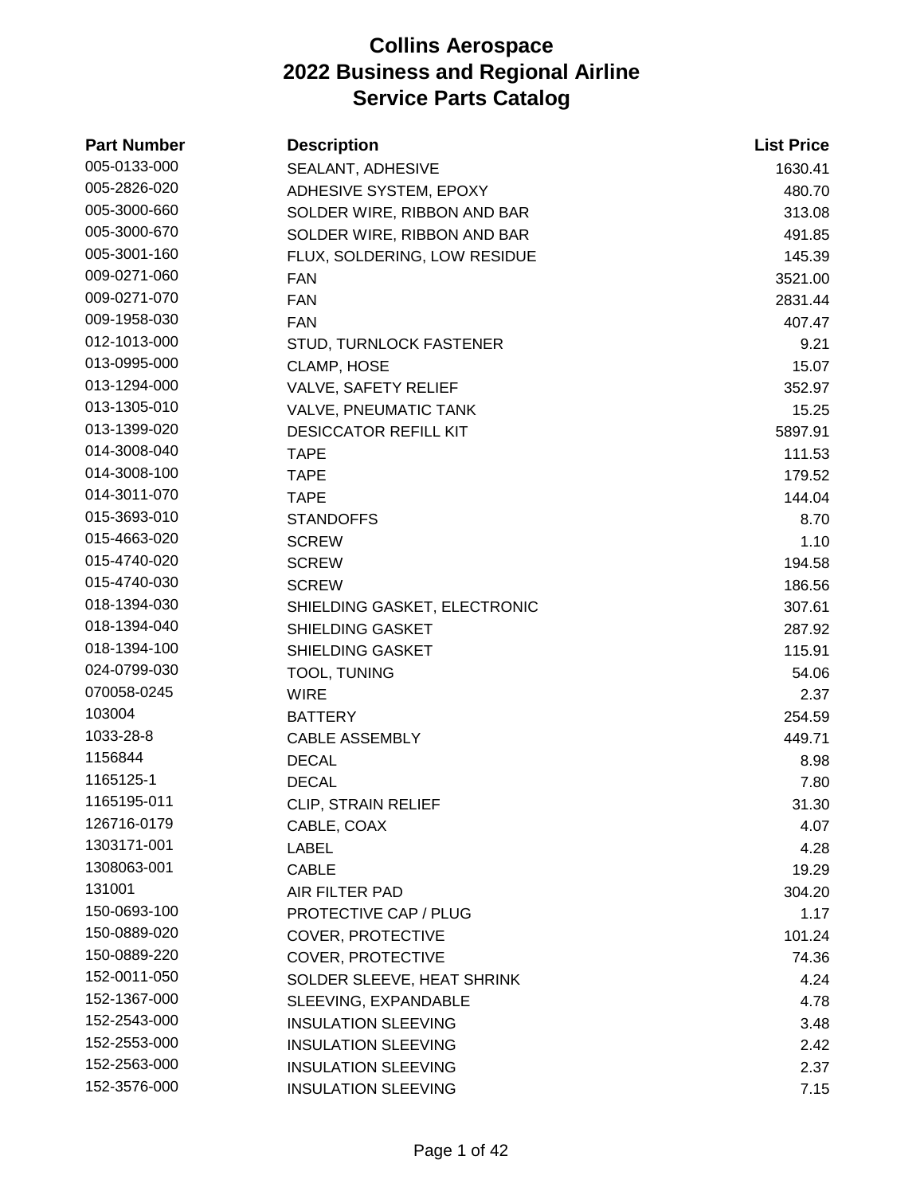# Collins Aerospace
# 2022 Business and Regional Airline
# Service Parts Catalog

| Part Number | Description | List Price |
|---|---|---|
| 005-0133-000 | SEALANT, ADHESIVE | 1630.41 |
| 005-2826-020 | ADHESIVE SYSTEM, EPOXY | 480.70 |
| 005-3000-660 | SOLDER WIRE, RIBBON AND BAR | 313.08 |
| 005-3000-670 | SOLDER WIRE, RIBBON AND BAR | 491.85 |
| 005-3001-160 | FLUX, SOLDERING, LOW RESIDUE | 145.39 |
| 009-0271-060 | FAN | 3521.00 |
| 009-0271-070 | FAN | 2831.44 |
| 009-1958-030 | FAN | 407.47 |
| 012-1013-000 | STUD, TURNLOCK FASTENER | 9.21 |
| 013-0995-000 | CLAMP, HOSE | 15.07 |
| 013-1294-000 | VALVE, SAFETY RELIEF | 352.97 |
| 013-1305-010 | VALVE, PNEUMATIC TANK | 15.25 |
| 013-1399-020 | DESICCATOR REFILL KIT | 5897.91 |
| 014-3008-040 | TAPE | 111.53 |
| 014-3008-100 | TAPE | 179.52 |
| 014-3011-070 | TAPE | 144.04 |
| 015-3693-010 | STANDOFFS | 8.70 |
| 015-4663-020 | SCREW | 1.10 |
| 015-4740-020 | SCREW | 194.58 |
| 015-4740-030 | SCREW | 186.56 |
| 018-1394-030 | SHIELDING GASKET, ELECTRONIC | 307.61 |
| 018-1394-040 | SHIELDING GASKET | 287.92 |
| 018-1394-100 | SHIELDING GASKET | 115.91 |
| 024-0799-030 | TOOL, TUNING | 54.06 |
| 070058-0245 | WIRE | 2.37 |
| 103004 | BATTERY | 254.59 |
| 1033-28-8 | CABLE ASSEMBLY | 449.71 |
| 1156844 | DECAL | 8.98 |
| 1165125-1 | DECAL | 7.80 |
| 1165195-011 | CLIP, STRAIN RELIEF | 31.30 |
| 126716-0179 | CABLE, COAX | 4.07 |
| 1303171-001 | LABEL | 4.28 |
| 1308063-001 | CABLE | 19.29 |
| 131001 | AIR FILTER PAD | 304.20 |
| 150-0693-100 | PROTECTIVE CAP / PLUG | 1.17 |
| 150-0889-020 | COVER, PROTECTIVE | 101.24 |
| 150-0889-220 | COVER, PROTECTIVE | 74.36 |
| 152-0011-050 | SOLDER SLEEVE, HEAT SHRINK | 4.24 |
| 152-1367-000 | SLEEVING, EXPANDABLE | 4.78 |
| 152-2543-000 | INSULATION SLEEVING | 3.48 |
| 152-2553-000 | INSULATION SLEEVING | 2.42 |
| 152-2563-000 | INSULATION SLEEVING | 2.37 |
| 152-3576-000 | INSULATION SLEEVING | 7.15 |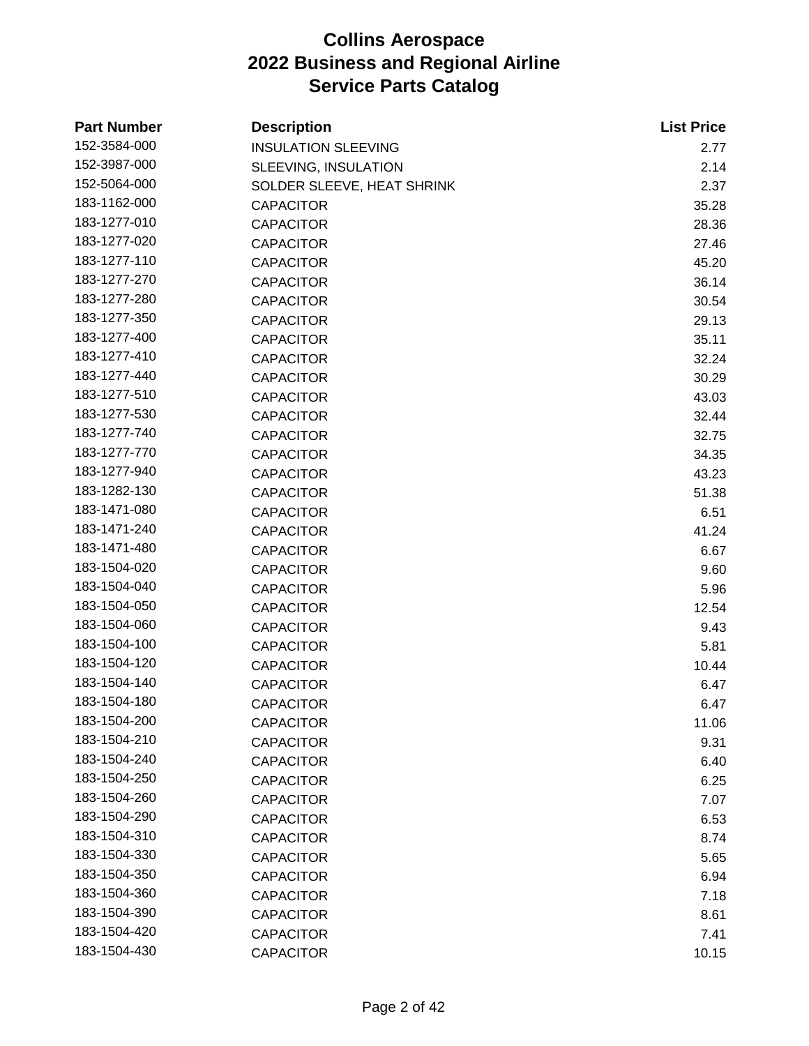# Collins Aerospace
## 2022 Business and Regional Airline
## Service Parts Catalog

| Part Number | Description | List Price |
|---|---|---|
| 152-3584-000 | INSULATION SLEEVING | 2.77 |
| 152-3987-000 | SLEEVING, INSULATION | 2.14 |
| 152-5064-000 | SOLDER SLEEVE, HEAT SHRINK | 2.37 |
| 183-1162-000 | CAPACITOR | 35.28 |
| 183-1277-010 | CAPACITOR | 28.36 |
| 183-1277-020 | CAPACITOR | 27.46 |
| 183-1277-110 | CAPACITOR | 45.20 |
| 183-1277-270 | CAPACITOR | 36.14 |
| 183-1277-280 | CAPACITOR | 30.54 |
| 183-1277-350 | CAPACITOR | 29.13 |
| 183-1277-400 | CAPACITOR | 35.11 |
| 183-1277-410 | CAPACITOR | 32.24 |
| 183-1277-440 | CAPACITOR | 30.29 |
| 183-1277-510 | CAPACITOR | 43.03 |
| 183-1277-530 | CAPACITOR | 32.44 |
| 183-1277-740 | CAPACITOR | 32.75 |
| 183-1277-770 | CAPACITOR | 34.35 |
| 183-1277-940 | CAPACITOR | 43.23 |
| 183-1282-130 | CAPACITOR | 51.38 |
| 183-1471-080 | CAPACITOR | 6.51 |
| 183-1471-240 | CAPACITOR | 41.24 |
| 183-1471-480 | CAPACITOR | 6.67 |
| 183-1504-020 | CAPACITOR | 9.60 |
| 183-1504-040 | CAPACITOR | 5.96 |
| 183-1504-050 | CAPACITOR | 12.54 |
| 183-1504-060 | CAPACITOR | 9.43 |
| 183-1504-100 | CAPACITOR | 5.81 |
| 183-1504-120 | CAPACITOR | 10.44 |
| 183-1504-140 | CAPACITOR | 6.47 |
| 183-1504-180 | CAPACITOR | 6.47 |
| 183-1504-200 | CAPACITOR | 11.06 |
| 183-1504-210 | CAPACITOR | 9.31 |
| 183-1504-240 | CAPACITOR | 6.40 |
| 183-1504-250 | CAPACITOR | 6.25 |
| 183-1504-260 | CAPACITOR | 7.07 |
| 183-1504-290 | CAPACITOR | 6.53 |
| 183-1504-310 | CAPACITOR | 8.74 |
| 183-1504-330 | CAPACITOR | 5.65 |
| 183-1504-350 | CAPACITOR | 6.94 |
| 183-1504-360 | CAPACITOR | 7.18 |
| 183-1504-390 | CAPACITOR | 8.61 |
| 183-1504-420 | CAPACITOR | 7.41 |
| 183-1504-430 | CAPACITOR | 10.15 |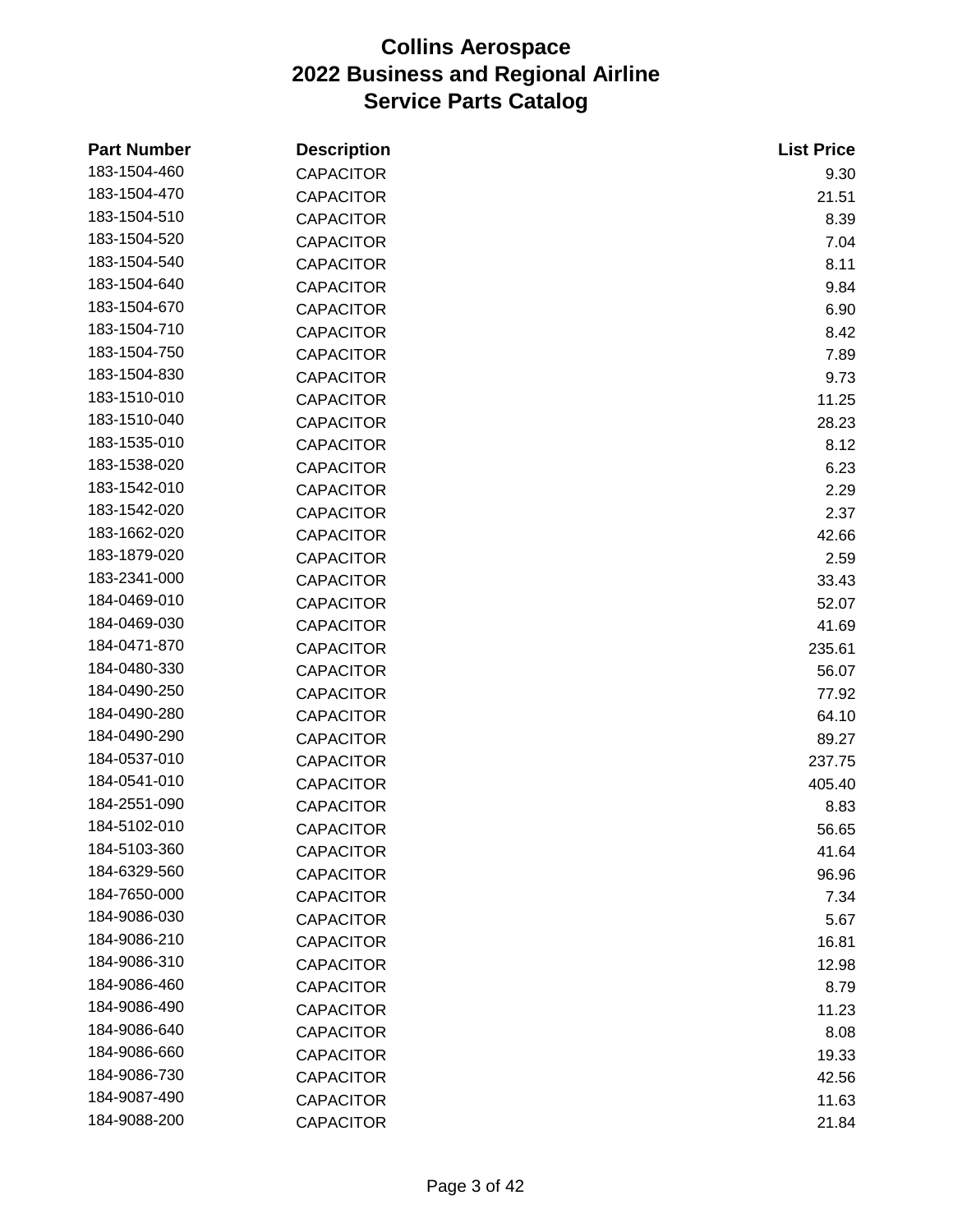# Collins Aerospace
# 2022 Business and Regional Airline
# Service Parts Catalog

| Part Number | Description | List Price |
|---|---|---|
| 183-1504-460 | CAPACITOR | 9.30 |
| 183-1504-470 | CAPACITOR | 21.51 |
| 183-1504-510 | CAPACITOR | 8.39 |
| 183-1504-520 | CAPACITOR | 7.04 |
| 183-1504-540 | CAPACITOR | 8.11 |
| 183-1504-640 | CAPACITOR | 9.84 |
| 183-1504-670 | CAPACITOR | 6.90 |
| 183-1504-710 | CAPACITOR | 8.42 |
| 183-1504-750 | CAPACITOR | 7.89 |
| 183-1504-830 | CAPACITOR | 9.73 |
| 183-1510-010 | CAPACITOR | 11.25 |
| 183-1510-040 | CAPACITOR | 28.23 |
| 183-1535-010 | CAPACITOR | 8.12 |
| 183-1538-020 | CAPACITOR | 6.23 |
| 183-1542-010 | CAPACITOR | 2.29 |
| 183-1542-020 | CAPACITOR | 2.37 |
| 183-1662-020 | CAPACITOR | 42.66 |
| 183-1879-020 | CAPACITOR | 2.59 |
| 183-2341-000 | CAPACITOR | 33.43 |
| 184-0469-010 | CAPACITOR | 52.07 |
| 184-0469-030 | CAPACITOR | 41.69 |
| 184-0471-870 | CAPACITOR | 235.61 |
| 184-0480-330 | CAPACITOR | 56.07 |
| 184-0490-250 | CAPACITOR | 77.92 |
| 184-0490-280 | CAPACITOR | 64.10 |
| 184-0490-290 | CAPACITOR | 89.27 |
| 184-0537-010 | CAPACITOR | 237.75 |
| 184-0541-010 | CAPACITOR | 405.40 |
| 184-2551-090 | CAPACITOR | 8.83 |
| 184-5102-010 | CAPACITOR | 56.65 |
| 184-5103-360 | CAPACITOR | 41.64 |
| 184-6329-560 | CAPACITOR | 96.96 |
| 184-7650-000 | CAPACITOR | 7.34 |
| 184-9086-030 | CAPACITOR | 5.67 |
| 184-9086-210 | CAPACITOR | 16.81 |
| 184-9086-310 | CAPACITOR | 12.98 |
| 184-9086-460 | CAPACITOR | 8.79 |
| 184-9086-490 | CAPACITOR | 11.23 |
| 184-9086-640 | CAPACITOR | 8.08 |
| 184-9086-660 | CAPACITOR | 19.33 |
| 184-9086-730 | CAPACITOR | 42.56 |
| 184-9087-490 | CAPACITOR | 11.63 |
| 184-9088-200 | CAPACITOR | 21.84 |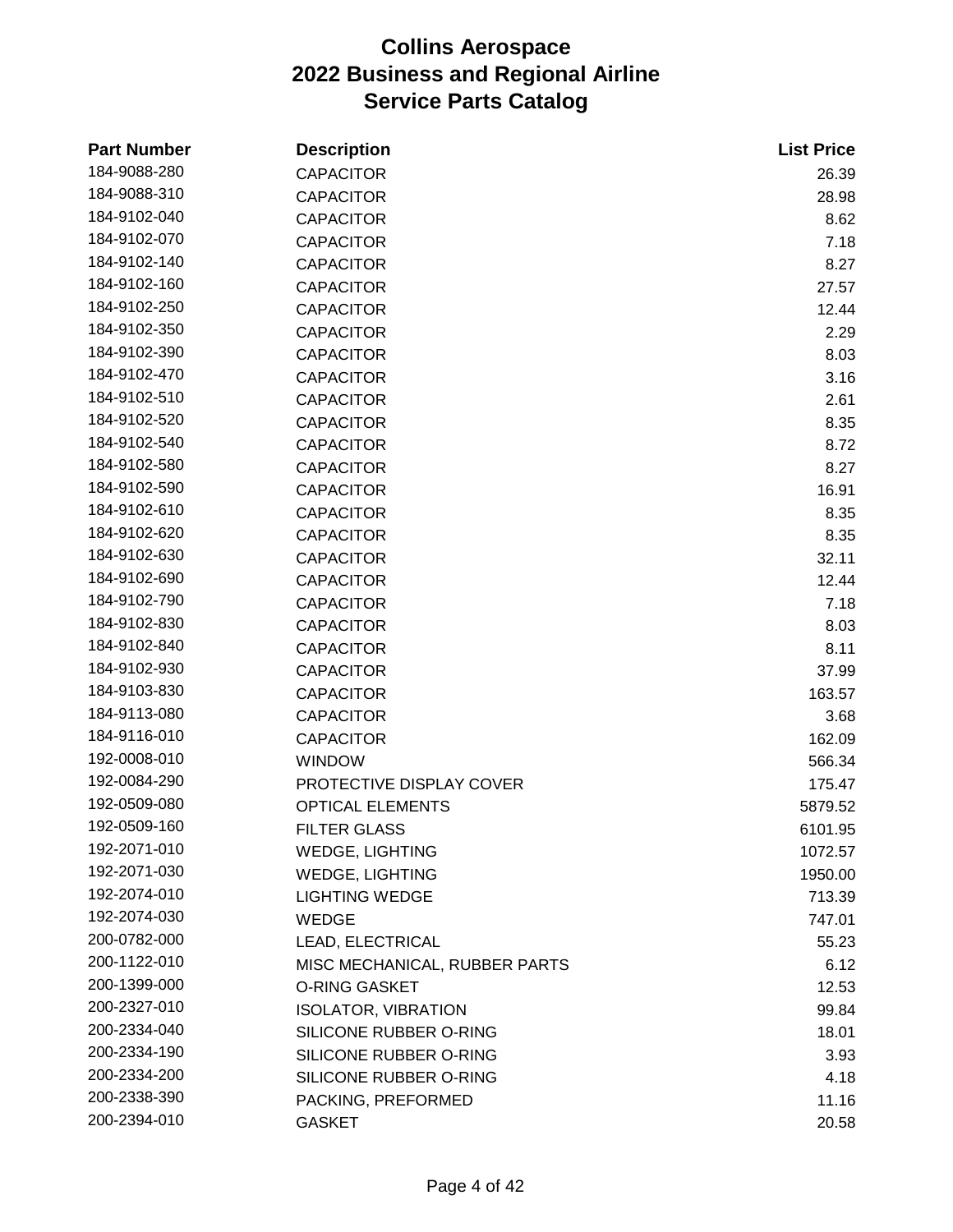# Collins Aerospace
## 2022 Business and Regional Airline
## Service Parts Catalog

| Part Number | Description | List Price |
|---|---|---|
| 184-9088-280 | CAPACITOR | 26.39 |
| 184-9088-310 | CAPACITOR | 28.98 |
| 184-9102-040 | CAPACITOR | 8.62 |
| 184-9102-070 | CAPACITOR | 7.18 |
| 184-9102-140 | CAPACITOR | 8.27 |
| 184-9102-160 | CAPACITOR | 27.57 |
| 184-9102-250 | CAPACITOR | 12.44 |
| 184-9102-350 | CAPACITOR | 2.29 |
| 184-9102-390 | CAPACITOR | 8.03 |
| 184-9102-470 | CAPACITOR | 3.16 |
| 184-9102-510 | CAPACITOR | 2.61 |
| 184-9102-520 | CAPACITOR | 8.35 |
| 184-9102-540 | CAPACITOR | 8.72 |
| 184-9102-580 | CAPACITOR | 8.27 |
| 184-9102-590 | CAPACITOR | 16.91 |
| 184-9102-610 | CAPACITOR | 8.35 |
| 184-9102-620 | CAPACITOR | 8.35 |
| 184-9102-630 | CAPACITOR | 32.11 |
| 184-9102-690 | CAPACITOR | 12.44 |
| 184-9102-790 | CAPACITOR | 7.18 |
| 184-9102-830 | CAPACITOR | 8.03 |
| 184-9102-840 | CAPACITOR | 8.11 |
| 184-9102-930 | CAPACITOR | 37.99 |
| 184-9103-830 | CAPACITOR | 163.57 |
| 184-9113-080 | CAPACITOR | 3.68 |
| 184-9116-010 | CAPACITOR | 162.09 |
| 192-0008-010 | WINDOW | 566.34 |
| 192-0084-290 | PROTECTIVE DISPLAY COVER | 175.47 |
| 192-0509-080 | OPTICAL ELEMENTS | 5879.52 |
| 192-0509-160 | FILTER GLASS | 6101.95 |
| 192-2071-010 | WEDGE, LIGHTING | 1072.57 |
| 192-2071-030 | WEDGE, LIGHTING | 1950.00 |
| 192-2074-010 | LIGHTING WEDGE | 713.39 |
| 192-2074-030 | WEDGE | 747.01 |
| 200-0782-000 | LEAD, ELECTRICAL | 55.23 |
| 200-1122-010 | MISC MECHANICAL, RUBBER PARTS | 6.12 |
| 200-1399-000 | O-RING GASKET | 12.53 |
| 200-2327-010 | ISOLATOR, VIBRATION | 99.84 |
| 200-2334-040 | SILICONE RUBBER O-RING | 18.01 |
| 200-2334-190 | SILICONE RUBBER O-RING | 3.93 |
| 200-2334-200 | SILICONE RUBBER O-RING | 4.18 |
| 200-2338-390 | PACKING, PREFORMED | 11.16 |
| 200-2394-010 | GASKET | 20.58 |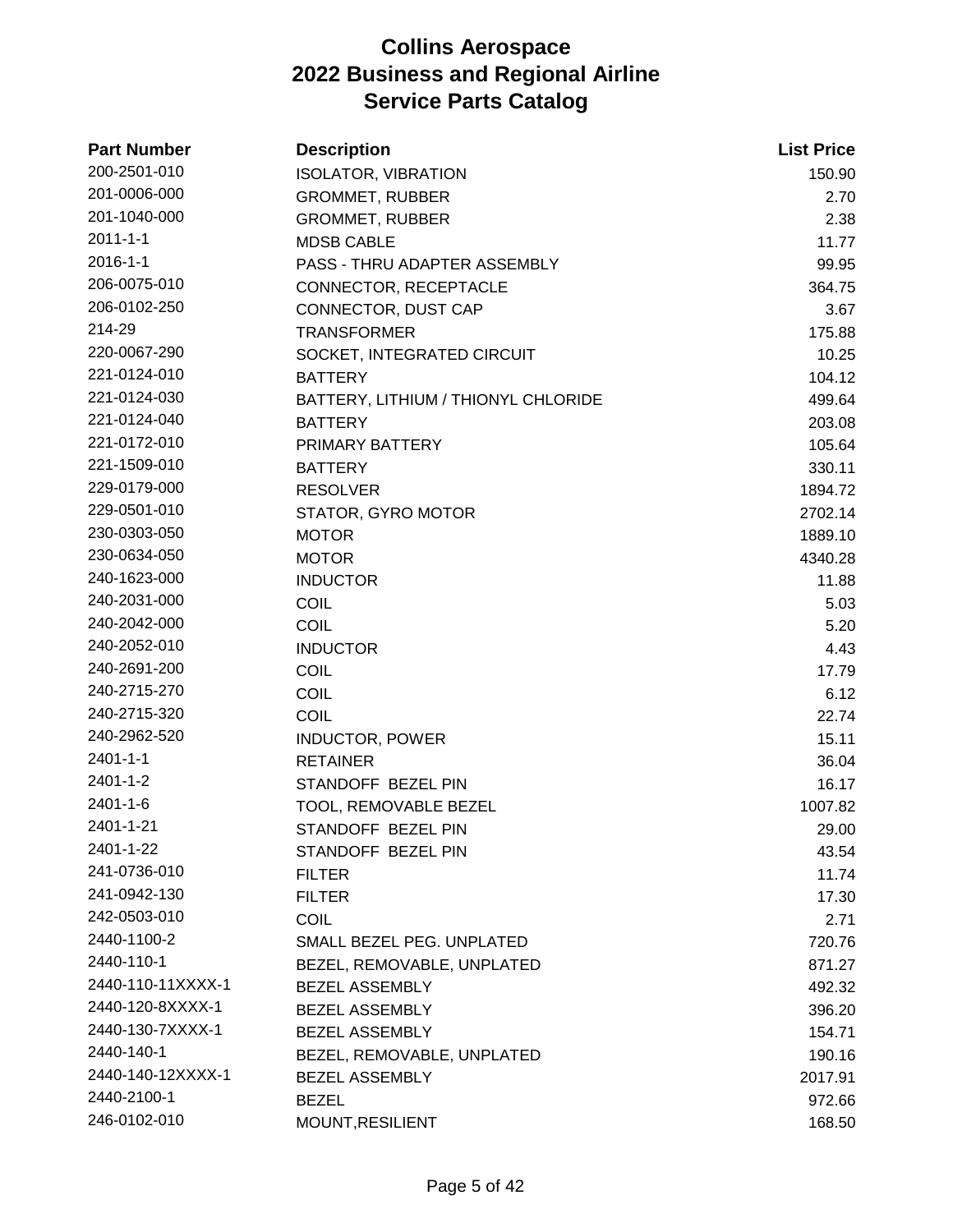# Collins Aerospace
# 2022 Business and Regional Airline
# Service Parts Catalog

| Part Number | Description | List Price |
|---|---|---|
| 200-2501-010 | ISOLATOR, VIBRATION | 150.90 |
| 201-0006-000 | GROMMET, RUBBER | 2.70 |
| 201-1040-000 | GROMMET, RUBBER | 2.38 |
| 2011-1-1 | MDSB CABLE | 11.77 |
| 2016-1-1 | PASS - THRU ADAPTER ASSEMBLY | 99.95 |
| 206-0075-010 | CONNECTOR, RECEPTACLE | 364.75 |
| 206-0102-250 | CONNECTOR, DUST CAP | 3.67 |
| 214-29 | TRANSFORMER | 175.88 |
| 220-0067-290 | SOCKET, INTEGRATED CIRCUIT | 10.25 |
| 221-0124-010 | BATTERY | 104.12 |
| 221-0124-030 | BATTERY, LITHIUM / THIONYL CHLORIDE | 499.64 |
| 221-0124-040 | BATTERY | 203.08 |
| 221-0172-010 | PRIMARY BATTERY | 105.64 |
| 221-1509-010 | BATTERY | 330.11 |
| 229-0179-000 | RESOLVER | 1894.72 |
| 229-0501-010 | STATOR, GYRO MOTOR | 2702.14 |
| 230-0303-050 | MOTOR | 1889.10 |
| 230-0634-050 | MOTOR | 4340.28 |
| 240-1623-000 | INDUCTOR | 11.88 |
| 240-2031-000 | COIL | 5.03 |
| 240-2042-000 | COIL | 5.20 |
| 240-2052-010 | INDUCTOR | 4.43 |
| 240-2691-200 | COIL | 17.79 |
| 240-2715-270 | COIL | 6.12 |
| 240-2715-320 | COIL | 22.74 |
| 240-2962-520 | INDUCTOR, POWER | 15.11 |
| 2401-1-1 | RETAINER | 36.04 |
| 2401-1-2 | STANDOFF BEZEL PIN | 16.17 |
| 2401-1-6 | TOOL, REMOVABLE BEZEL | 1007.82 |
| 2401-1-21 | STANDOFF BEZEL PIN | 29.00 |
| 2401-1-22 | STANDOFF BEZEL PIN | 43.54 |
| 241-0736-010 | FILTER | 11.74 |
| 241-0942-130 | FILTER | 17.30 |
| 242-0503-010 | COIL | 2.71 |
| 2440-1100-2 | SMALL BEZEL PEG. UNPLATED | 720.76 |
| 2440-110-1 | BEZEL, REMOVABLE, UNPLATED | 871.27 |
| 2440-110-11XXXX-1 | BEZEL ASSEMBLY | 492.32 |
| 2440-120-8XXXX-1 | BEZEL ASSEMBLY | 396.20 |
| 2440-130-7XXXX-1 | BEZEL ASSEMBLY | 154.71 |
| 2440-140-1 | BEZEL, REMOVABLE, UNPLATED | 190.16 |
| 2440-140-12XXXX-1 | BEZEL ASSEMBLY | 2017.91 |
| 2440-2100-1 | BEZEL | 972.66 |
| 246-0102-010 | MOUNT,RESILIENT | 168.50 |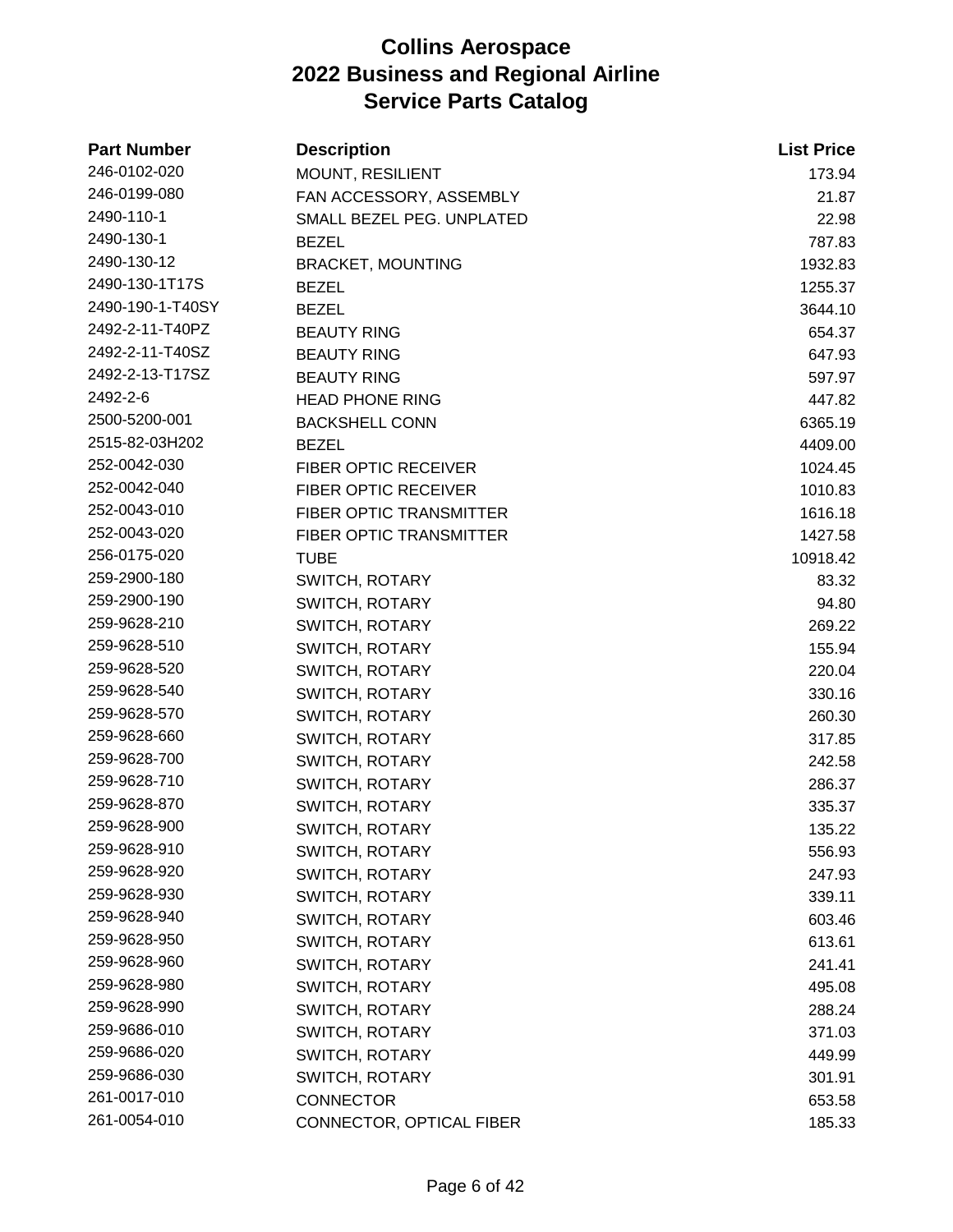# Collins Aerospace
# 2022 Business and Regional Airline
# Service Parts Catalog

| Part Number | Description | List Price |
|---|---|---|
| 246-0102-020 | MOUNT, RESILIENT | 173.94 |
| 246-0199-080 | FAN ACCESSORY, ASSEMBLY | 21.87 |
| 2490-110-1 | SMALL BEZEL PEG. UNPLATED | 22.98 |
| 2490-130-1 | BEZEL | 787.83 |
| 2490-130-12 | BRACKET, MOUNTING | 1932.83 |
| 2490-130-1T17S | BEZEL | 1255.37 |
| 2490-190-1-T40SY | BEZEL | 3644.10 |
| 2492-2-11-T40PZ | BEAUTY RING | 654.37 |
| 2492-2-11-T40SZ | BEAUTY RING | 647.93 |
| 2492-2-13-T17SZ | BEAUTY RING | 597.97 |
| 2492-2-6 | HEAD PHONE RING | 447.82 |
| 2500-5200-001 | BACKSHELL CONN | 6365.19 |
| 2515-82-03H202 | BEZEL | 4409.00 |
| 252-0042-030 | FIBER OPTIC RECEIVER | 1024.45 |
| 252-0042-040 | FIBER OPTIC RECEIVER | 1010.83 |
| 252-0043-010 | FIBER OPTIC TRANSMITTER | 1616.18 |
| 252-0043-020 | FIBER OPTIC TRANSMITTER | 1427.58 |
| 256-0175-020 | TUBE | 10918.42 |
| 259-2900-180 | SWITCH, ROTARY | 83.32 |
| 259-2900-190 | SWITCH, ROTARY | 94.80 |
| 259-9628-210 | SWITCH, ROTARY | 269.22 |
| 259-9628-510 | SWITCH, ROTARY | 155.94 |
| 259-9628-520 | SWITCH, ROTARY | 220.04 |
| 259-9628-540 | SWITCH, ROTARY | 330.16 |
| 259-9628-570 | SWITCH, ROTARY | 260.30 |
| 259-9628-660 | SWITCH, ROTARY | 317.85 |
| 259-9628-700 | SWITCH, ROTARY | 242.58 |
| 259-9628-710 | SWITCH, ROTARY | 286.37 |
| 259-9628-870 | SWITCH, ROTARY | 335.37 |
| 259-9628-900 | SWITCH, ROTARY | 135.22 |
| 259-9628-910 | SWITCH, ROTARY | 556.93 |
| 259-9628-920 | SWITCH, ROTARY | 247.93 |
| 259-9628-930 | SWITCH, ROTARY | 339.11 |
| 259-9628-940 | SWITCH, ROTARY | 603.46 |
| 259-9628-950 | SWITCH, ROTARY | 613.61 |
| 259-9628-960 | SWITCH, ROTARY | 241.41 |
| 259-9628-980 | SWITCH, ROTARY | 495.08 |
| 259-9628-990 | SWITCH, ROTARY | 288.24 |
| 259-9686-010 | SWITCH, ROTARY | 371.03 |
| 259-9686-020 | SWITCH, ROTARY | 449.99 |
| 259-9686-030 | SWITCH, ROTARY | 301.91 |
| 261-0017-010 | CONNECTOR | 653.58 |
| 261-0054-010 | CONNECTOR, OPTICAL FIBER | 185.33 |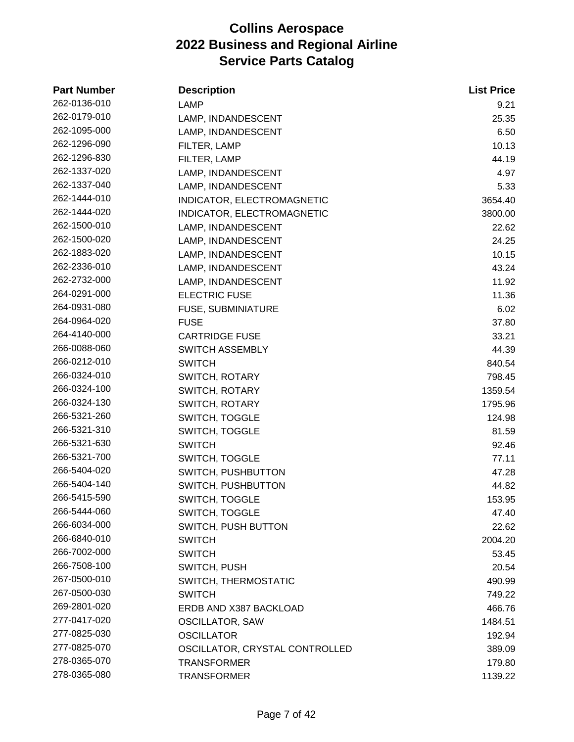# Collins Aerospace
# 2022 Business and Regional Airline
# Service Parts Catalog

| Part Number | Description | List Price |
|---|---|---|
| 262-0136-010 | LAMP | 9.21 |
| 262-0179-010 | LAMP, INDANDESCENT | 25.35 |
| 262-1095-000 | LAMP, INDANDESCENT | 6.50 |
| 262-1296-090 | FILTER, LAMP | 10.13 |
| 262-1296-830 | FILTER, LAMP | 44.19 |
| 262-1337-020 | LAMP, INDANDESCENT | 4.97 |
| 262-1337-040 | LAMP, INDANDESCENT | 5.33 |
| 262-1444-010 | INDICATOR, ELECTROMAGNETIC | 3654.40 |
| 262-1444-020 | INDICATOR, ELECTROMAGNETIC | 3800.00 |
| 262-1500-010 | LAMP, INDANDESCENT | 22.62 |
| 262-1500-020 | LAMP, INDANDESCENT | 24.25 |
| 262-1883-020 | LAMP, INDANDESCENT | 10.15 |
| 262-2336-010 | LAMP, INDANDESCENT | 43.24 |
| 262-2732-000 | LAMP, INDANDESCENT | 11.92 |
| 264-0291-000 | ELECTRIC FUSE | 11.36 |
| 264-0931-080 | FUSE, SUBMINIATURE | 6.02 |
| 264-0964-020 | FUSE | 37.80 |
| 264-4140-000 | CARTRIDGE FUSE | 33.21 |
| 266-0088-060 | SWITCH ASSEMBLY | 44.39 |
| 266-0212-010 | SWITCH | 840.54 |
| 266-0324-010 | SWITCH, ROTARY | 798.45 |
| 266-0324-100 | SWITCH, ROTARY | 1359.54 |
| 266-0324-130 | SWITCH, ROTARY | 1795.96 |
| 266-5321-260 | SWITCH, TOGGLE | 124.98 |
| 266-5321-310 | SWITCH, TOGGLE | 81.59 |
| 266-5321-630 | SWITCH | 92.46 |
| 266-5321-700 | SWITCH, TOGGLE | 77.11 |
| 266-5404-020 | SWITCH, PUSHBUTTON | 47.28 |
| 266-5404-140 | SWITCH, PUSHBUTTON | 44.82 |
| 266-5415-590 | SWITCH, TOGGLE | 153.95 |
| 266-5444-060 | SWITCH, TOGGLE | 47.40 |
| 266-6034-000 | SWITCH, PUSH BUTTON | 22.62 |
| 266-6840-010 | SWITCH | 2004.20 |
| 266-7002-000 | SWITCH | 53.45 |
| 266-7508-100 | SWITCH, PUSH | 20.54 |
| 267-0500-010 | SWITCH, THERMOSTATIC | 490.99 |
| 267-0500-030 | SWITCH | 749.22 |
| 269-2801-020 | ERDB AND X387 BACKLOAD | 466.76 |
| 277-0417-020 | OSCILLATOR, SAW | 1484.51 |
| 277-0825-030 | OSCILLATOR | 192.94 |
| 277-0825-070 | OSCILLATOR, CRYSTAL CONTROLLED | 389.09 |
| 278-0365-070 | TRANSFORMER | 179.80 |
| 278-0365-080 | TRANSFORMER | 1139.22 |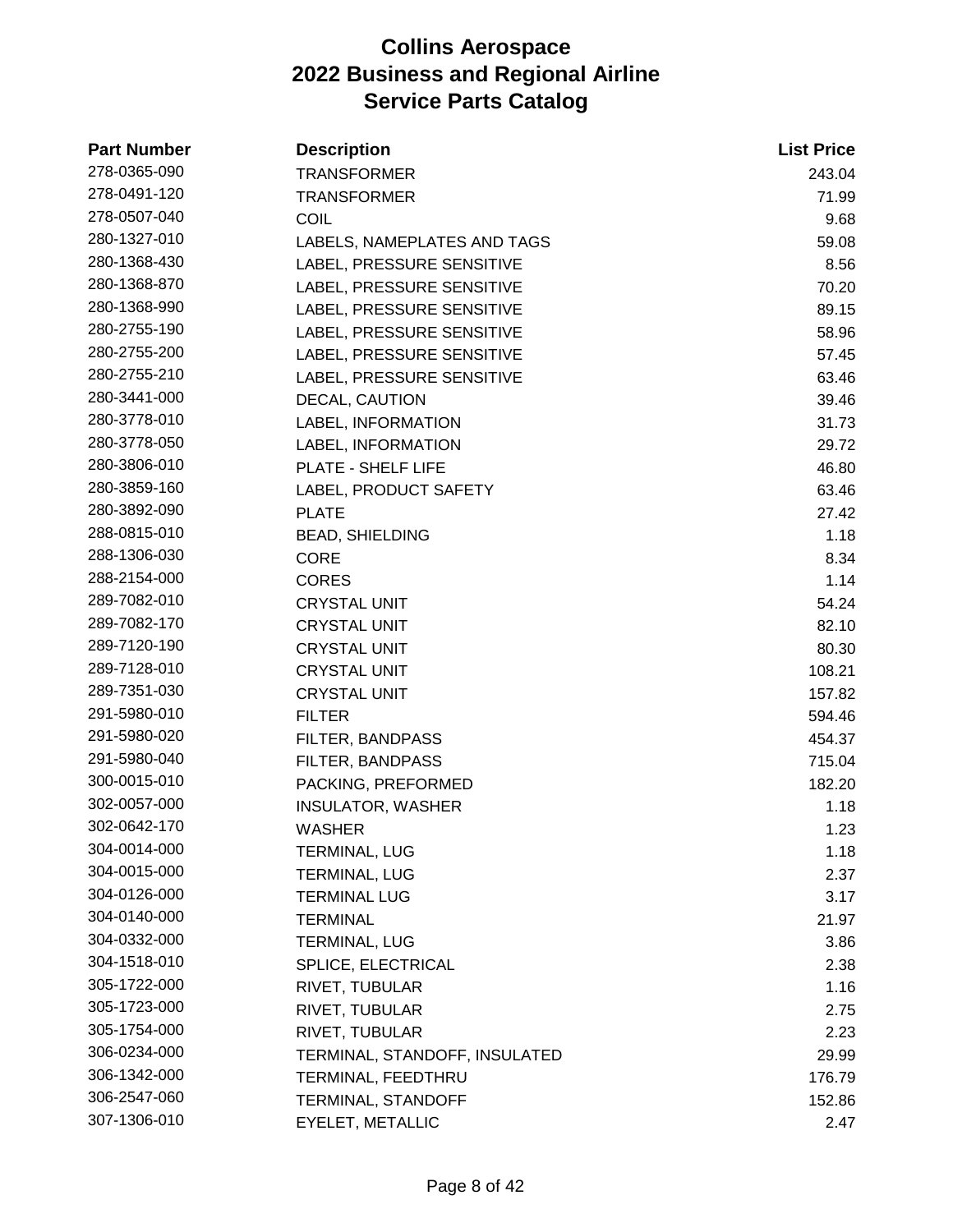# Collins Aerospace
# 2022 Business and Regional Airline
# Service Parts Catalog

| Part Number | Description | List Price |
|---|---|---|
| 278-0365-090 | TRANSFORMER | 243.04 |
| 278-0491-120 | TRANSFORMER | 71.99 |
| 278-0507-040 | COIL | 9.68 |
| 280-1327-010 | LABELS, NAMEPLATES AND TAGS | 59.08 |
| 280-1368-430 | LABEL, PRESSURE SENSITIVE | 8.56 |
| 280-1368-870 | LABEL, PRESSURE SENSITIVE | 70.20 |
| 280-1368-990 | LABEL, PRESSURE SENSITIVE | 89.15 |
| 280-2755-190 | LABEL, PRESSURE SENSITIVE | 58.96 |
| 280-2755-200 | LABEL, PRESSURE SENSITIVE | 57.45 |
| 280-2755-210 | LABEL, PRESSURE SENSITIVE | 63.46 |
| 280-3441-000 | DECAL, CAUTION | 39.46 |
| 280-3778-010 | LABEL, INFORMATION | 31.73 |
| 280-3778-050 | LABEL, INFORMATION | 29.72 |
| 280-3806-010 | PLATE - SHELF LIFE | 46.80 |
| 280-3859-160 | LABEL, PRODUCT SAFETY | 63.46 |
| 280-3892-090 | PLATE | 27.42 |
| 288-0815-010 | BEAD, SHIELDING | 1.18 |
| 288-1306-030 | CORE | 8.34 |
| 288-2154-000 | CORES | 1.14 |
| 289-7082-010 | CRYSTAL UNIT | 54.24 |
| 289-7082-170 | CRYSTAL UNIT | 82.10 |
| 289-7120-190 | CRYSTAL UNIT | 80.30 |
| 289-7128-010 | CRYSTAL UNIT | 108.21 |
| 289-7351-030 | CRYSTAL UNIT | 157.82 |
| 291-5980-010 | FILTER | 594.46 |
| 291-5980-020 | FILTER, BANDPASS | 454.37 |
| 291-5980-040 | FILTER, BANDPASS | 715.04 |
| 300-0015-010 | PACKING, PREFORMED | 182.20 |
| 302-0057-000 | INSULATOR, WASHER | 1.18 |
| 302-0642-170 | WASHER | 1.23 |
| 304-0014-000 | TERMINAL, LUG | 1.18 |
| 304-0015-000 | TERMINAL, LUG | 2.37 |
| 304-0126-000 | TERMINAL LUG | 3.17 |
| 304-0140-000 | TERMINAL | 21.97 |
| 304-0332-000 | TERMINAL, LUG | 3.86 |
| 304-1518-010 | SPLICE, ELECTRICAL | 2.38 |
| 305-1722-000 | RIVET, TUBULAR | 1.16 |
| 305-1723-000 | RIVET, TUBULAR | 2.75 |
| 305-1754-000 | RIVET, TUBULAR | 2.23 |
| 306-0234-000 | TERMINAL, STANDOFF, INSULATED | 29.99 |
| 306-1342-000 | TERMINAL, FEEDTHRU | 176.79 |
| 306-2547-060 | TERMINAL, STANDOFF | 152.86 |
| 307-1306-010 | EYELET, METALLIC | 2.47 |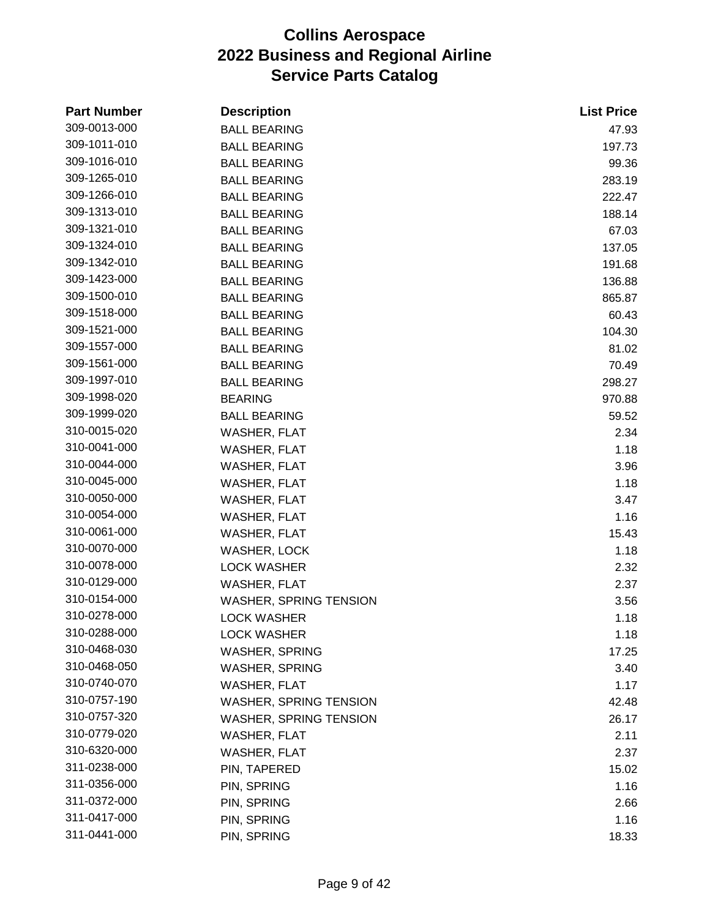# Collins Aerospace
# 2022 Business and Regional Airline
# Service Parts Catalog

| Part Number | Description | List Price |
|---|---|---|
| 309-0013-000 | BALL BEARING | 47.93 |
| 309-1011-010 | BALL BEARING | 197.73 |
| 309-1016-010 | BALL BEARING | 99.36 |
| 309-1265-010 | BALL BEARING | 283.19 |
| 309-1266-010 | BALL BEARING | 222.47 |
| 309-1313-010 | BALL BEARING | 188.14 |
| 309-1321-010 | BALL BEARING | 67.03 |
| 309-1324-010 | BALL BEARING | 137.05 |
| 309-1342-010 | BALL BEARING | 191.68 |
| 309-1423-000 | BALL BEARING | 136.88 |
| 309-1500-010 | BALL BEARING | 865.87 |
| 309-1518-000 | BALL BEARING | 60.43 |
| 309-1521-000 | BALL BEARING | 104.30 |
| 309-1557-000 | BALL BEARING | 81.02 |
| 309-1561-000 | BALL BEARING | 70.49 |
| 309-1997-010 | BALL BEARING | 298.27 |
| 309-1998-020 | BEARING | 970.88 |
| 309-1999-020 | BALL BEARING | 59.52 |
| 310-0015-020 | WASHER, FLAT | 2.34 |
| 310-0041-000 | WASHER, FLAT | 1.18 |
| 310-0044-000 | WASHER, FLAT | 3.96 |
| 310-0045-000 | WASHER, FLAT | 1.18 |
| 310-0050-000 | WASHER, FLAT | 3.47 |
| 310-0054-000 | WASHER, FLAT | 1.16 |
| 310-0061-000 | WASHER, FLAT | 15.43 |
| 310-0070-000 | WASHER, LOCK | 1.18 |
| 310-0078-000 | LOCK WASHER | 2.32 |
| 310-0129-000 | WASHER, FLAT | 2.37 |
| 310-0154-000 | WASHER, SPRING TENSION | 3.56 |
| 310-0278-000 | LOCK WASHER | 1.18 |
| 310-0288-000 | LOCK WASHER | 1.18 |
| 310-0468-030 | WASHER, SPRING | 17.25 |
| 310-0468-050 | WASHER, SPRING | 3.40 |
| 310-0740-070 | WASHER, FLAT | 1.17 |
| 310-0757-190 | WASHER, SPRING TENSION | 42.48 |
| 310-0757-320 | WASHER, SPRING TENSION | 26.17 |
| 310-0779-020 | WASHER, FLAT | 2.11 |
| 310-6320-000 | WASHER, FLAT | 2.37 |
| 311-0238-000 | PIN, TAPERED | 15.02 |
| 311-0356-000 | PIN, SPRING | 1.16 |
| 311-0372-000 | PIN, SPRING | 2.66 |
| 311-0417-000 | PIN, SPRING | 1.16 |
| 311-0441-000 | PIN, SPRING | 18.33 |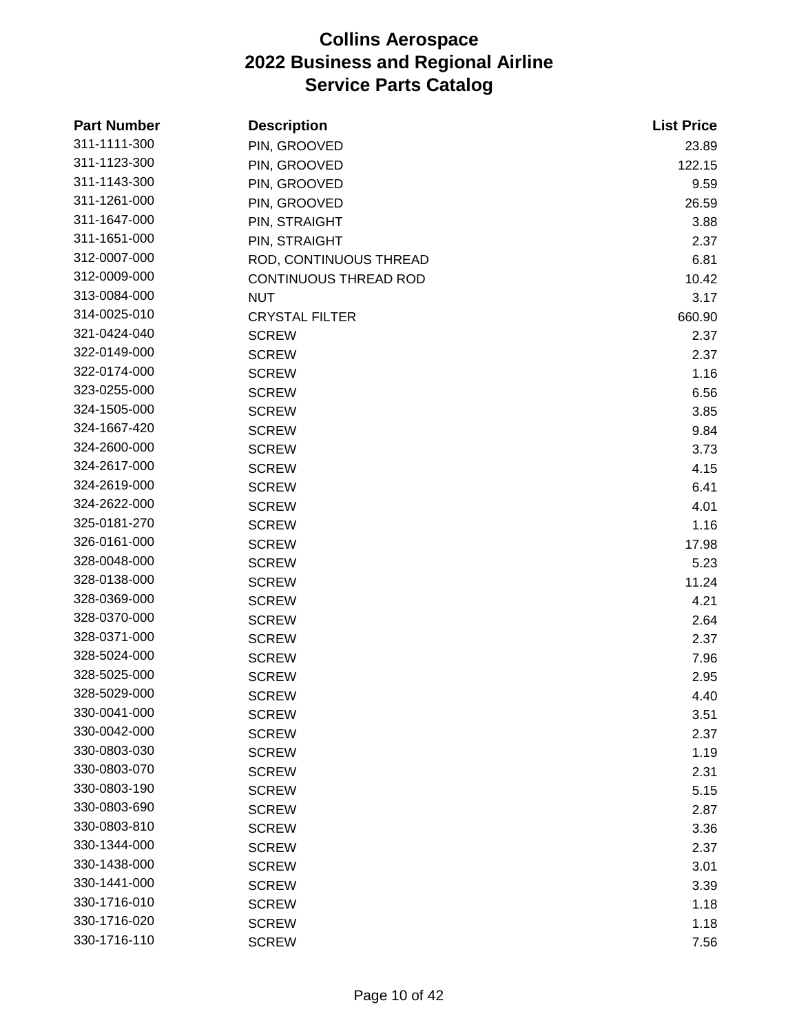# Collins Aerospace
# 2022 Business and Regional Airline
# Service Parts Catalog

| Part Number | Description | List Price |
|---|---|---|
| 311-1111-300 | PIN, GROOVED | 23.89 |
| 311-1123-300 | PIN, GROOVED | 122.15 |
| 311-1143-300 | PIN, GROOVED | 9.59 |
| 311-1261-000 | PIN, GROOVED | 26.59 |
| 311-1647-000 | PIN, STRAIGHT | 3.88 |
| 311-1651-000 | PIN, STRAIGHT | 2.37 |
| 312-0007-000 | ROD, CONTINUOUS THREAD | 6.81 |
| 312-0009-000 | CONTINUOUS THREAD ROD | 10.42 |
| 313-0084-000 | NUT | 3.17 |
| 314-0025-010 | CRYSTAL FILTER | 660.90 |
| 321-0424-040 | SCREW | 2.37 |
| 322-0149-000 | SCREW | 2.37 |
| 322-0174-000 | SCREW | 1.16 |
| 323-0255-000 | SCREW | 6.56 |
| 324-1505-000 | SCREW | 3.85 |
| 324-1667-420 | SCREW | 9.84 |
| 324-2600-000 | SCREW | 3.73 |
| 324-2617-000 | SCREW | 4.15 |
| 324-2619-000 | SCREW | 6.41 |
| 324-2622-000 | SCREW | 4.01 |
| 325-0181-270 | SCREW | 1.16 |
| 326-0161-000 | SCREW | 17.98 |
| 328-0048-000 | SCREW | 5.23 |
| 328-0138-000 | SCREW | 11.24 |
| 328-0369-000 | SCREW | 4.21 |
| 328-0370-000 | SCREW | 2.64 |
| 328-0371-000 | SCREW | 2.37 |
| 328-5024-000 | SCREW | 7.96 |
| 328-5025-000 | SCREW | 2.95 |
| 328-5029-000 | SCREW | 4.40 |
| 330-0041-000 | SCREW | 3.51 |
| 330-0042-000 | SCREW | 2.37 |
| 330-0803-030 | SCREW | 1.19 |
| 330-0803-070 | SCREW | 2.31 |
| 330-0803-190 | SCREW | 5.15 |
| 330-0803-690 | SCREW | 2.87 |
| 330-0803-810 | SCREW | 3.36 |
| 330-1344-000 | SCREW | 2.37 |
| 330-1438-000 | SCREW | 3.01 |
| 330-1441-000 | SCREW | 3.39 |
| 330-1716-010 | SCREW | 1.18 |
| 330-1716-020 | SCREW | 1.18 |
| 330-1716-110 | SCREW | 7.56 |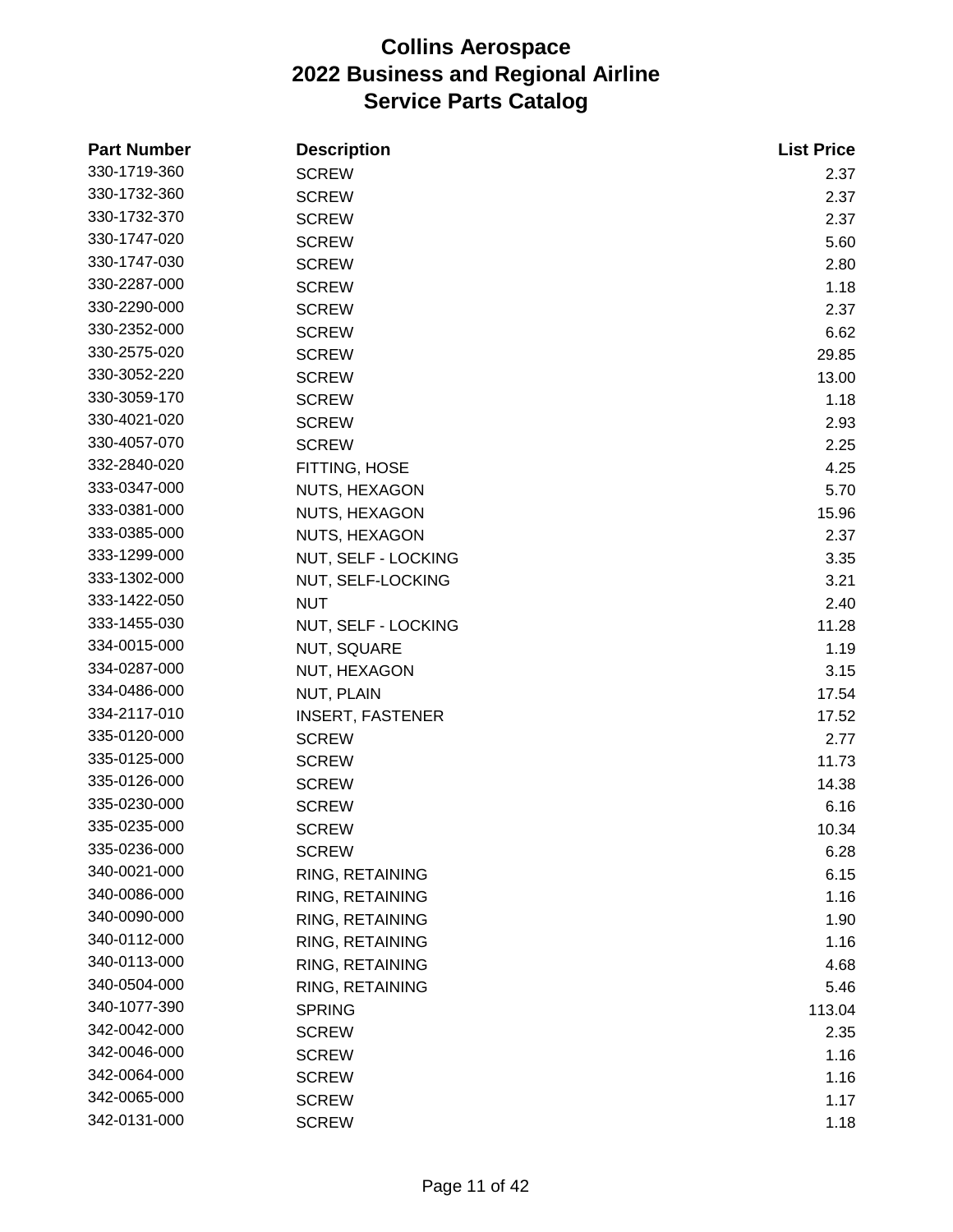# Collins Aerospace
# 2022 Business and Regional Airline
# Service Parts Catalog

| Part Number | Description | List Price |
|---|---|---|
| 330-1719-360 | SCREW | 2.37 |
| 330-1732-360 | SCREW | 2.37 |
| 330-1732-370 | SCREW | 2.37 |
| 330-1747-020 | SCREW | 5.60 |
| 330-1747-030 | SCREW | 2.80 |
| 330-2287-000 | SCREW | 1.18 |
| 330-2290-000 | SCREW | 2.37 |
| 330-2352-000 | SCREW | 6.62 |
| 330-2575-020 | SCREW | 29.85 |
| 330-3052-220 | SCREW | 13.00 |
| 330-3059-170 | SCREW | 1.18 |
| 330-4021-020 | SCREW | 2.93 |
| 330-4057-070 | SCREW | 2.25 |
| 332-2840-020 | FITTING, HOSE | 4.25 |
| 333-0347-000 | NUTS, HEXAGON | 5.70 |
| 333-0381-000 | NUTS, HEXAGON | 15.96 |
| 333-0385-000 | NUTS, HEXAGON | 2.37 |
| 333-1299-000 | NUT, SELF - LOCKING | 3.35 |
| 333-1302-000 | NUT, SELF-LOCKING | 3.21 |
| 333-1422-050 | NUT | 2.40 |
| 333-1455-030 | NUT, SELF - LOCKING | 11.28 |
| 334-0015-000 | NUT, SQUARE | 1.19 |
| 334-0287-000 | NUT, HEXAGON | 3.15 |
| 334-0486-000 | NUT, PLAIN | 17.54 |
| 334-2117-010 | INSERT, FASTENER | 17.52 |
| 335-0120-000 | SCREW | 2.77 |
| 335-0125-000 | SCREW | 11.73 |
| 335-0126-000 | SCREW | 14.38 |
| 335-0230-000 | SCREW | 6.16 |
| 335-0235-000 | SCREW | 10.34 |
| 335-0236-000 | SCREW | 6.28 |
| 340-0021-000 | RING, RETAINING | 6.15 |
| 340-0086-000 | RING, RETAINING | 1.16 |
| 340-0090-000 | RING, RETAINING | 1.90 |
| 340-0112-000 | RING, RETAINING | 1.16 |
| 340-0113-000 | RING, RETAINING | 4.68 |
| 340-0504-000 | RING, RETAINING | 5.46 |
| 340-1077-390 | SPRING | 113.04 |
| 342-0042-000 | SCREW | 2.35 |
| 342-0046-000 | SCREW | 1.16 |
| 342-0064-000 | SCREW | 1.16 |
| 342-0065-000 | SCREW | 1.17 |
| 342-0131-000 | SCREW | 1.18 |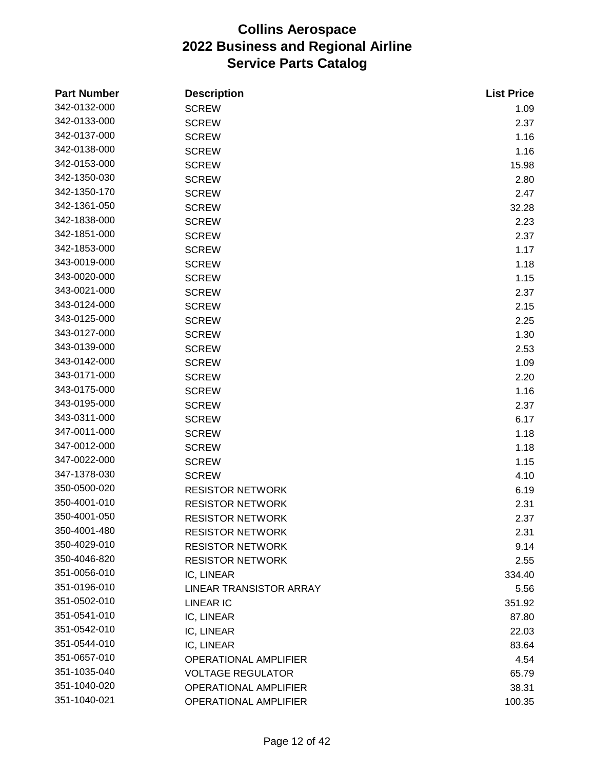# Collins Aerospace
# 2022 Business and Regional Airline
# Service Parts Catalog

| Part Number | Description | List Price |
|---|---|---|
| 342-0132-000 | SCREW | 1.09 |
| 342-0133-000 | SCREW | 2.37 |
| 342-0137-000 | SCREW | 1.16 |
| 342-0138-000 | SCREW | 1.16 |
| 342-0153-000 | SCREW | 15.98 |
| 342-1350-030 | SCREW | 2.80 |
| 342-1350-170 | SCREW | 2.47 |
| 342-1361-050 | SCREW | 32.28 |
| 342-1838-000 | SCREW | 2.23 |
| 342-1851-000 | SCREW | 2.37 |
| 342-1853-000 | SCREW | 1.17 |
| 343-0019-000 | SCREW | 1.18 |
| 343-0020-000 | SCREW | 1.15 |
| 343-0021-000 | SCREW | 2.37 |
| 343-0124-000 | SCREW | 2.15 |
| 343-0125-000 | SCREW | 2.25 |
| 343-0127-000 | SCREW | 1.30 |
| 343-0139-000 | SCREW | 2.53 |
| 343-0142-000 | SCREW | 1.09 |
| 343-0171-000 | SCREW | 2.20 |
| 343-0175-000 | SCREW | 1.16 |
| 343-0195-000 | SCREW | 2.37 |
| 343-0311-000 | SCREW | 6.17 |
| 347-0011-000 | SCREW | 1.18 |
| 347-0012-000 | SCREW | 1.18 |
| 347-0022-000 | SCREW | 1.15 |
| 347-1378-030 | SCREW | 4.10 |
| 350-0500-020 | RESISTOR NETWORK | 6.19 |
| 350-4001-010 | RESISTOR NETWORK | 2.31 |
| 350-4001-050 | RESISTOR NETWORK | 2.37 |
| 350-4001-480 | RESISTOR NETWORK | 2.31 |
| 350-4029-010 | RESISTOR NETWORK | 9.14 |
| 350-4046-820 | RESISTOR NETWORK | 2.55 |
| 351-0056-010 | IC, LINEAR | 334.40 |
| 351-0196-010 | LINEAR TRANSISTOR ARRAY | 5.56 |
| 351-0502-010 | LINEAR IC | 351.92 |
| 351-0541-010 | IC, LINEAR | 87.80 |
| 351-0542-010 | IC, LINEAR | 22.03 |
| 351-0544-010 | IC, LINEAR | 83.64 |
| 351-0657-010 | OPERATIONAL AMPLIFIER | 4.54 |
| 351-1035-040 | VOLTAGE REGULATOR | 65.79 |
| 351-1040-020 | OPERATIONAL AMPLIFIER | 38.31 |
| 351-1040-021 | OPERATIONAL AMPLIFIER | 100.35 |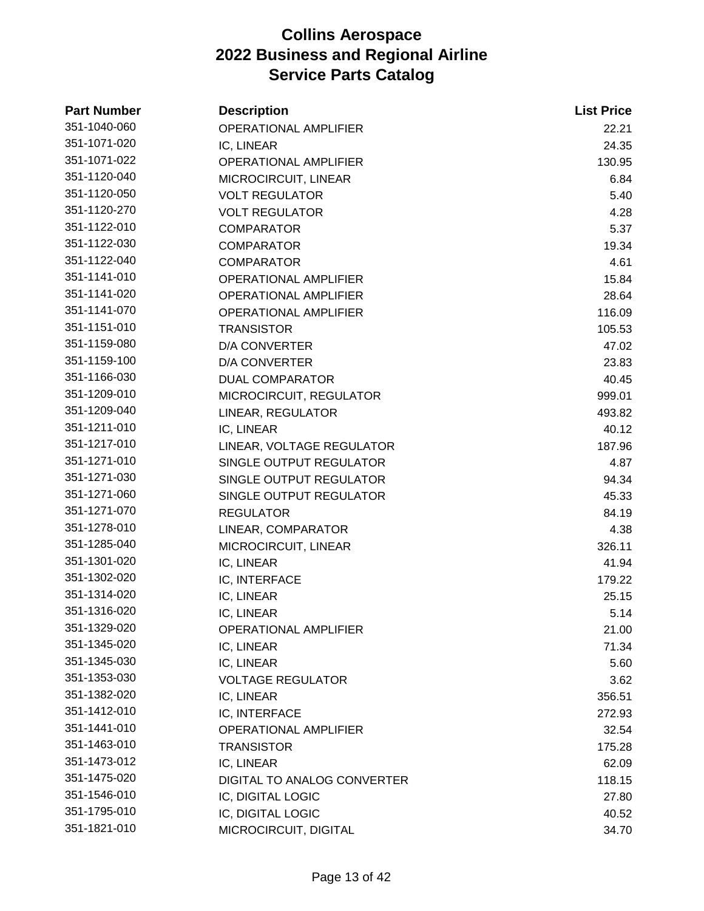# Collins Aerospace
# 2022 Business and Regional Airline
# Service Parts Catalog

| Part Number | Description | List Price |
|---|---|---|
| 351-1040-060 | OPERATIONAL AMPLIFIER | 22.21 |
| 351-1071-020 | IC, LINEAR | 24.35 |
| 351-1071-022 | OPERATIONAL AMPLIFIER | 130.95 |
| 351-1120-040 | MICROCIRCUIT, LINEAR | 6.84 |
| 351-1120-050 | VOLT REGULATOR | 5.40 |
| 351-1120-270 | VOLT REGULATOR | 4.28 |
| 351-1122-010 | COMPARATOR | 5.37 |
| 351-1122-030 | COMPARATOR | 19.34 |
| 351-1122-040 | COMPARATOR | 4.61 |
| 351-1141-010 | OPERATIONAL AMPLIFIER | 15.84 |
| 351-1141-020 | OPERATIONAL AMPLIFIER | 28.64 |
| 351-1141-070 | OPERATIONAL AMPLIFIER | 116.09 |
| 351-1151-010 | TRANSISTOR | 105.53 |
| 351-1159-080 | D/A CONVERTER | 47.02 |
| 351-1159-100 | D/A CONVERTER | 23.83 |
| 351-1166-030 | DUAL COMPARATOR | 40.45 |
| 351-1209-010 | MICROCIRCUIT, REGULATOR | 999.01 |
| 351-1209-040 | LINEAR, REGULATOR | 493.82 |
| 351-1211-010 | IC, LINEAR | 40.12 |
| 351-1217-010 | LINEAR, VOLTAGE REGULATOR | 187.96 |
| 351-1271-010 | SINGLE OUTPUT REGULATOR | 4.87 |
| 351-1271-030 | SINGLE OUTPUT REGULATOR | 94.34 |
| 351-1271-060 | SINGLE OUTPUT REGULATOR | 45.33 |
| 351-1271-070 | REGULATOR | 84.19 |
| 351-1278-010 | LINEAR, COMPARATOR | 4.38 |
| 351-1285-040 | MICROCIRCUIT, LINEAR | 326.11 |
| 351-1301-020 | IC, LINEAR | 41.94 |
| 351-1302-020 | IC, INTERFACE | 179.22 |
| 351-1314-020 | IC, LINEAR | 25.15 |
| 351-1316-020 | IC, LINEAR | 5.14 |
| 351-1329-020 | OPERATIONAL AMPLIFIER | 21.00 |
| 351-1345-020 | IC, LINEAR | 71.34 |
| 351-1345-030 | IC, LINEAR | 5.60 |
| 351-1353-030 | VOLTAGE REGULATOR | 3.62 |
| 351-1382-020 | IC, LINEAR | 356.51 |
| 351-1412-010 | IC, INTERFACE | 272.93 |
| 351-1441-010 | OPERATIONAL AMPLIFIER | 32.54 |
| 351-1463-010 | TRANSISTOR | 175.28 |
| 351-1473-012 | IC, LINEAR | 62.09 |
| 351-1475-020 | DIGITAL TO ANALOG CONVERTER | 118.15 |
| 351-1546-010 | IC, DIGITAL LOGIC | 27.80 |
| 351-1795-010 | IC, DIGITAL LOGIC | 40.52 |
| 351-1821-010 | MICROCIRCUIT, DIGITAL | 34.70 |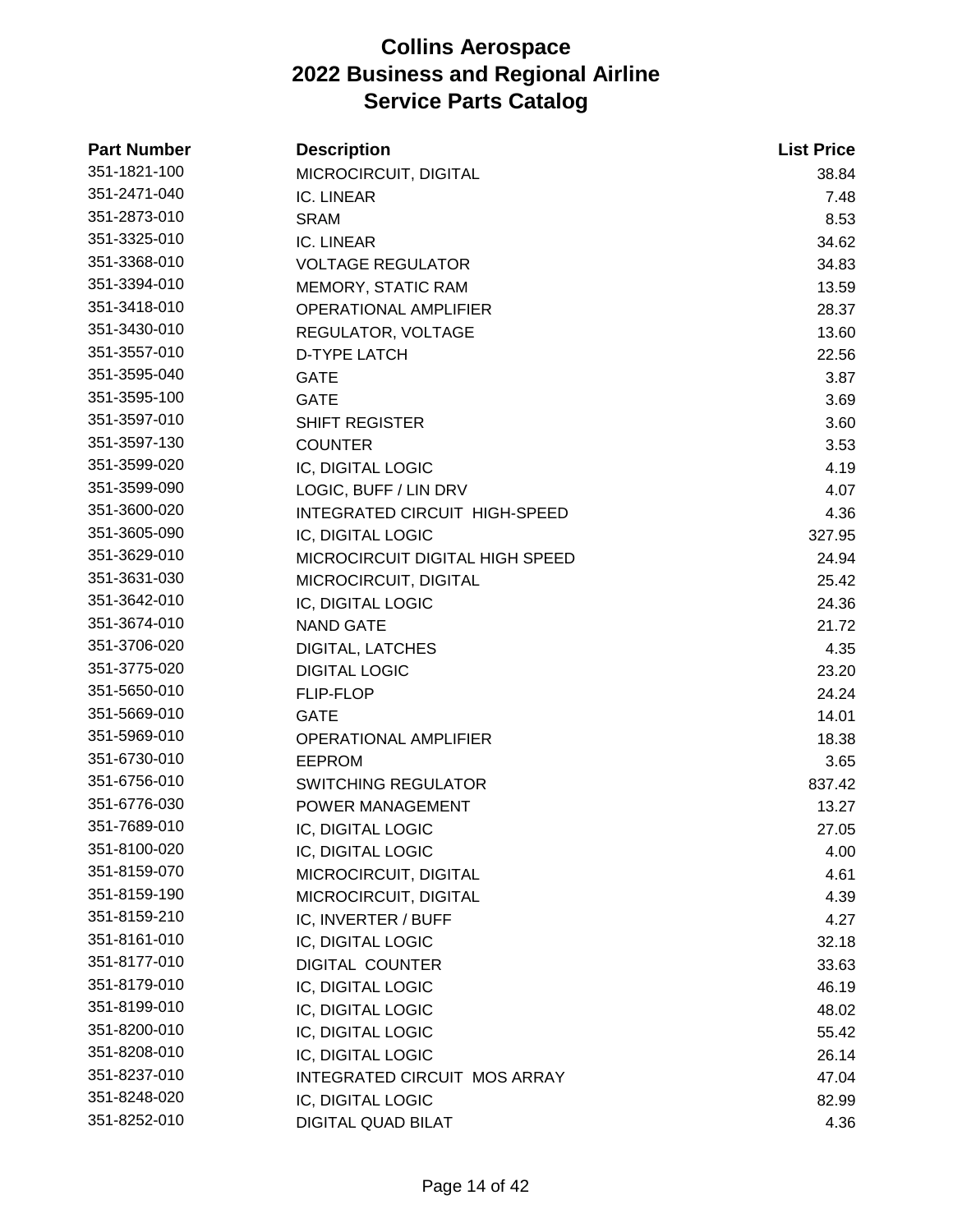# Collins Aerospace
# 2022 Business and Regional Airline
# Service Parts Catalog

| Part Number | Description | List Price |
|---|---|---|
| 351-1821-100 | MICROCIRCUIT, DIGITAL | 38.84 |
| 351-2471-040 | IC. LINEAR | 7.48 |
| 351-2873-010 | SRAM | 8.53 |
| 351-3325-010 | IC. LINEAR | 34.62 |
| 351-3368-010 | VOLTAGE REGULATOR | 34.83 |
| 351-3394-010 | MEMORY, STATIC RAM | 13.59 |
| 351-3418-010 | OPERATIONAL AMPLIFIER | 28.37 |
| 351-3430-010 | REGULATOR, VOLTAGE | 13.60 |
| 351-3557-010 | D-TYPE LATCH | 22.56 |
| 351-3595-040 | GATE | 3.87 |
| 351-3595-100 | GATE | 3.69 |
| 351-3597-010 | SHIFT REGISTER | 3.60 |
| 351-3597-130 | COUNTER | 3.53 |
| 351-3599-020 | IC, DIGITAL LOGIC | 4.19 |
| 351-3599-090 | LOGIC, BUFF / LIN DRV | 4.07 |
| 351-3600-020 | INTEGRATED CIRCUIT HIGH-SPEED | 4.36 |
| 351-3605-090 | IC, DIGITAL LOGIC | 327.95 |
| 351-3629-010 | MICROCIRCUIT DIGITAL HIGH SPEED | 24.94 |
| 351-3631-030 | MICROCIRCUIT, DIGITAL | 25.42 |
| 351-3642-010 | IC, DIGITAL LOGIC | 24.36 |
| 351-3674-010 | NAND GATE | 21.72 |
| 351-3706-020 | DIGITAL, LATCHES | 4.35 |
| 351-3775-020 | DIGITAL LOGIC | 23.20 |
| 351-5650-010 | FLIP-FLOP | 24.24 |
| 351-5669-010 | GATE | 14.01 |
| 351-5969-010 | OPERATIONAL AMPLIFIER | 18.38 |
| 351-6730-010 | EEPROM | 3.65 |
| 351-6756-010 | SWITCHING REGULATOR | 837.42 |
| 351-6776-030 | POWER MANAGEMENT | 13.27 |
| 351-7689-010 | IC, DIGITAL LOGIC | 27.05 |
| 351-8100-020 | IC, DIGITAL LOGIC | 4.00 |
| 351-8159-070 | MICROCIRCUIT, DIGITAL | 4.61 |
| 351-8159-190 | MICROCIRCUIT, DIGITAL | 4.39 |
| 351-8159-210 | IC, INVERTER / BUFF | 4.27 |
| 351-8161-010 | IC, DIGITAL LOGIC | 32.18 |
| 351-8177-010 | DIGITAL COUNTER | 33.63 |
| 351-8179-010 | IC, DIGITAL LOGIC | 46.19 |
| 351-8199-010 | IC, DIGITAL LOGIC | 48.02 |
| 351-8200-010 | IC, DIGITAL LOGIC | 55.42 |
| 351-8208-010 | IC, DIGITAL LOGIC | 26.14 |
| 351-8237-010 | INTEGRATED CIRCUIT MOS ARRAY | 47.04 |
| 351-8248-020 | IC, DIGITAL LOGIC | 82.99 |
| 351-8252-010 | DIGITAL QUAD BILAT | 4.36 |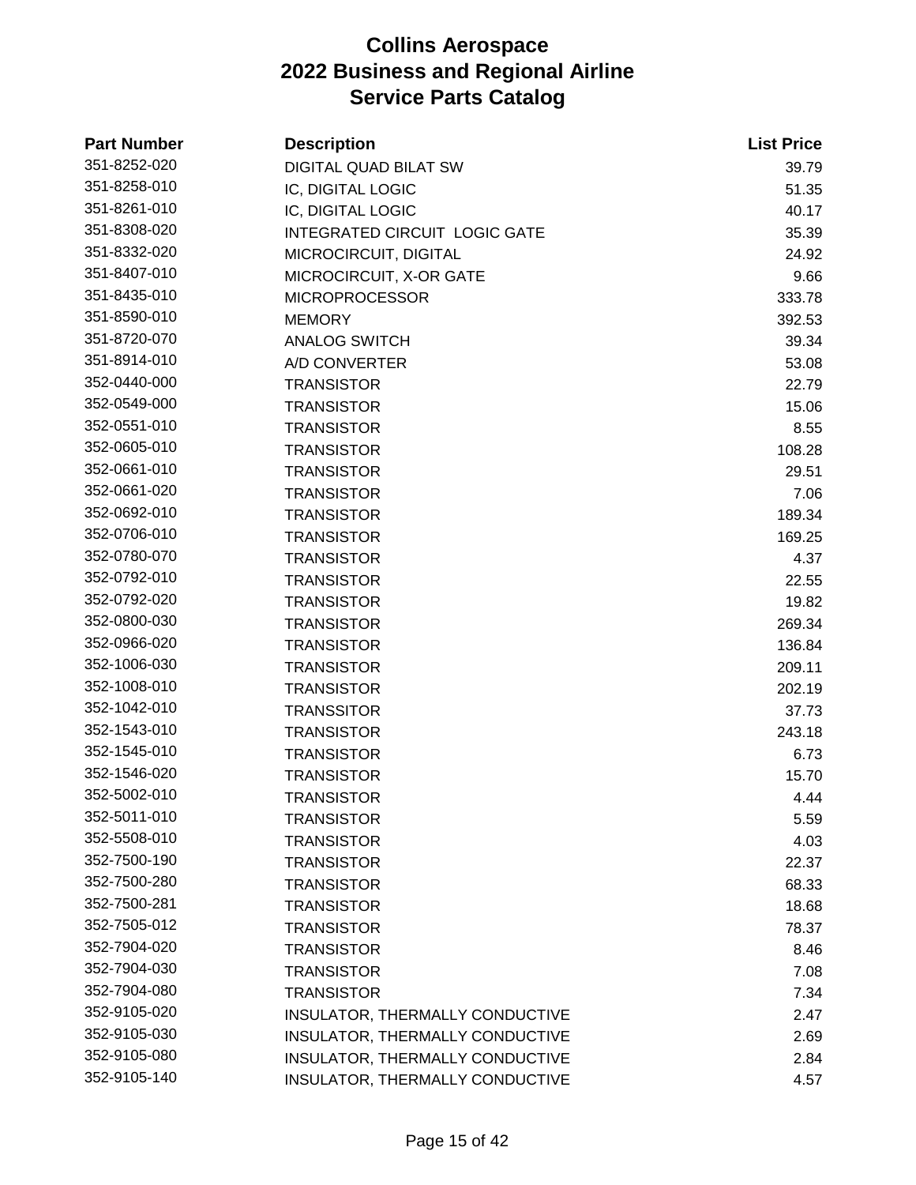# Collins Aerospace
# 2022 Business and Regional Airline
# Service Parts Catalog

| Part Number | Description | List Price |
|---|---|---|
| 351-8252-020 | DIGITAL QUAD BILAT SW | 39.79 |
| 351-8258-010 | IC, DIGITAL LOGIC | 51.35 |
| 351-8261-010 | IC, DIGITAL LOGIC | 40.17 |
| 351-8308-020 | INTEGRATED CIRCUIT LOGIC GATE | 35.39 |
| 351-8332-020 | MICROCIRCUIT, DIGITAL | 24.92 |
| 351-8407-010 | MICROCIRCUIT, X-OR GATE | 9.66 |
| 351-8435-010 | MICROPROCESSOR | 333.78 |
| 351-8590-010 | MEMORY | 392.53 |
| 351-8720-070 | ANALOG SWITCH | 39.34 |
| 351-8914-010 | A/D CONVERTER | 53.08 |
| 352-0440-000 | TRANSISTOR | 22.79 |
| 352-0549-000 | TRANSISTOR | 15.06 |
| 352-0551-010 | TRANSISTOR | 8.55 |
| 352-0605-010 | TRANSISTOR | 108.28 |
| 352-0661-010 | TRANSISTOR | 29.51 |
| 352-0661-020 | TRANSISTOR | 7.06 |
| 352-0692-010 | TRANSISTOR | 189.34 |
| 352-0706-010 | TRANSISTOR | 169.25 |
| 352-0780-070 | TRANSISTOR | 4.37 |
| 352-0792-010 | TRANSISTOR | 22.55 |
| 352-0792-020 | TRANSISTOR | 19.82 |
| 352-0800-030 | TRANSISTOR | 269.34 |
| 352-0966-020 | TRANSISTOR | 136.84 |
| 352-1006-030 | TRANSISTOR | 209.11 |
| 352-1008-010 | TRANSISTOR | 202.19 |
| 352-1042-010 | TRANSSITOR | 37.73 |
| 352-1543-010 | TRANSISTOR | 243.18 |
| 352-1545-010 | TRANSISTOR | 6.73 |
| 352-1546-020 | TRANSISTOR | 15.70 |
| 352-5002-010 | TRANSISTOR | 4.44 |
| 352-5011-010 | TRANSISTOR | 5.59 |
| 352-5508-010 | TRANSISTOR | 4.03 |
| 352-7500-190 | TRANSISTOR | 22.37 |
| 352-7500-280 | TRANSISTOR | 68.33 |
| 352-7500-281 | TRANSISTOR | 18.68 |
| 352-7505-012 | TRANSISTOR | 78.37 |
| 352-7904-020 | TRANSISTOR | 8.46 |
| 352-7904-030 | TRANSISTOR | 7.08 |
| 352-7904-080 | TRANSISTOR | 7.34 |
| 352-9105-020 | INSULATOR, THERMALLY CONDUCTIVE | 2.47 |
| 352-9105-030 | INSULATOR, THERMALLY CONDUCTIVE | 2.69 |
| 352-9105-080 | INSULATOR, THERMALLY CONDUCTIVE | 2.84 |
| 352-9105-140 | INSULATOR, THERMALLY CONDUCTIVE | 4.57 |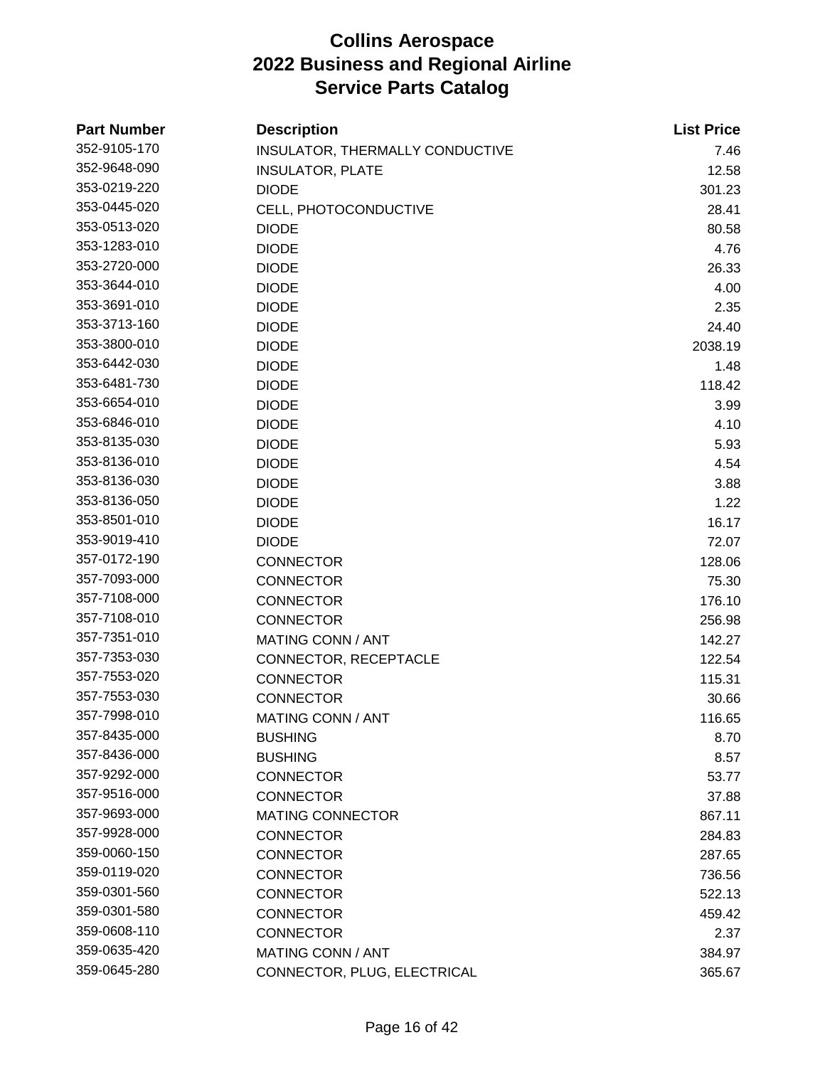# Collins Aerospace
# 2022 Business and Regional Airline
# Service Parts Catalog

| Part Number | Description | List Price |
|---|---|---|
| 352-9105-170 | INSULATOR, THERMALLY CONDUCTIVE | 7.46 |
| 352-9648-090 | INSULATOR, PLATE | 12.58 |
| 353-0219-220 | DIODE | 301.23 |
| 353-0445-020 | CELL, PHOTOCONDUCTIVE | 28.41 |
| 353-0513-020 | DIODE | 80.58 |
| 353-1283-010 | DIODE | 4.76 |
| 353-2720-000 | DIODE | 26.33 |
| 353-3644-010 | DIODE | 4.00 |
| 353-3691-010 | DIODE | 2.35 |
| 353-3713-160 | DIODE | 24.40 |
| 353-3800-010 | DIODE | 2038.19 |
| 353-6442-030 | DIODE | 1.48 |
| 353-6481-730 | DIODE | 118.42 |
| 353-6654-010 | DIODE | 3.99 |
| 353-6846-010 | DIODE | 4.10 |
| 353-8135-030 | DIODE | 5.93 |
| 353-8136-010 | DIODE | 4.54 |
| 353-8136-030 | DIODE | 3.88 |
| 353-8136-050 | DIODE | 1.22 |
| 353-8501-010 | DIODE | 16.17 |
| 353-9019-410 | DIODE | 72.07 |
| 357-0172-190 | CONNECTOR | 128.06 |
| 357-7093-000 | CONNECTOR | 75.30 |
| 357-7108-000 | CONNECTOR | 176.10 |
| 357-7108-010 | CONNECTOR | 256.98 |
| 357-7351-010 | MATING CONN / ANT | 142.27 |
| 357-7353-030 | CONNECTOR, RECEPTACLE | 122.54 |
| 357-7553-020 | CONNECTOR | 115.31 |
| 357-7553-030 | CONNECTOR | 30.66 |
| 357-7998-010 | MATING CONN / ANT | 116.65 |
| 357-8435-000 | BUSHING | 8.70 |
| 357-8436-000 | BUSHING | 8.57 |
| 357-9292-000 | CONNECTOR | 53.77 |
| 357-9516-000 | CONNECTOR | 37.88 |
| 357-9693-000 | MATING CONNECTOR | 867.11 |
| 357-9928-000 | CONNECTOR | 284.83 |
| 359-0060-150 | CONNECTOR | 287.65 |
| 359-0119-020 | CONNECTOR | 736.56 |
| 359-0301-560 | CONNECTOR | 522.13 |
| 359-0301-580 | CONNECTOR | 459.42 |
| 359-0608-110 | CONNECTOR | 2.37 |
| 359-0635-420 | MATING CONN / ANT | 384.97 |
| 359-0645-280 | CONNECTOR, PLUG, ELECTRICAL | 365.67 |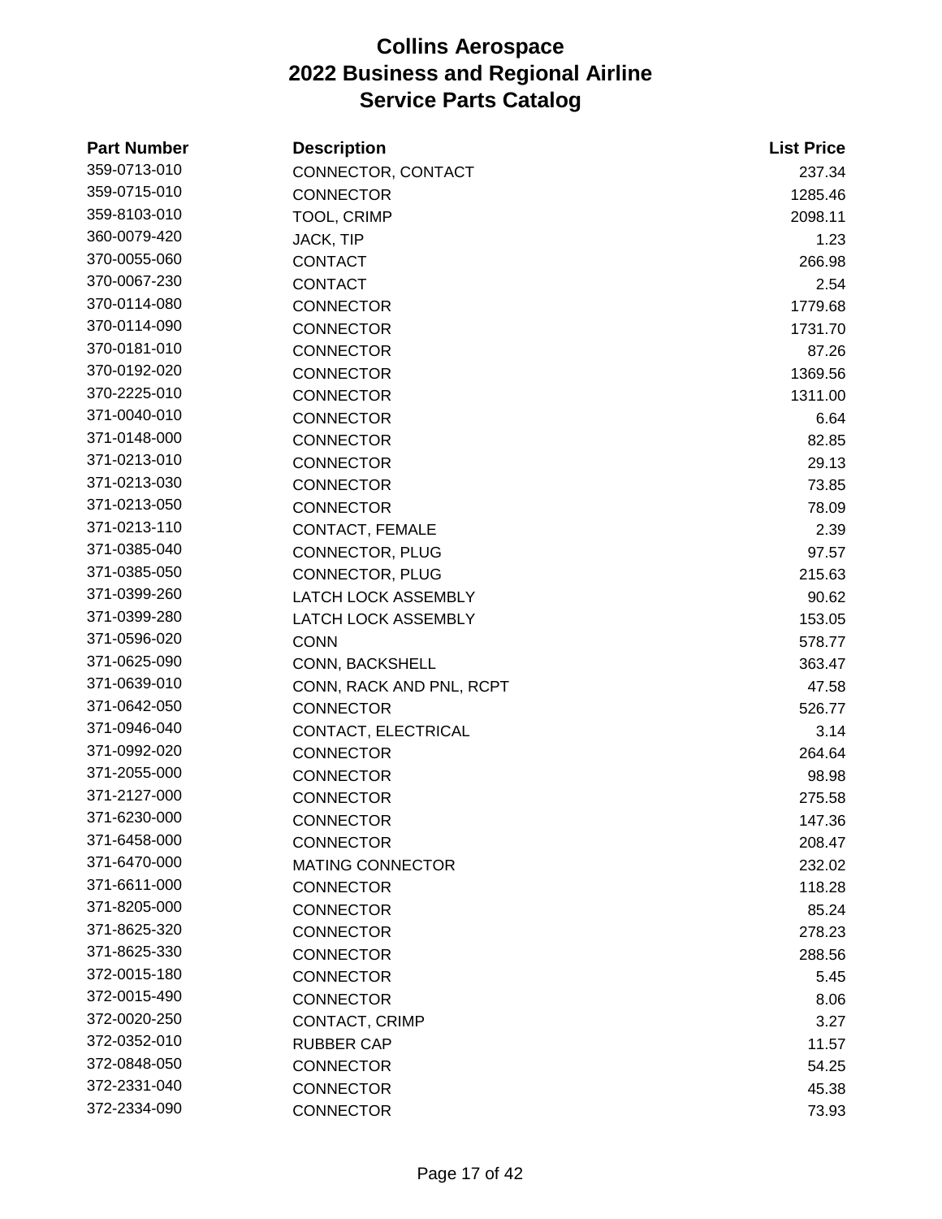# Collins Aerospace
# 2022 Business and Regional Airline
# Service Parts Catalog

| Part Number | Description | List Price |
|---|---|---|
| 359-0713-010 | CONNECTOR, CONTACT | 237.34 |
| 359-0715-010 | CONNECTOR | 1285.46 |
| 359-8103-010 | TOOL, CRIMP | 2098.11 |
| 360-0079-420 | JACK, TIP | 1.23 |
| 370-0055-060 | CONTACT | 266.98 |
| 370-0067-230 | CONTACT | 2.54 |
| 370-0114-080 | CONNECTOR | 1779.68 |
| 370-0114-090 | CONNECTOR | 1731.70 |
| 370-0181-010 | CONNECTOR | 87.26 |
| 370-0192-020 | CONNECTOR | 1369.56 |
| 370-2225-010 | CONNECTOR | 1311.00 |
| 371-0040-010 | CONNECTOR | 6.64 |
| 371-0148-000 | CONNECTOR | 82.85 |
| 371-0213-010 | CONNECTOR | 29.13 |
| 371-0213-030 | CONNECTOR | 73.85 |
| 371-0213-050 | CONNECTOR | 78.09 |
| 371-0213-110 | CONTACT, FEMALE | 2.39 |
| 371-0385-040 | CONNECTOR, PLUG | 97.57 |
| 371-0385-050 | CONNECTOR, PLUG | 215.63 |
| 371-0399-260 | LATCH LOCK ASSEMBLY | 90.62 |
| 371-0399-280 | LATCH LOCK ASSEMBLY | 153.05 |
| 371-0596-020 | CONN | 578.77 |
| 371-0625-090 | CONN, BACKSHELL | 363.47 |
| 371-0639-010 | CONN, RACK AND PNL, RCPT | 47.58 |
| 371-0642-050 | CONNECTOR | 526.77 |
| 371-0946-040 | CONTACT, ELECTRICAL | 3.14 |
| 371-0992-020 | CONNECTOR | 264.64 |
| 371-2055-000 | CONNECTOR | 98.98 |
| 371-2127-000 | CONNECTOR | 275.58 |
| 371-6230-000 | CONNECTOR | 147.36 |
| 371-6458-000 | CONNECTOR | 208.47 |
| 371-6470-000 | MATING CONNECTOR | 232.02 |
| 371-6611-000 | CONNECTOR | 118.28 |
| 371-8205-000 | CONNECTOR | 85.24 |
| 371-8625-320 | CONNECTOR | 278.23 |
| 371-8625-330 | CONNECTOR | 288.56 |
| 372-0015-180 | CONNECTOR | 5.45 |
| 372-0015-490 | CONNECTOR | 8.06 |
| 372-0020-250 | CONTACT, CRIMP | 3.27 |
| 372-0352-010 | RUBBER CAP | 11.57 |
| 372-0848-050 | CONNECTOR | 54.25 |
| 372-2331-040 | CONNECTOR | 45.38 |
| 372-2334-090 | CONNECTOR | 73.93 |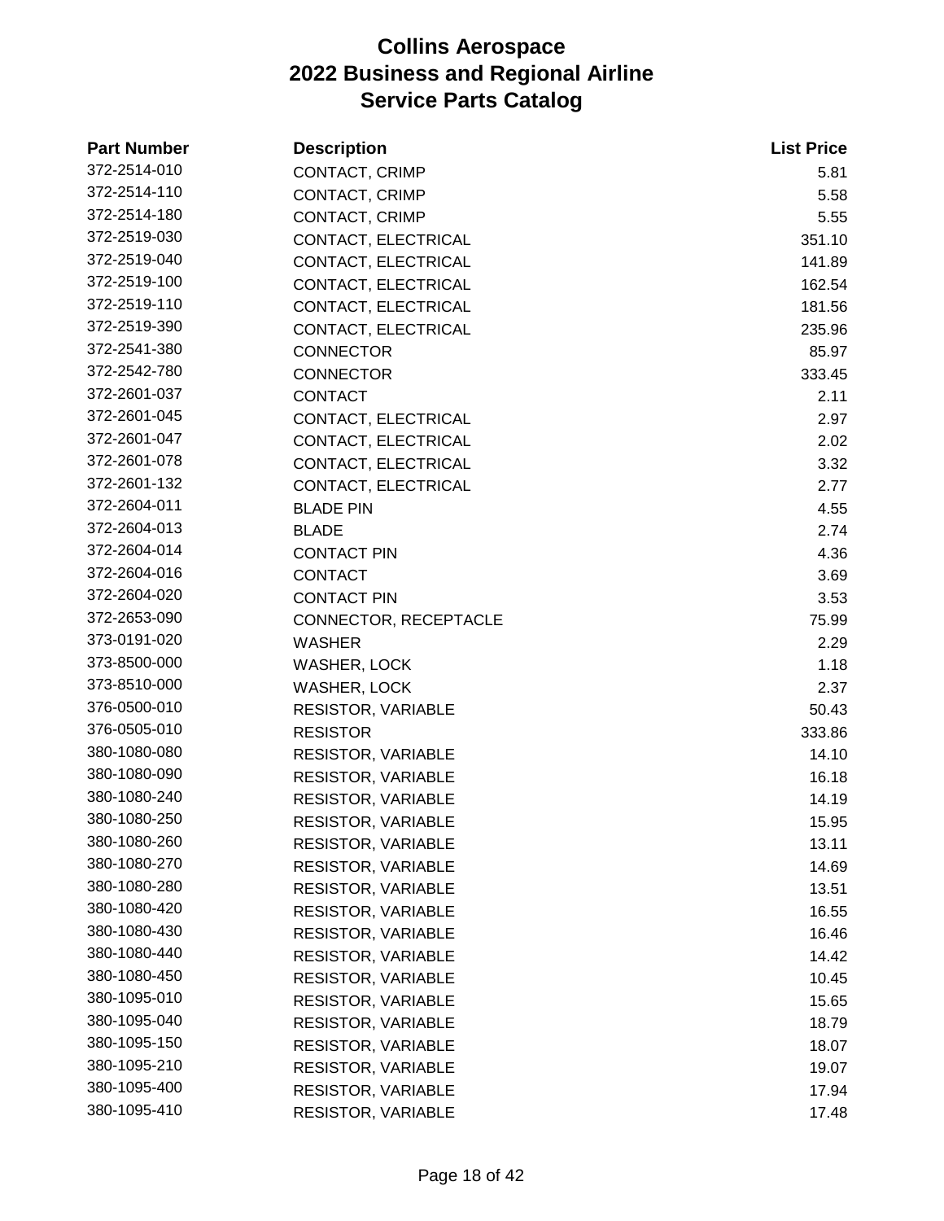# Collins Aerospace
# 2022 Business and Regional Airline
# Service Parts Catalog

| Part Number | Description | List Price |
|---|---|---|
| 372-2514-010 | CONTACT, CRIMP | 5.81 |
| 372-2514-110 | CONTACT, CRIMP | 5.58 |
| 372-2514-180 | CONTACT, CRIMP | 5.55 |
| 372-2519-030 | CONTACT, ELECTRICAL | 351.10 |
| 372-2519-040 | CONTACT, ELECTRICAL | 141.89 |
| 372-2519-100 | CONTACT, ELECTRICAL | 162.54 |
| 372-2519-110 | CONTACT, ELECTRICAL | 181.56 |
| 372-2519-390 | CONTACT, ELECTRICAL | 235.96 |
| 372-2541-380 | CONNECTOR | 85.97 |
| 372-2542-780 | CONNECTOR | 333.45 |
| 372-2601-037 | CONTACT | 2.11 |
| 372-2601-045 | CONTACT, ELECTRICAL | 2.97 |
| 372-2601-047 | CONTACT, ELECTRICAL | 2.02 |
| 372-2601-078 | CONTACT, ELECTRICAL | 3.32 |
| 372-2601-132 | CONTACT, ELECTRICAL | 2.77 |
| 372-2604-011 | BLADE PIN | 4.55 |
| 372-2604-013 | BLADE | 2.74 |
| 372-2604-014 | CONTACT PIN | 4.36 |
| 372-2604-016 | CONTACT | 3.69 |
| 372-2604-020 | CONTACT PIN | 3.53 |
| 372-2653-090 | CONNECTOR, RECEPTACLE | 75.99 |
| 373-0191-020 | WASHER | 2.29 |
| 373-8500-000 | WASHER, LOCK | 1.18 |
| 373-8510-000 | WASHER, LOCK | 2.37 |
| 376-0500-010 | RESISTOR, VARIABLE | 50.43 |
| 376-0505-010 | RESISTOR | 333.86 |
| 380-1080-080 | RESISTOR, VARIABLE | 14.10 |
| 380-1080-090 | RESISTOR, VARIABLE | 16.18 |
| 380-1080-240 | RESISTOR, VARIABLE | 14.19 |
| 380-1080-250 | RESISTOR, VARIABLE | 15.95 |
| 380-1080-260 | RESISTOR, VARIABLE | 13.11 |
| 380-1080-270 | RESISTOR, VARIABLE | 14.69 |
| 380-1080-280 | RESISTOR, VARIABLE | 13.51 |
| 380-1080-420 | RESISTOR, VARIABLE | 16.55 |
| 380-1080-430 | RESISTOR, VARIABLE | 16.46 |
| 380-1080-440 | RESISTOR, VARIABLE | 14.42 |
| 380-1080-450 | RESISTOR, VARIABLE | 10.45 |
| 380-1095-010 | RESISTOR, VARIABLE | 15.65 |
| 380-1095-040 | RESISTOR, VARIABLE | 18.79 |
| 380-1095-150 | RESISTOR, VARIABLE | 18.07 |
| 380-1095-210 | RESISTOR, VARIABLE | 19.07 |
| 380-1095-400 | RESISTOR, VARIABLE | 17.94 |
| 380-1095-410 | RESISTOR, VARIABLE | 17.48 |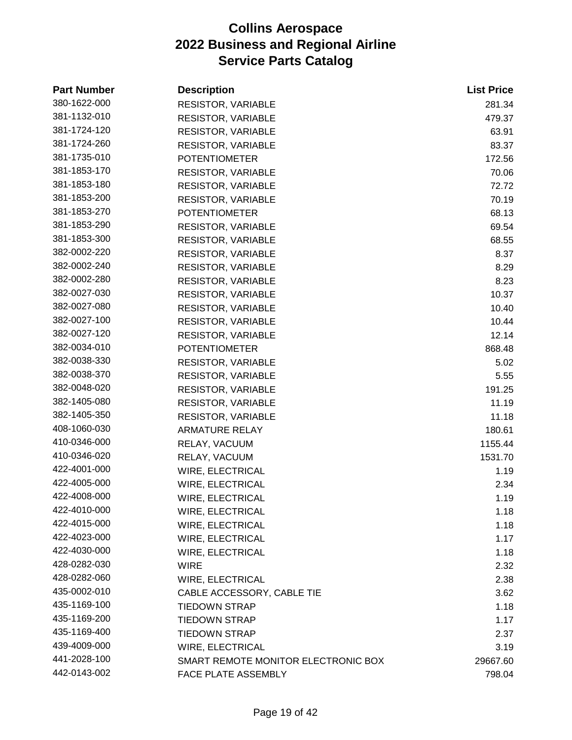# Collins Aerospace
# 2022 Business and Regional Airline
# Service Parts Catalog

| Part Number | Description | List Price |
|---|---|---|
| 380-1622-000 | RESISTOR, VARIABLE | 281.34 |
| 381-1132-010 | RESISTOR, VARIABLE | 479.37 |
| 381-1724-120 | RESISTOR, VARIABLE | 63.91 |
| 381-1724-260 | RESISTOR, VARIABLE | 83.37 |
| 381-1735-010 | POTENTIOMETER | 172.56 |
| 381-1853-170 | RESISTOR, VARIABLE | 70.06 |
| 381-1853-180 | RESISTOR, VARIABLE | 72.72 |
| 381-1853-200 | RESISTOR, VARIABLE | 70.19 |
| 381-1853-270 | POTENTIOMETER | 68.13 |
| 381-1853-290 | RESISTOR, VARIABLE | 69.54 |
| 381-1853-300 | RESISTOR, VARIABLE | 68.55 |
| 382-0002-220 | RESISTOR, VARIABLE | 8.37 |
| 382-0002-240 | RESISTOR, VARIABLE | 8.29 |
| 382-0002-280 | RESISTOR, VARIABLE | 8.23 |
| 382-0027-030 | RESISTOR, VARIABLE | 10.37 |
| 382-0027-080 | RESISTOR, VARIABLE | 10.40 |
| 382-0027-100 | RESISTOR, VARIABLE | 10.44 |
| 382-0027-120 | RESISTOR, VARIABLE | 12.14 |
| 382-0034-010 | POTENTIOMETER | 868.48 |
| 382-0038-330 | RESISTOR, VARIABLE | 5.02 |
| 382-0038-370 | RESISTOR, VARIABLE | 5.55 |
| 382-0048-020 | RESISTOR, VARIABLE | 191.25 |
| 382-1405-080 | RESISTOR, VARIABLE | 11.19 |
| 382-1405-350 | RESISTOR, VARIABLE | 11.18 |
| 408-1060-030 | ARMATURE RELAY | 180.61 |
| 410-0346-000 | RELAY, VACUUM | 1155.44 |
| 410-0346-020 | RELAY, VACUUM | 1531.70 |
| 422-4001-000 | WIRE, ELECTRICAL | 1.19 |
| 422-4005-000 | WIRE, ELECTRICAL | 2.34 |
| 422-4008-000 | WIRE, ELECTRICAL | 1.19 |
| 422-4010-000 | WIRE, ELECTRICAL | 1.18 |
| 422-4015-000 | WIRE, ELECTRICAL | 1.18 |
| 422-4023-000 | WIRE, ELECTRICAL | 1.17 |
| 422-4030-000 | WIRE, ELECTRICAL | 1.18 |
| 428-0282-030 | WIRE | 2.32 |
| 428-0282-060 | WIRE, ELECTRICAL | 2.38 |
| 435-0002-010 | CABLE ACCESSORY, CABLE TIE | 3.62 |
| 435-1169-100 | TIEDOWN STRAP | 1.18 |
| 435-1169-200 | TIEDOWN STRAP | 1.17 |
| 435-1169-400 | TIEDOWN STRAP | 2.37 |
| 439-4009-000 | WIRE, ELECTRICAL | 3.19 |
| 441-2028-100 | SMART REMOTE MONITOR ELECTRONIC BOX | 29667.60 |
| 442-0143-002 | FACE PLATE ASSEMBLY | 798.04 |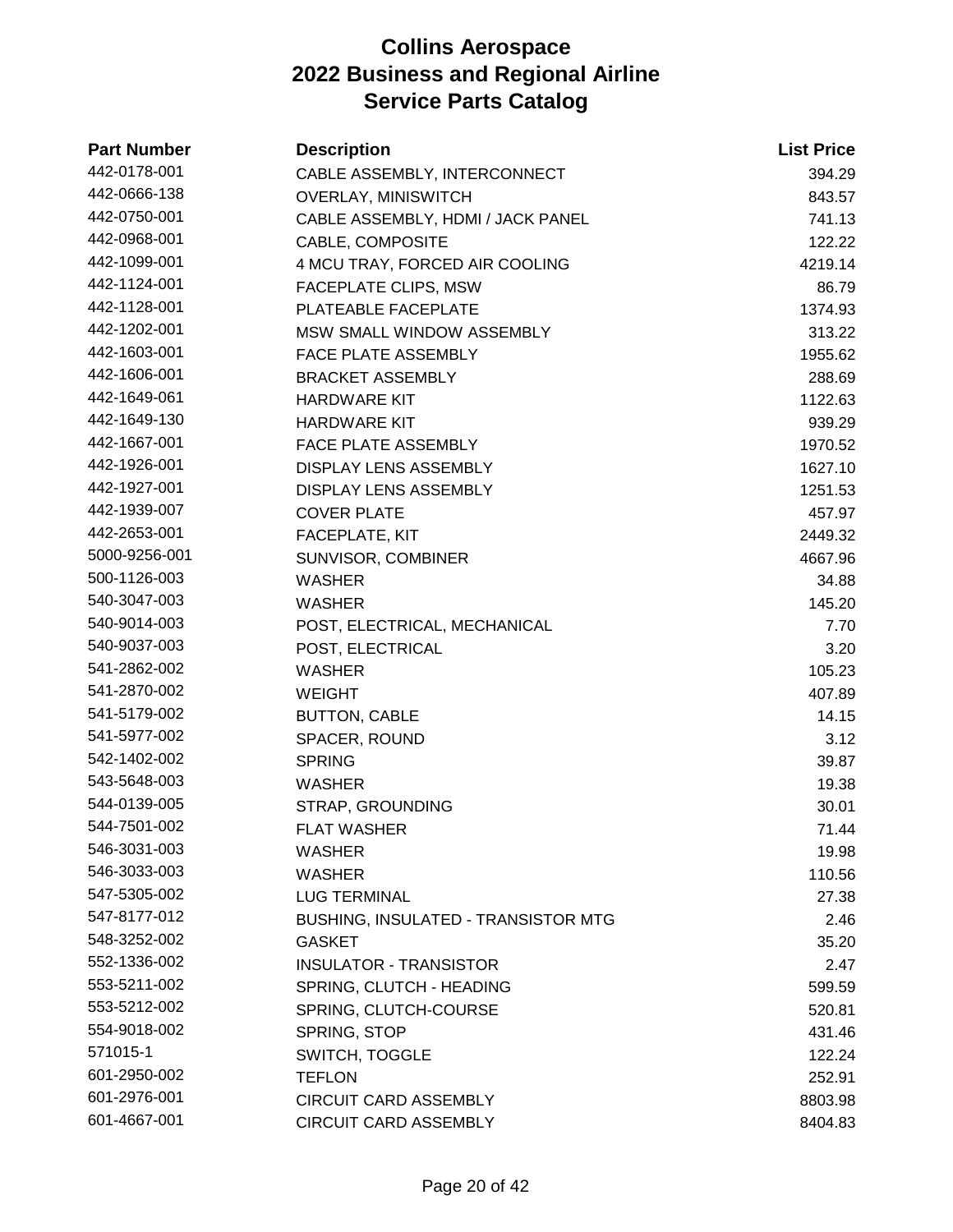# Collins Aerospace
## 2022 Business and Regional Airline
## Service Parts Catalog

| Part Number | Description | List Price |
|---|---|---|
| 442-0178-001 | CABLE ASSEMBLY, INTERCONNECT | 394.29 |
| 442-0666-138 | OVERLAY, MINISWITCH | 843.57 |
| 442-0750-001 | CABLE ASSEMBLY, HDMI / JACK PANEL | 741.13 |
| 442-0968-001 | CABLE, COMPOSITE | 122.22 |
| 442-1099-001 | 4 MCU TRAY, FORCED AIR COOLING | 4219.14 |
| 442-1124-001 | FACEPLATE CLIPS, MSW | 86.79 |
| 442-1128-001 | PLATEABLE FACEPLATE | 1374.93 |
| 442-1202-001 | MSW SMALL WINDOW ASSEMBLY | 313.22 |
| 442-1603-001 | FACE PLATE ASSEMBLY | 1955.62 |
| 442-1606-001 | BRACKET ASSEMBLY | 288.69 |
| 442-1649-061 | HARDWARE KIT | 1122.63 |
| 442-1649-130 | HARDWARE KIT | 939.29 |
| 442-1667-001 | FACE PLATE ASSEMBLY | 1970.52 |
| 442-1926-001 | DISPLAY LENS ASSEMBLY | 1627.10 |
| 442-1927-001 | DISPLAY LENS ASSEMBLY | 1251.53 |
| 442-1939-007 | COVER PLATE | 457.97 |
| 442-2653-001 | FACEPLATE, KIT | 2449.32 |
| 5000-9256-001 | SUNVISOR, COMBINER | 4667.96 |
| 500-1126-003 | WASHER | 34.88 |
| 540-3047-003 | WASHER | 145.20 |
| 540-9014-003 | POST, ELECTRICAL, MECHANICAL | 7.70 |
| 540-9037-003 | POST, ELECTRICAL | 3.20 |
| 541-2862-002 | WASHER | 105.23 |
| 541-2870-002 | WEIGHT | 407.89 |
| 541-5179-002 | BUTTON, CABLE | 14.15 |
| 541-5977-002 | SPACER, ROUND | 3.12 |
| 542-1402-002 | SPRING | 39.87 |
| 543-5648-003 | WASHER | 19.38 |
| 544-0139-005 | STRAP, GROUNDING | 30.01 |
| 544-7501-002 | FLAT WASHER | 71.44 |
| 546-3031-003 | WASHER | 19.98 |
| 546-3033-003 | WASHER | 110.56 |
| 547-5305-002 | LUG TERMINAL | 27.38 |
| 547-8177-012 | BUSHING, INSULATED - TRANSISTOR MTG | 2.46 |
| 548-3252-002 | GASKET | 35.20 |
| 552-1336-002 | INSULATOR - TRANSISTOR | 2.47 |
| 553-5211-002 | SPRING, CLUTCH - HEADING | 599.59 |
| 553-5212-002 | SPRING, CLUTCH-COURSE | 520.81 |
| 554-9018-002 | SPRING, STOP | 431.46 |
| 571015-1 | SWITCH, TOGGLE | 122.24 |
| 601-2950-002 | TEFLON | 252.91 |
| 601-2976-001 | CIRCUIT CARD ASSEMBLY | 8803.98 |
| 601-4667-001 | CIRCUIT CARD ASSEMBLY | 8404.83 |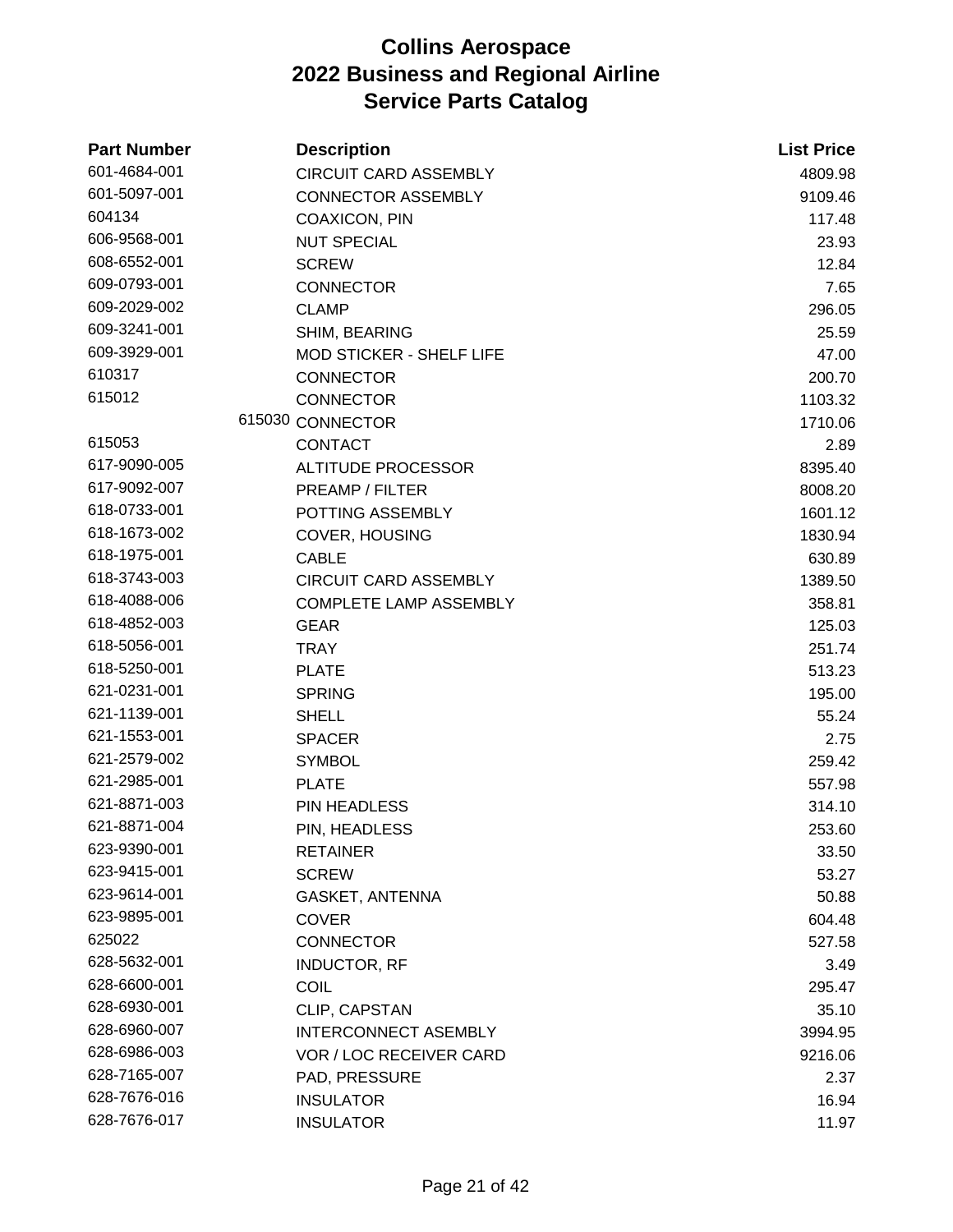# Collins Aerospace
# 2022 Business and Regional Airline
# Service Parts Catalog

| Part Number | Description | List Price |
|---|---|---|
| 601-4684-001 | CIRCUIT CARD ASSEMBLY | 4809.98 |
| 601-5097-001 | CONNECTOR ASSEMBLY | 9109.46 |
| 604134 | COAXICON, PIN | 117.48 |
| 606-9568-001 | NUT SPECIAL | 23.93 |
| 608-6552-001 | SCREW | 12.84 |
| 609-0793-001 | CONNECTOR | 7.65 |
| 609-2029-002 | CLAMP | 296.05 |
| 609-3241-001 | SHIM, BEARING | 25.59 |
| 609-3929-001 | MOD STICKER - SHELF LIFE | 47.00 |
| 610317 | CONNECTOR | 200.70 |
| 615012 | CONNECTOR | 1103.32 |
| 615030 | CONNECTOR | 1710.06 |
| 615053 | CONTACT | 2.89 |
| 617-9090-005 | ALTITUDE PROCESSOR | 8395.40 |
| 617-9092-007 | PREAMP / FILTER | 8008.20 |
| 618-0733-001 | POTTING ASSEMBLY | 1601.12 |
| 618-1673-002 | COVER, HOUSING | 1830.94 |
| 618-1975-001 | CABLE | 630.89 |
| 618-3743-003 | CIRCUIT CARD ASSEMBLY | 1389.50 |
| 618-4088-006 | COMPLETE LAMP ASSEMBLY | 358.81 |
| 618-4852-003 | GEAR | 125.03 |
| 618-5056-001 | TRAY | 251.74 |
| 618-5250-001 | PLATE | 513.23 |
| 621-0231-001 | SPRING | 195.00 |
| 621-1139-001 | SHELL | 55.24 |
| 621-1553-001 | SPACER | 2.75 |
| 621-2579-002 | SYMBOL | 259.42 |
| 621-2985-001 | PLATE | 557.98 |
| 621-8871-003 | PIN HEADLESS | 314.10 |
| 621-8871-004 | PIN, HEADLESS | 253.60 |
| 623-9390-001 | RETAINER | 33.50 |
| 623-9415-001 | SCREW | 53.27 |
| 623-9614-001 | GASKET, ANTENNA | 50.88 |
| 623-9895-001 | COVER | 604.48 |
| 625022 | CONNECTOR | 527.58 |
| 628-5632-001 | INDUCTOR, RF | 3.49 |
| 628-6600-001 | COIL | 295.47 |
| 628-6930-001 | CLIP, CAPSTAN | 35.10 |
| 628-6960-007 | INTERCONNECT ASEMBLY | 3994.95 |
| 628-6986-003 | VOR / LOC RECEIVER CARD | 9216.06 |
| 628-7165-007 | PAD, PRESSURE | 2.37 |
| 628-7676-016 | INSULATOR | 16.94 |
| 628-7676-017 | INSULATOR | 11.97 |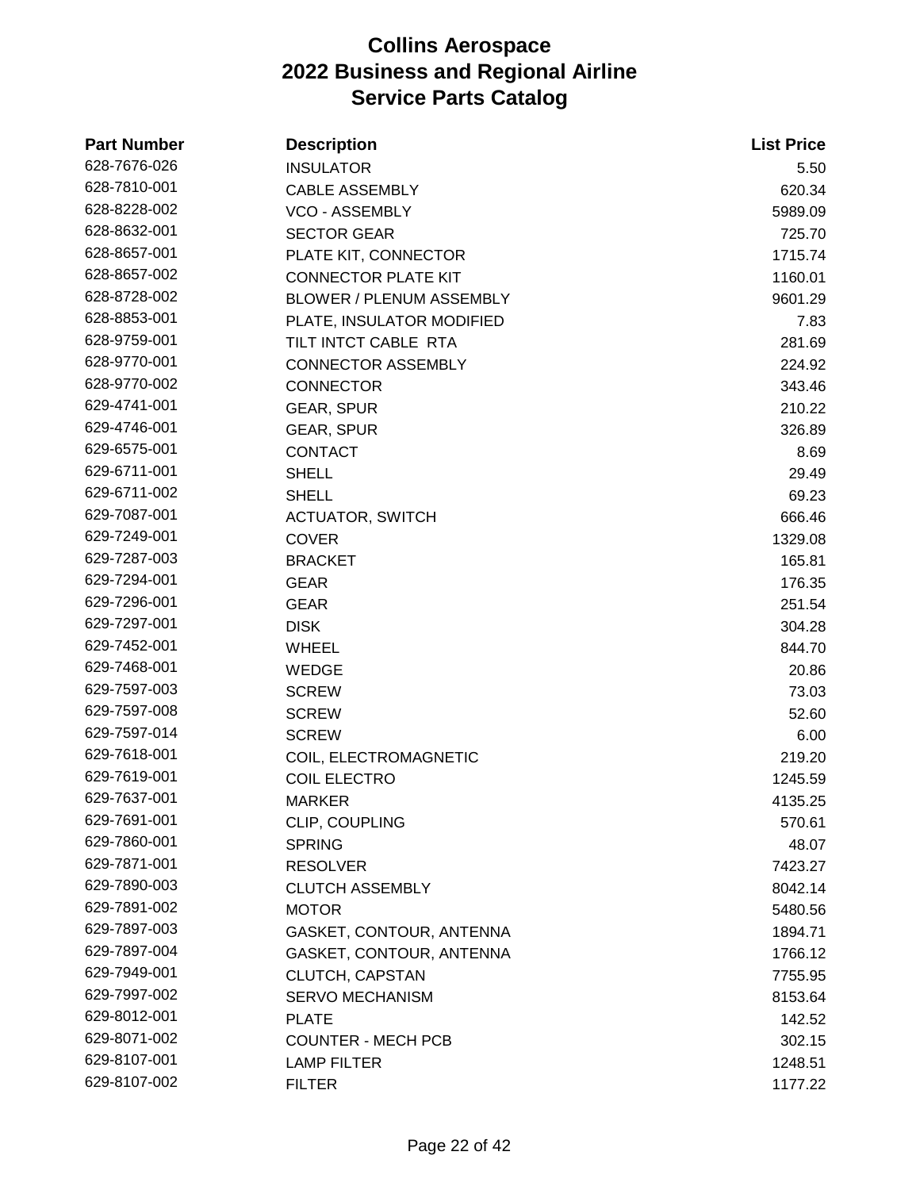# Collins Aerospace
# 2022 Business and Regional Airline
# Service Parts Catalog

| Part Number | Description | List Price |
|---|---|---|
| 628-7676-026 | INSULATOR | 5.50 |
| 628-7810-001 | CABLE ASSEMBLY | 620.34 |
| 628-8228-002 | VCO - ASSEMBLY | 5989.09 |
| 628-8632-001 | SECTOR GEAR | 725.70 |
| 628-8657-001 | PLATE KIT, CONNECTOR | 1715.74 |
| 628-8657-002 | CONNECTOR PLATE KIT | 1160.01 |
| 628-8728-002 | BLOWER / PLENUM ASSEMBLY | 9601.29 |
| 628-8853-001 | PLATE, INSULATOR MODIFIED | 7.83 |
| 628-9759-001 | TILT INTCT CABLE RTA | 281.69 |
| 628-9770-001 | CONNECTOR ASSEMBLY | 224.92 |
| 628-9770-002 | CONNECTOR | 343.46 |
| 629-4741-001 | GEAR, SPUR | 210.22 |
| 629-4746-001 | GEAR, SPUR | 326.89 |
| 629-6575-001 | CONTACT | 8.69 |
| 629-6711-001 | SHELL | 29.49 |
| 629-6711-002 | SHELL | 69.23 |
| 629-7087-001 | ACTUATOR, SWITCH | 666.46 |
| 629-7249-001 | COVER | 1329.08 |
| 629-7287-003 | BRACKET | 165.81 |
| 629-7294-001 | GEAR | 176.35 |
| 629-7296-001 | GEAR | 251.54 |
| 629-7297-001 | DISK | 304.28 |
| 629-7452-001 | WHEEL | 844.70 |
| 629-7468-001 | WEDGE | 20.86 |
| 629-7597-003 | SCREW | 73.03 |
| 629-7597-008 | SCREW | 52.60 |
| 629-7597-014 | SCREW | 6.00 |
| 629-7618-001 | COIL, ELECTROMAGNETIC | 219.20 |
| 629-7619-001 | COIL ELECTRO | 1245.59 |
| 629-7637-001 | MARKER | 4135.25 |
| 629-7691-001 | CLIP, COUPLING | 570.61 |
| 629-7860-001 | SPRING | 48.07 |
| 629-7871-001 | RESOLVER | 7423.27 |
| 629-7890-003 | CLUTCH ASSEMBLY | 8042.14 |
| 629-7891-002 | MOTOR | 5480.56 |
| 629-7897-003 | GASKET, CONTOUR, ANTENNA | 1894.71 |
| 629-7897-004 | GASKET, CONTOUR, ANTENNA | 1766.12 |
| 629-7949-001 | CLUTCH, CAPSTAN | 7755.95 |
| 629-7997-002 | SERVO MECHANISM | 8153.64 |
| 629-8012-001 | PLATE | 142.52 |
| 629-8071-002 | COUNTER - MECH PCB | 302.15 |
| 629-8107-001 | LAMP FILTER | 1248.51 |
| 629-8107-002 | FILTER | 1177.22 |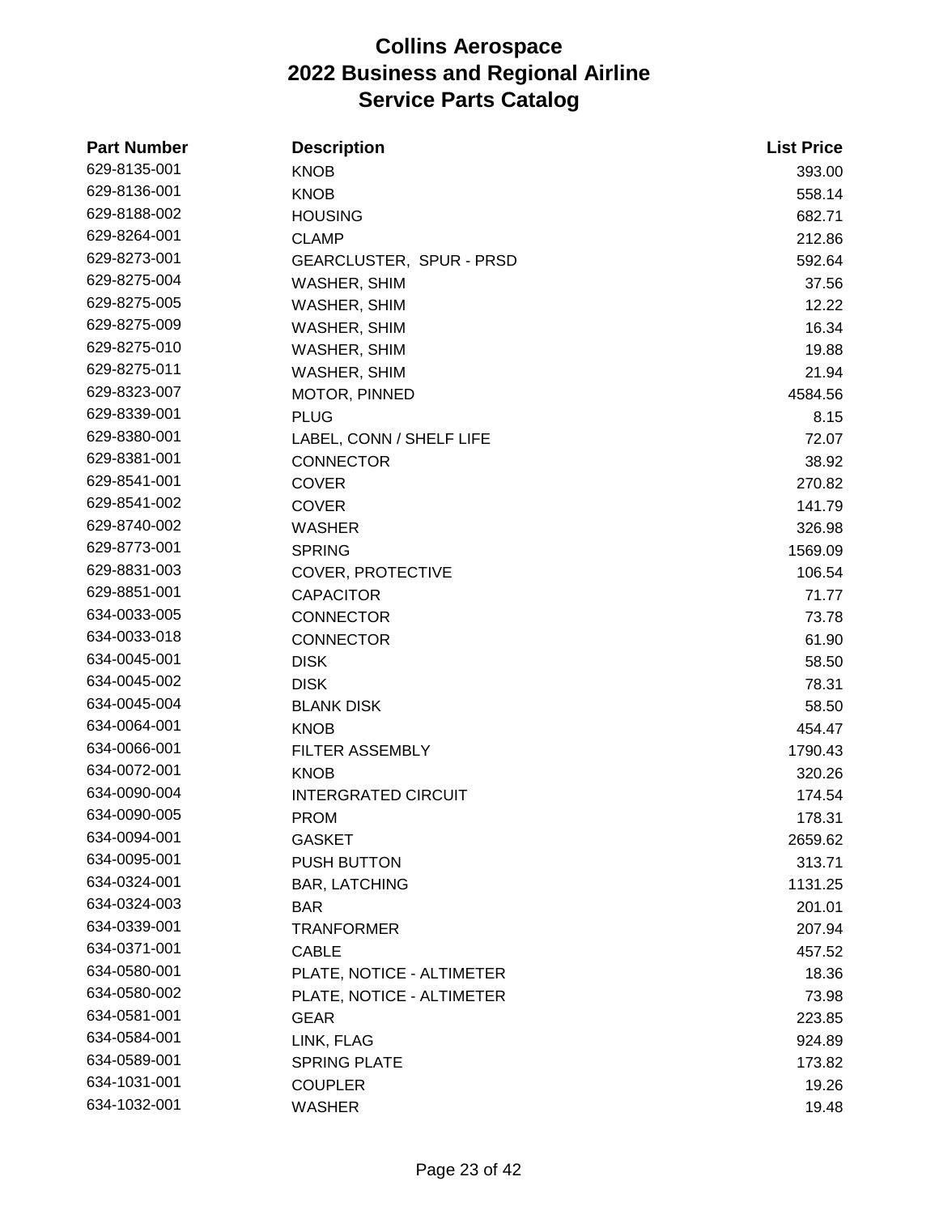# Collins Aerospace
## 2022 Business and Regional Airline
## Service Parts Catalog

| Part Number | Description | List Price |
|---|---|---|
| 629-8135-001 | KNOB | 393.00 |
| 629-8136-001 | KNOB | 558.14 |
| 629-8188-002 | HOUSING | 682.71 |
| 629-8264-001 | CLAMP | 212.86 |
| 629-8273-001 | GEARCLUSTER, SPUR - PRSD | 592.64 |
| 629-8275-004 | WASHER, SHIM | 37.56 |
| 629-8275-005 | WASHER, SHIM | 12.22 |
| 629-8275-009 | WASHER, SHIM | 16.34 |
| 629-8275-010 | WASHER, SHIM | 19.88 |
| 629-8275-011 | WASHER, SHIM | 21.94 |
| 629-8323-007 | MOTOR, PINNED | 4584.56 |
| 629-8339-001 | PLUG | 8.15 |
| 629-8380-001 | LABEL, CONN / SHELF LIFE | 72.07 |
| 629-8381-001 | CONNECTOR | 38.92 |
| 629-8541-001 | COVER | 270.82 |
| 629-8541-002 | COVER | 141.79 |
| 629-8740-002 | WASHER | 326.98 |
| 629-8773-001 | SPRING | 1569.09 |
| 629-8831-003 | COVER, PROTECTIVE | 106.54 |
| 629-8851-001 | CAPACITOR | 71.77 |
| 634-0033-005 | CONNECTOR | 73.78 |
| 634-0033-018 | CONNECTOR | 61.90 |
| 634-0045-001 | DISK | 58.50 |
| 634-0045-002 | DISK | 78.31 |
| 634-0045-004 | BLANK DISK | 58.50 |
| 634-0064-001 | KNOB | 454.47 |
| 634-0066-001 | FILTER ASSEMBLY | 1790.43 |
| 634-0072-001 | KNOB | 320.26 |
| 634-0090-004 | INTERGRATED CIRCUIT | 174.54 |
| 634-0090-005 | PROM | 178.31 |
| 634-0094-001 | GASKET | 2659.62 |
| 634-0095-001 | PUSH BUTTON | 313.71 |
| 634-0324-001 | BAR, LATCHING | 1131.25 |
| 634-0324-003 | BAR | 201.01 |
| 634-0339-001 | TRANFORMER | 207.94 |
| 634-0371-001 | CABLE | 457.52 |
| 634-0580-001 | PLATE, NOTICE - ALTIMETER | 18.36 |
| 634-0580-002 | PLATE, NOTICE - ALTIMETER | 73.98 |
| 634-0581-001 | GEAR | 223.85 |
| 634-0584-001 | LINK, FLAG | 924.89 |
| 634-0589-001 | SPRING PLATE | 173.82 |
| 634-1031-001 | COUPLER | 19.26 |
| 634-1032-001 | WASHER | 19.48 |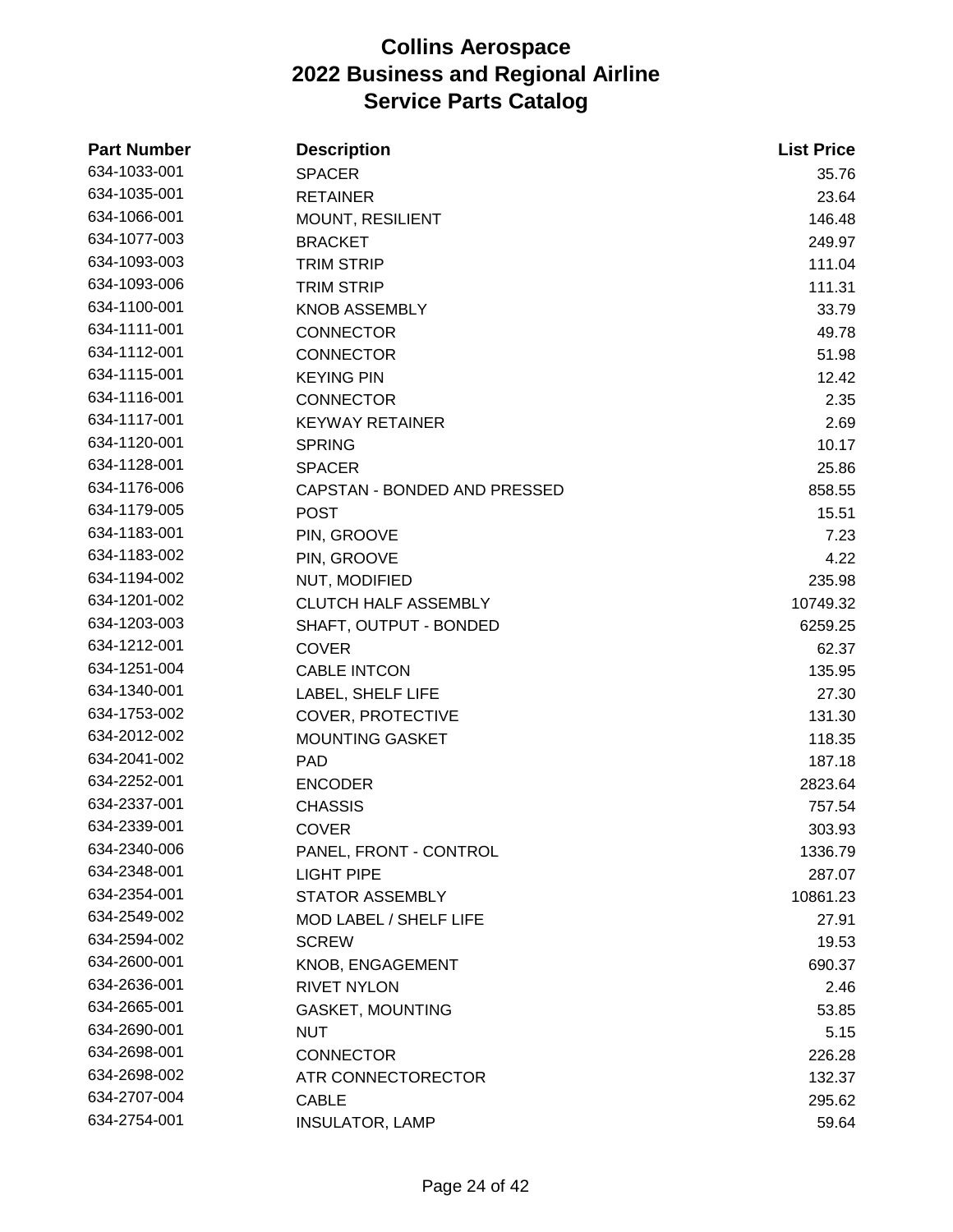# Collins Aerospace
# 2022 Business and Regional Airline
# Service Parts Catalog

| Part Number | Description | List Price |
|---|---|---|
| 634-1033-001 | SPACER | 35.76 |
| 634-1035-001 | RETAINER | 23.64 |
| 634-1066-001 | MOUNT, RESILIENT | 146.48 |
| 634-1077-003 | BRACKET | 249.97 |
| 634-1093-003 | TRIM STRIP | 111.04 |
| 634-1093-006 | TRIM STRIP | 111.31 |
| 634-1100-001 | KNOB ASSEMBLY | 33.79 |
| 634-1111-001 | CONNECTOR | 49.78 |
| 634-1112-001 | CONNECTOR | 51.98 |
| 634-1115-001 | KEYING PIN | 12.42 |
| 634-1116-001 | CONNECTOR | 2.35 |
| 634-1117-001 | KEYWAY RETAINER | 2.69 |
| 634-1120-001 | SPRING | 10.17 |
| 634-1128-001 | SPACER | 25.86 |
| 634-1176-006 | CAPSTAN - BONDED AND PRESSED | 858.55 |
| 634-1179-005 | POST | 15.51 |
| 634-1183-001 | PIN, GROOVE | 7.23 |
| 634-1183-002 | PIN, GROOVE | 4.22 |
| 634-1194-002 | NUT, MODIFIED | 235.98 |
| 634-1201-002 | CLUTCH HALF ASSEMBLY | 10749.32 |
| 634-1203-003 | SHAFT, OUTPUT - BONDED | 6259.25 |
| 634-1212-001 | COVER | 62.37 |
| 634-1251-004 | CABLE INTCON | 135.95 |
| 634-1340-001 | LABEL, SHELF LIFE | 27.30 |
| 634-1753-002 | COVER, PROTECTIVE | 131.30 |
| 634-2012-002 | MOUNTING GASKET | 118.35 |
| 634-2041-002 | PAD | 187.18 |
| 634-2252-001 | ENCODER | 2823.64 |
| 634-2337-001 | CHASSIS | 757.54 |
| 634-2339-001 | COVER | 303.93 |
| 634-2340-006 | PANEL, FRONT - CONTROL | 1336.79 |
| 634-2348-001 | LIGHT PIPE | 287.07 |
| 634-2354-001 | STATOR ASSEMBLY | 10861.23 |
| 634-2549-002 | MOD LABEL / SHELF LIFE | 27.91 |
| 634-2594-002 | SCREW | 19.53 |
| 634-2600-001 | KNOB, ENGAGEMENT | 690.37 |
| 634-2636-001 | RIVET NYLON | 2.46 |
| 634-2665-001 | GASKET, MOUNTING | 53.85 |
| 634-2690-001 | NUT | 5.15 |
| 634-2698-001 | CONNECTOR | 226.28 |
| 634-2698-002 | ATR CONNECTORECTOR | 132.37 |
| 634-2707-004 | CABLE | 295.62 |
| 634-2754-001 | INSULATOR, LAMP | 59.64 |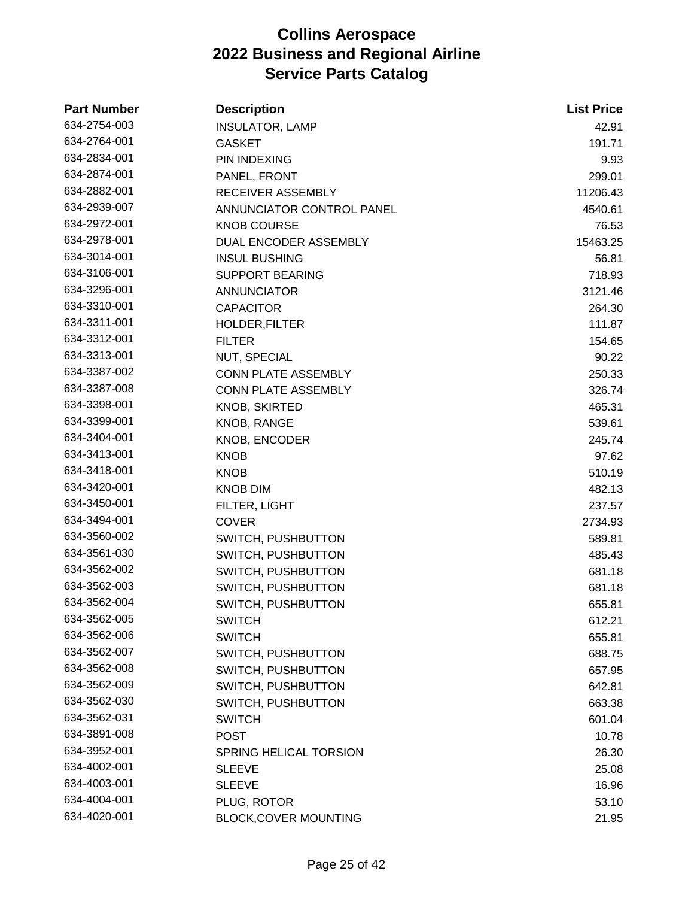# Collins Aerospace
# 2022 Business and Regional Airline
# Service Parts Catalog

| Part Number | Description | List Price |
|---|---|---|
| 634-2754-003 | INSULATOR, LAMP | 42.91 |
| 634-2764-001 | GASKET | 191.71 |
| 634-2834-001 | PIN INDEXING | 9.93 |
| 634-2874-001 | PANEL, FRONT | 299.01 |
| 634-2882-001 | RECEIVER ASSEMBLY | 11206.43 |
| 634-2939-007 | ANNUNCIATOR CONTROL PANEL | 4540.61 |
| 634-2972-001 | KNOB COURSE | 76.53 |
| 634-2978-001 | DUAL ENCODER ASSEMBLY | 15463.25 |
| 634-3014-001 | INSUL BUSHING | 56.81 |
| 634-3106-001 | SUPPORT BEARING | 718.93 |
| 634-3296-001 | ANNUNCIATOR | 3121.46 |
| 634-3310-001 | CAPACITOR | 264.30 |
| 634-3311-001 | HOLDER,FILTER | 111.87 |
| 634-3312-001 | FILTER | 154.65 |
| 634-3313-001 | NUT, SPECIAL | 90.22 |
| 634-3387-002 | CONN PLATE ASSEMBLY | 250.33 |
| 634-3387-008 | CONN PLATE ASSEMBLY | 326.74 |
| 634-3398-001 | KNOB, SKIRTED | 465.31 |
| 634-3399-001 | KNOB, RANGE | 539.61 |
| 634-3404-001 | KNOB, ENCODER | 245.74 |
| 634-3413-001 | KNOB | 97.62 |
| 634-3418-001 | KNOB | 510.19 |
| 634-3420-001 | KNOB DIM | 482.13 |
| 634-3450-001 | FILTER, LIGHT | 237.57 |
| 634-3494-001 | COVER | 2734.93 |
| 634-3560-002 | SWITCH, PUSHBUTTON | 589.81 |
| 634-3561-030 | SWITCH, PUSHBUTTON | 485.43 |
| 634-3562-002 | SWITCH, PUSHBUTTON | 681.18 |
| 634-3562-003 | SWITCH, PUSHBUTTON | 681.18 |
| 634-3562-004 | SWITCH, PUSHBUTTON | 655.81 |
| 634-3562-005 | SWITCH | 612.21 |
| 634-3562-006 | SWITCH | 655.81 |
| 634-3562-007 | SWITCH, PUSHBUTTON | 688.75 |
| 634-3562-008 | SWITCH, PUSHBUTTON | 657.95 |
| 634-3562-009 | SWITCH, PUSHBUTTON | 642.81 |
| 634-3562-030 | SWITCH, PUSHBUTTON | 663.38 |
| 634-3562-031 | SWITCH | 601.04 |
| 634-3891-008 | POST | 10.78 |
| 634-3952-001 | SPRING HELICAL TORSION | 26.30 |
| 634-4002-001 | SLEEVE | 25.08 |
| 634-4003-001 | SLEEVE | 16.96 |
| 634-4004-001 | PLUG, ROTOR | 53.10 |
| 634-4020-001 | BLOCK,COVER MOUNTING | 21.95 |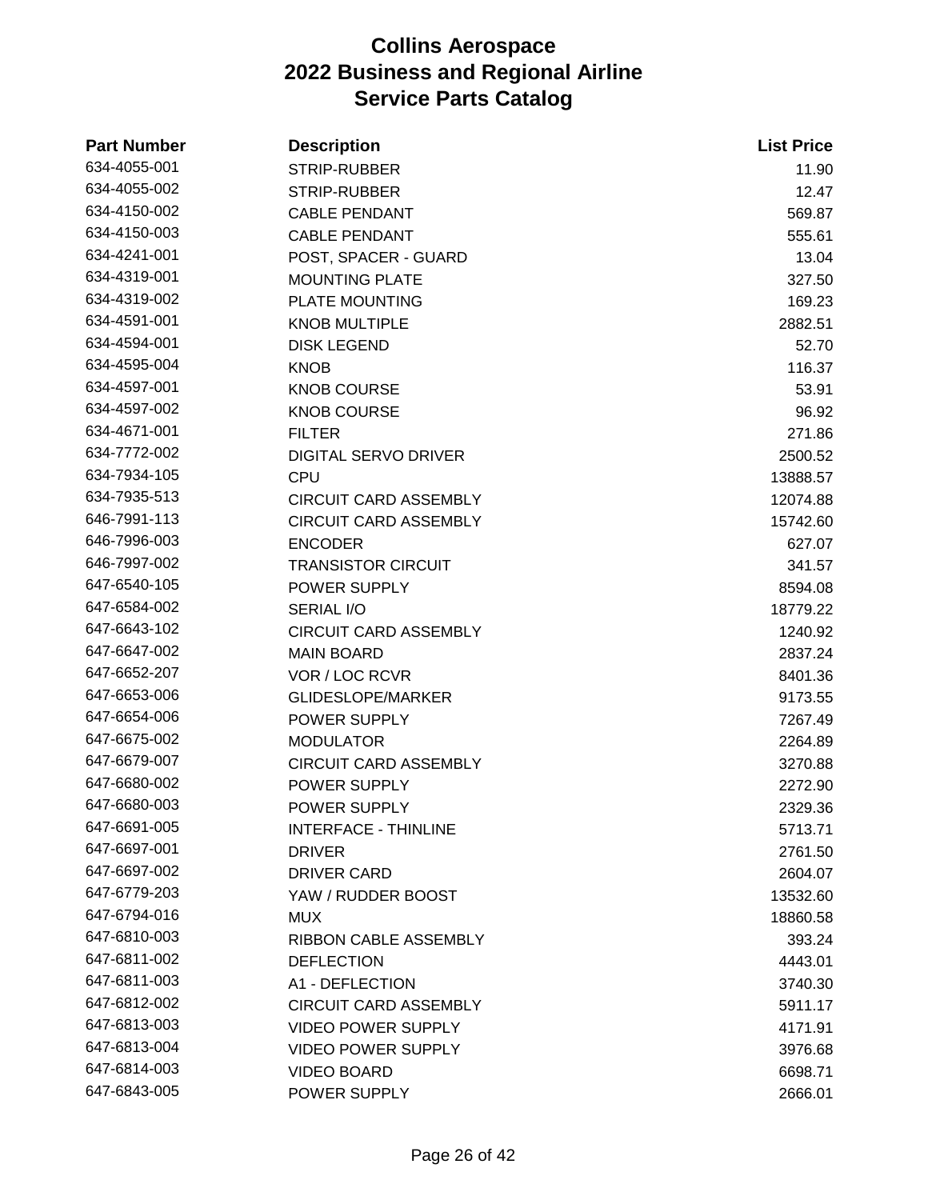# Collins Aerospace
# 2022 Business and Regional Airline
# Service Parts Catalog

| Part Number | Description | List Price |
|---|---|---|
| 634-4055-001 | STRIP-RUBBER | 11.90 |
| 634-4055-002 | STRIP-RUBBER | 12.47 |
| 634-4150-002 | CABLE PENDANT | 569.87 |
| 634-4150-003 | CABLE PENDANT | 555.61 |
| 634-4241-001 | POST, SPACER - GUARD | 13.04 |
| 634-4319-001 | MOUNTING PLATE | 327.50 |
| 634-4319-002 | PLATE MOUNTING | 169.23 |
| 634-4591-001 | KNOB MULTIPLE | 2882.51 |
| 634-4594-001 | DISK LEGEND | 52.70 |
| 634-4595-004 | KNOB | 116.37 |
| 634-4597-001 | KNOB COURSE | 53.91 |
| 634-4597-002 | KNOB COURSE | 96.92 |
| 634-4671-001 | FILTER | 271.86 |
| 634-7772-002 | DIGITAL SERVO DRIVER | 2500.52 |
| 634-7934-105 | CPU | 13888.57 |
| 634-7935-513 | CIRCUIT CARD ASSEMBLY | 12074.88 |
| 646-7991-113 | CIRCUIT CARD ASSEMBLY | 15742.60 |
| 646-7996-003 | ENCODER | 627.07 |
| 646-7997-002 | TRANSISTOR CIRCUIT | 341.57 |
| 647-6540-105 | POWER SUPPLY | 8594.08 |
| 647-6584-002 | SERIAL I/O | 18779.22 |
| 647-6643-102 | CIRCUIT CARD ASSEMBLY | 1240.92 |
| 647-6647-002 | MAIN BOARD | 2837.24 |
| 647-6652-207 | VOR / LOC RCVR | 8401.36 |
| 647-6653-006 | GLIDESLOPE/MARKER | 9173.55 |
| 647-6654-006 | POWER SUPPLY | 7267.49 |
| 647-6675-002 | MODULATOR | 2264.89 |
| 647-6679-007 | CIRCUIT CARD ASSEMBLY | 3270.88 |
| 647-6680-002 | POWER SUPPLY | 2272.90 |
| 647-6680-003 | POWER SUPPLY | 2329.36 |
| 647-6691-005 | INTERFACE - THINLINE | 5713.71 |
| 647-6697-001 | DRIVER | 2761.50 |
| 647-6697-002 | DRIVER CARD | 2604.07 |
| 647-6779-203 | YAW / RUDDER BOOST | 13532.60 |
| 647-6794-016 | MUX | 18860.58 |
| 647-6810-003 | RIBBON CABLE ASSEMBLY | 393.24 |
| 647-6811-002 | DEFLECTION | 4443.01 |
| 647-6811-003 | A1 - DEFLECTION | 3740.30 |
| 647-6812-002 | CIRCUIT CARD ASSEMBLY | 5911.17 |
| 647-6813-003 | VIDEO POWER SUPPLY | 4171.91 |
| 647-6813-004 | VIDEO POWER SUPPLY | 3976.68 |
| 647-6814-003 | VIDEO BOARD | 6698.71 |
| 647-6843-005 | POWER SUPPLY | 2666.01 |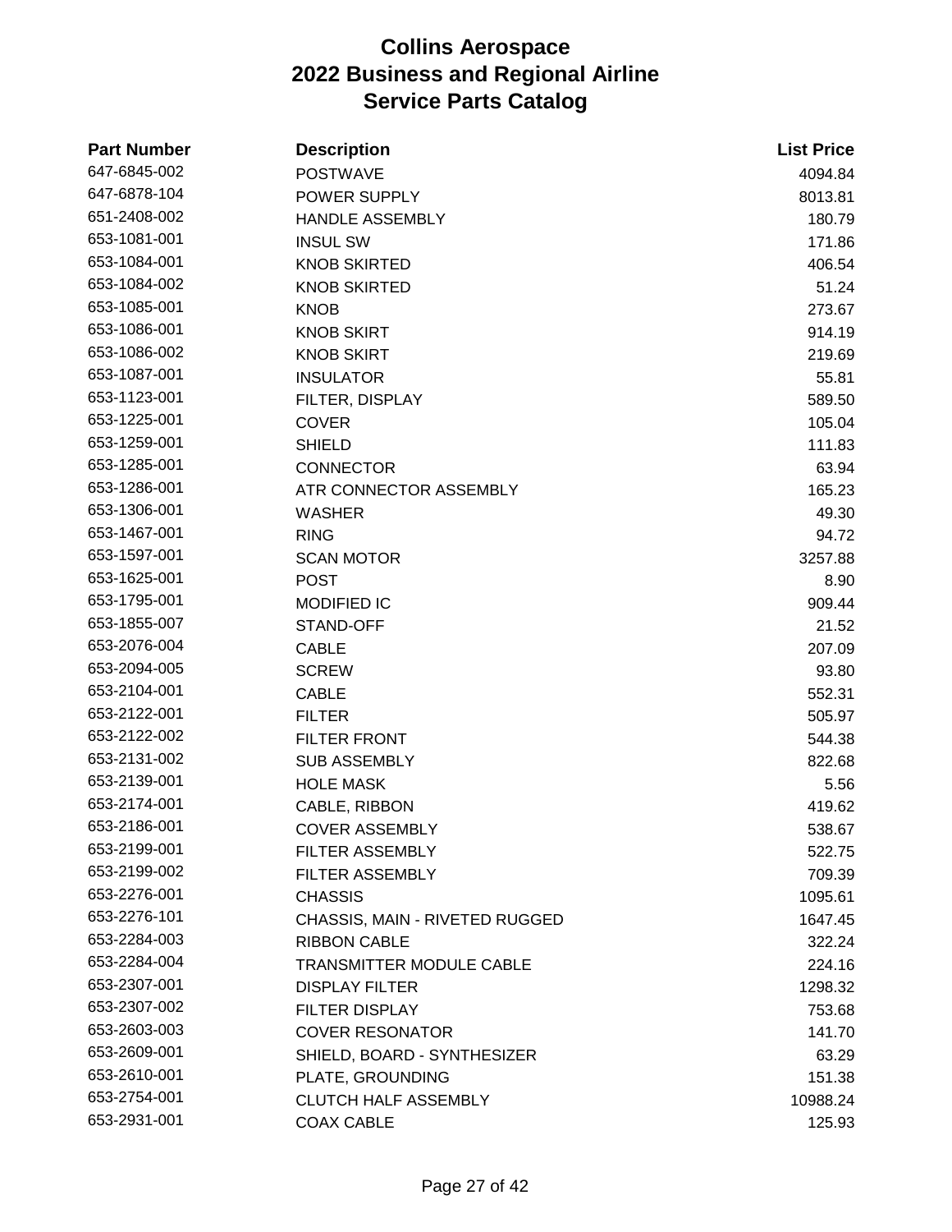# Collins Aerospace
# 2022 Business and Regional Airline
# Service Parts Catalog

| Part Number | Description | List Price |
|---|---|---|
| 647-6845-002 | POSTWAVE | 4094.84 |
| 647-6878-104 | POWER SUPPLY | 8013.81 |
| 651-2408-002 | HANDLE ASSEMBLY | 180.79 |
| 653-1081-001 | INSUL SW | 171.86 |
| 653-1084-001 | KNOB SKIRTED | 406.54 |
| 653-1084-002 | KNOB SKIRTED | 51.24 |
| 653-1085-001 | KNOB | 273.67 |
| 653-1086-001 | KNOB SKIRT | 914.19 |
| 653-1086-002 | KNOB SKIRT | 219.69 |
| 653-1087-001 | INSULATOR | 55.81 |
| 653-1123-001 | FILTER, DISPLAY | 589.50 |
| 653-1225-001 | COVER | 105.04 |
| 653-1259-001 | SHIELD | 111.83 |
| 653-1285-001 | CONNECTOR | 63.94 |
| 653-1286-001 | ATR CONNECTOR ASSEMBLY | 165.23 |
| 653-1306-001 | WASHER | 49.30 |
| 653-1467-001 | RING | 94.72 |
| 653-1597-001 | SCAN MOTOR | 3257.88 |
| 653-1625-001 | POST | 8.90 |
| 653-1795-001 | MODIFIED IC | 909.44 |
| 653-1855-007 | STAND-OFF | 21.52 |
| 653-2076-004 | CABLE | 207.09 |
| 653-2094-005 | SCREW | 93.80 |
| 653-2104-001 | CABLE | 552.31 |
| 653-2122-001 | FILTER | 505.97 |
| 653-2122-002 | FILTER FRONT | 544.38 |
| 653-2131-002 | SUB ASSEMBLY | 822.68 |
| 653-2139-001 | HOLE MASK | 5.56 |
| 653-2174-001 | CABLE, RIBBON | 419.62 |
| 653-2186-001 | COVER ASSEMBLY | 538.67 |
| 653-2199-001 | FILTER ASSEMBLY | 522.75 |
| 653-2199-002 | FILTER ASSEMBLY | 709.39 |
| 653-2276-001 | CHASSIS | 1095.61 |
| 653-2276-101 | CHASSIS, MAIN - RIVETED RUGGED | 1647.45 |
| 653-2284-003 | RIBBON CABLE | 322.24 |
| 653-2284-004 | TRANSMITTER MODULE CABLE | 224.16 |
| 653-2307-001 | DISPLAY FILTER | 1298.32 |
| 653-2307-002 | FILTER DISPLAY | 753.68 |
| 653-2603-003 | COVER RESONATOR | 141.70 |
| 653-2609-001 | SHIELD, BOARD - SYNTHESIZER | 63.29 |
| 653-2610-001 | PLATE, GROUNDING | 151.38 |
| 653-2754-001 | CLUTCH HALF ASSEMBLY | 10988.24 |
| 653-2931-001 | COAX CABLE | 125.93 |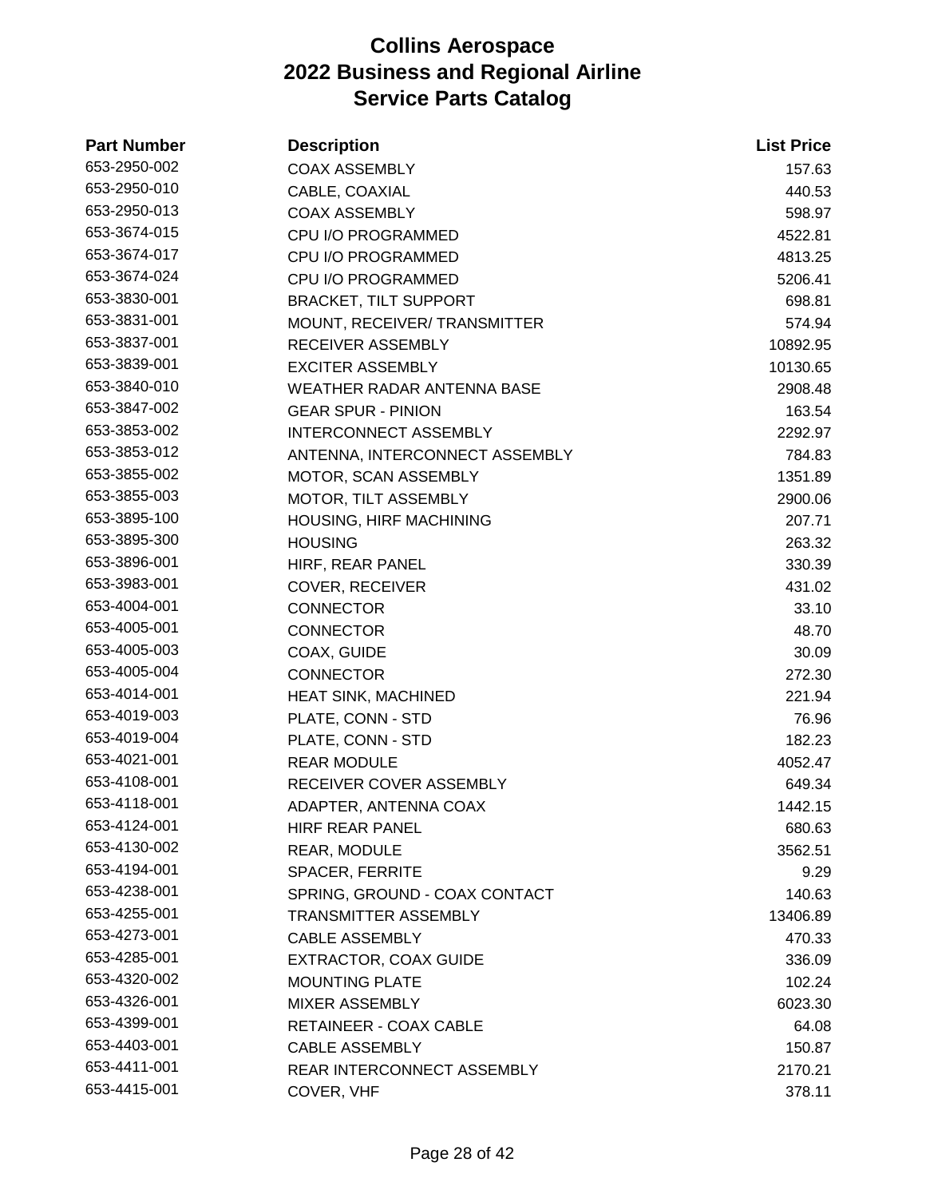# Collins Aerospace
# 2022 Business and Regional Airline
# Service Parts Catalog

| Part Number | Description | List Price |
|---|---|---|
| 653-2950-002 | COAX ASSEMBLY | 157.63 |
| 653-2950-010 | CABLE, COAXIAL | 440.53 |
| 653-2950-013 | COAX ASSEMBLY | 598.97 |
| 653-3674-015 | CPU I/O PROGRAMMED | 4522.81 |
| 653-3674-017 | CPU I/O PROGRAMMED | 4813.25 |
| 653-3674-024 | CPU I/O PROGRAMMED | 5206.41 |
| 653-3830-001 | BRACKET, TILT SUPPORT | 698.81 |
| 653-3831-001 | MOUNT, RECEIVER/ TRANSMITTER | 574.94 |
| 653-3837-001 | RECEIVER ASSEMBLY | 10892.95 |
| 653-3839-001 | EXCITER ASSEMBLY | 10130.65 |
| 653-3840-010 | WEATHER RADAR ANTENNA BASE | 2908.48 |
| 653-3847-002 | GEAR SPUR - PINION | 163.54 |
| 653-3853-002 | INTERCONNECT ASSEMBLY | 2292.97 |
| 653-3853-012 | ANTENNA, INTERCONNECT ASSEMBLY | 784.83 |
| 653-3855-002 | MOTOR, SCAN ASSEMBLY | 1351.89 |
| 653-3855-003 | MOTOR, TILT ASSEMBLY | 2900.06 |
| 653-3895-100 | HOUSING, HIRF MACHINING | 207.71 |
| 653-3895-300 | HOUSING | 263.32 |
| 653-3896-001 | HIRF, REAR PANEL | 330.39 |
| 653-3983-001 | COVER, RECEIVER | 431.02 |
| 653-4004-001 | CONNECTOR | 33.10 |
| 653-4005-001 | CONNECTOR | 48.70 |
| 653-4005-003 | COAX, GUIDE | 30.09 |
| 653-4005-004 | CONNECTOR | 272.30 |
| 653-4014-001 | HEAT SINK, MACHINED | 221.94 |
| 653-4019-003 | PLATE, CONN - STD | 76.96 |
| 653-4019-004 | PLATE, CONN - STD | 182.23 |
| 653-4021-001 | REAR MODULE | 4052.47 |
| 653-4108-001 | RECEIVER COVER ASSEMBLY | 649.34 |
| 653-4118-001 | ADAPTER, ANTENNA COAX | 1442.15 |
| 653-4124-001 | HIRF REAR PANEL | 680.63 |
| 653-4130-002 | REAR, MODULE | 3562.51 |
| 653-4194-001 | SPACER, FERRITE | 9.29 |
| 653-4238-001 | SPRING, GROUND - COAX CONTACT | 140.63 |
| 653-4255-001 | TRANSMITTER ASSEMBLY | 13406.89 |
| 653-4273-001 | CABLE ASSEMBLY | 470.33 |
| 653-4285-001 | EXTRACTOR, COAX GUIDE | 336.09 |
| 653-4320-002 | MOUNTING PLATE | 102.24 |
| 653-4326-001 | MIXER ASSEMBLY | 6023.30 |
| 653-4399-001 | RETAINEER - COAX CABLE | 64.08 |
| 653-4403-001 | CABLE ASSEMBLY | 150.87 |
| 653-4411-001 | REAR INTERCONNECT ASSEMBLY | 2170.21 |
| 653-4415-001 | COVER, VHF | 378.11 |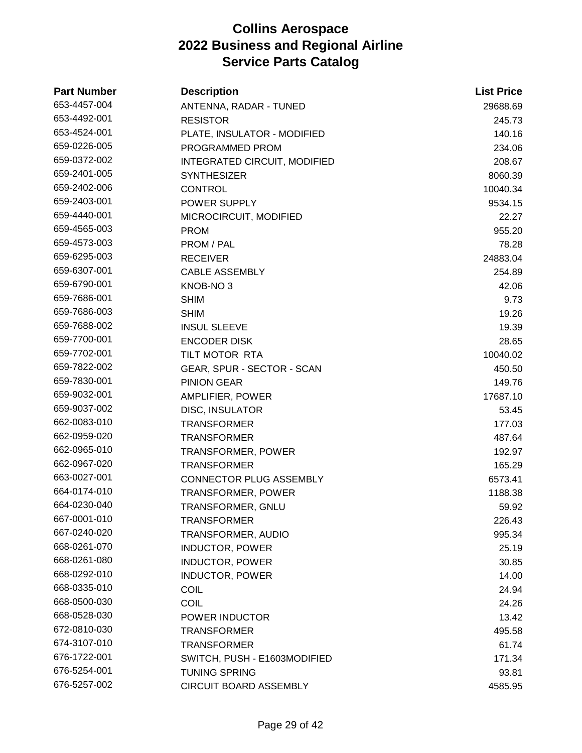# Collins Aerospace
# 2022 Business and Regional Airline
# Service Parts Catalog

| Part Number | Description | List Price |
|---|---|---|
| 653-4457-004 | ANTENNA, RADAR - TUNED | 29688.69 |
| 653-4492-001 | RESISTOR | 245.73 |
| 653-4524-001 | PLATE, INSULATOR - MODIFIED | 140.16 |
| 659-0226-005 | PROGRAMMED PROM | 234.06 |
| 659-0372-002 | INTEGRATED CIRCUIT, MODIFIED | 208.67 |
| 659-2401-005 | SYNTHESIZER | 8060.39 |
| 659-2402-006 | CONTROL | 10040.34 |
| 659-2403-001 | POWER SUPPLY | 9534.15 |
| 659-4440-001 | MICROCIRCUIT, MODIFIED | 22.27 |
| 659-4565-003 | PROM | 955.20 |
| 659-4573-003 | PROM / PAL | 78.28 |
| 659-6295-003 | RECEIVER | 24883.04 |
| 659-6307-001 | CABLE ASSEMBLY | 254.89 |
| 659-6790-001 | KNOB-NO 3 | 42.06 |
| 659-7686-001 | SHIM | 9.73 |
| 659-7686-003 | SHIM | 19.26 |
| 659-7688-002 | INSUL SLEEVE | 19.39 |
| 659-7700-001 | ENCODER DISK | 28.65 |
| 659-7702-001 | TILT MOTOR RTA | 10040.02 |
| 659-7822-002 | GEAR, SPUR - SECTOR - SCAN | 450.50 |
| 659-7830-001 | PINION GEAR | 149.76 |
| 659-9032-001 | AMPLIFIER, POWER | 17687.10 |
| 659-9037-002 | DISC, INSULATOR | 53.45 |
| 662-0083-010 | TRANSFORMER | 177.03 |
| 662-0959-020 | TRANSFORMER | 487.64 |
| 662-0965-010 | TRANSFORMER, POWER | 192.97 |
| 662-0967-020 | TRANSFORMER | 165.29 |
| 663-0027-001 | CONNECTOR PLUG ASSEMBLY | 6573.41 |
| 664-0174-010 | TRANSFORMER, POWER | 1188.38 |
| 664-0230-040 | TRANSFORMER, GNLU | 59.92 |
| 667-0001-010 | TRANSFORMER | 226.43 |
| 667-0240-020 | TRANSFORMER, AUDIO | 995.34 |
| 668-0261-070 | INDUCTOR, POWER | 25.19 |
| 668-0261-080 | INDUCTOR, POWER | 30.85 |
| 668-0292-010 | INDUCTOR, POWER | 14.00 |
| 668-0335-010 | COIL | 24.94 |
| 668-0500-030 | COIL | 24.26 |
| 668-0528-030 | POWER INDUCTOR | 13.42 |
| 672-0810-030 | TRANSFORMER | 495.58 |
| 674-3107-010 | TRANSFORMER | 61.74 |
| 676-1722-001 | SWITCH, PUSH - E1603MODIFIED | 171.34 |
| 676-5254-001 | TUNING SPRING | 93.81 |
| 676-5257-002 | CIRCUIT BOARD ASSEMBLY | 4585.95 |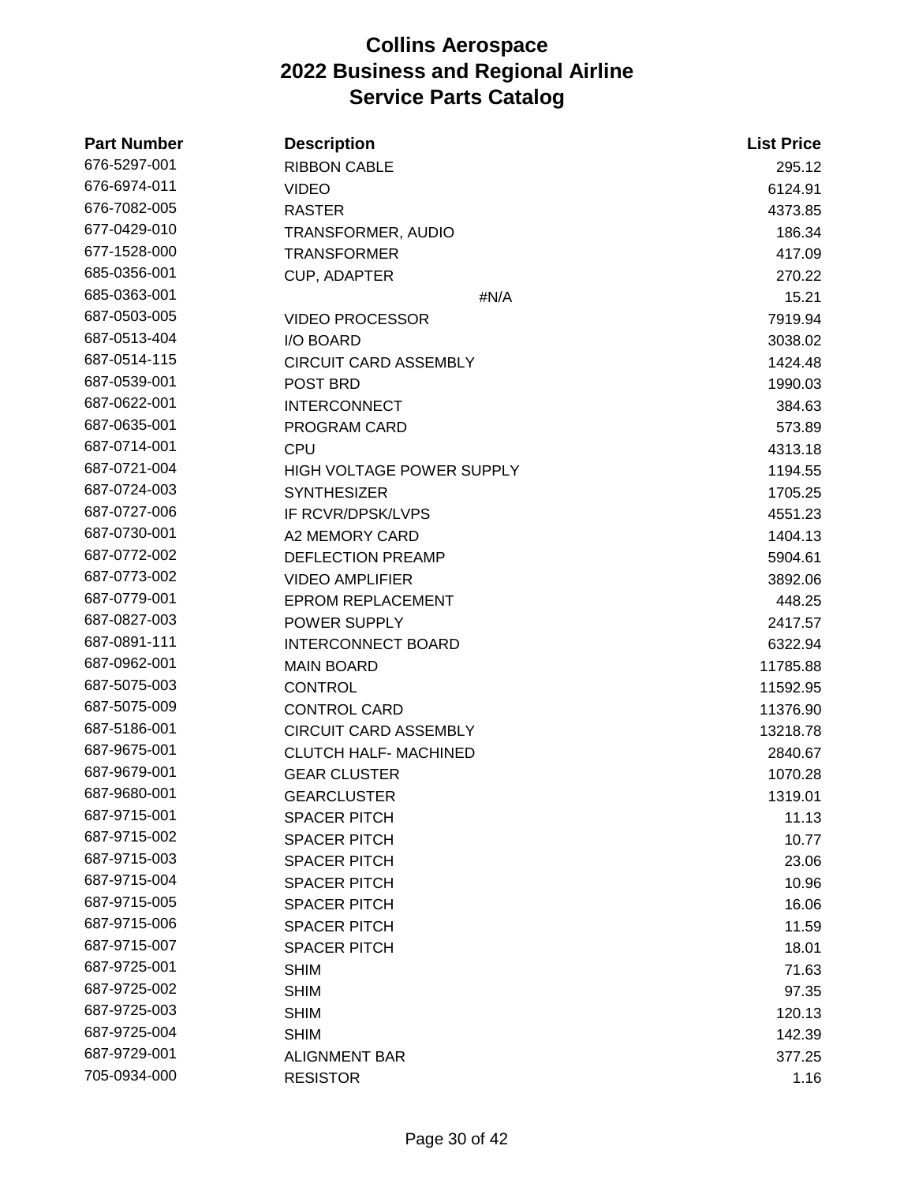# Collins Aerospace
# 2022 Business and Regional Airline
# Service Parts Catalog

| Part Number | Description | List Price |
|---|---|---|
| 676-5297-001 | RIBBON CABLE | 295.12 |
| 676-6974-011 | VIDEO | 6124.91 |
| 676-7082-005 | RASTER | 4373.85 |
| 677-0429-010 | TRANSFORMER, AUDIO | 186.34 |
| 677-1528-000 | TRANSFORMER | 417.09 |
| 685-0356-001 | CUP, ADAPTER | 270.22 |
| 685-0363-001 | #N/A | 15.21 |
| 687-0503-005 | VIDEO PROCESSOR | 7919.94 |
| 687-0513-404 | I/O BOARD | 3038.02 |
| 687-0514-115 | CIRCUIT CARD ASSEMBLY | 1424.48 |
| 687-0539-001 | POST BRD | 1990.03 |
| 687-0622-001 | INTERCONNECT | 384.63 |
| 687-0635-001 | PROGRAM CARD | 573.89 |
| 687-0714-001 | CPU | 4313.18 |
| 687-0721-004 | HIGH VOLTAGE POWER SUPPLY | 1194.55 |
| 687-0724-003 | SYNTHESIZER | 1705.25 |
| 687-0727-006 | IF RCVR/DPSK/LVPS | 4551.23 |
| 687-0730-001 | A2 MEMORY CARD | 1404.13 |
| 687-0772-002 | DEFLECTION PREAMP | 5904.61 |
| 687-0773-002 | VIDEO AMPLIFIER | 3892.06 |
| 687-0779-001 | EPROM REPLACEMENT | 448.25 |
| 687-0827-003 | POWER SUPPLY | 2417.57 |
| 687-0891-111 | INTERCONNECT BOARD | 6322.94 |
| 687-0962-001 | MAIN BOARD | 11785.88 |
| 687-5075-003 | CONTROL | 11592.95 |
| 687-5075-009 | CONTROL CARD | 11376.90 |
| 687-5186-001 | CIRCUIT CARD ASSEMBLY | 13218.78 |
| 687-9675-001 | CLUTCH HALF- MACHINED | 2840.67 |
| 687-9679-001 | GEAR CLUSTER | 1070.28 |
| 687-9680-001 | GEARCLUSTER | 1319.01 |
| 687-9715-001 | SPACER PITCH | 11.13 |
| 687-9715-002 | SPACER PITCH | 10.77 |
| 687-9715-003 | SPACER PITCH | 23.06 |
| 687-9715-004 | SPACER PITCH | 10.96 |
| 687-9715-005 | SPACER PITCH | 16.06 |
| 687-9715-006 | SPACER PITCH | 11.59 |
| 687-9715-007 | SPACER PITCH | 18.01 |
| 687-9725-001 | SHIM | 71.63 |
| 687-9725-002 | SHIM | 97.35 |
| 687-9725-003 | SHIM | 120.13 |
| 687-9725-004 | SHIM | 142.39 |
| 687-9729-001 | ALIGNMENT BAR | 377.25 |
| 705-0934-000 | RESISTOR | 1.16 |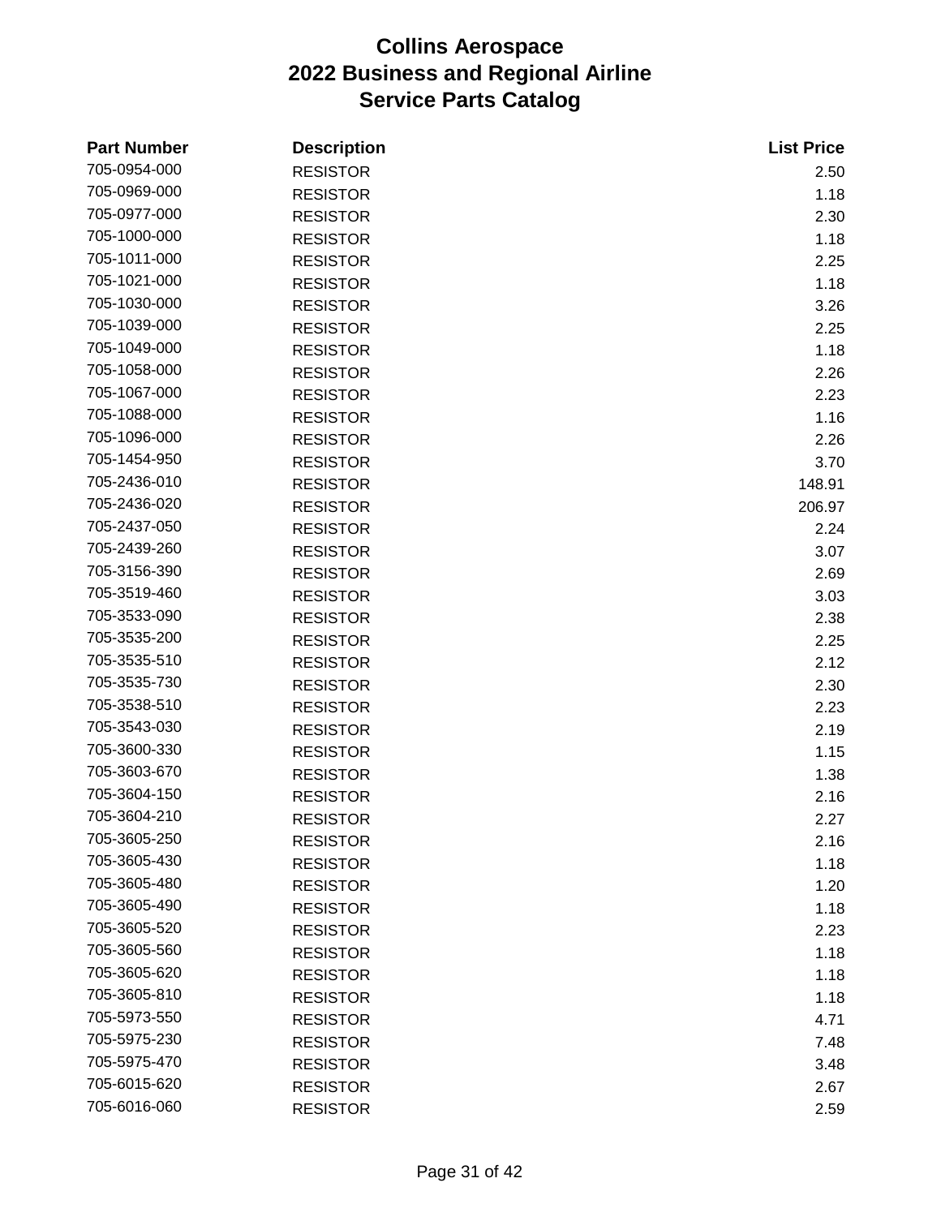# Collins Aerospace
# 2022 Business and Regional Airline
# Service Parts Catalog

| Part Number | Description | List Price |
|---|---|---|
| 705-0954-000 | RESISTOR | 2.50 |
| 705-0969-000 | RESISTOR | 1.18 |
| 705-0977-000 | RESISTOR | 2.30 |
| 705-1000-000 | RESISTOR | 1.18 |
| 705-1011-000 | RESISTOR | 2.25 |
| 705-1021-000 | RESISTOR | 1.18 |
| 705-1030-000 | RESISTOR | 3.26 |
| 705-1039-000 | RESISTOR | 2.25 |
| 705-1049-000 | RESISTOR | 1.18 |
| 705-1058-000 | RESISTOR | 2.26 |
| 705-1067-000 | RESISTOR | 2.23 |
| 705-1088-000 | RESISTOR | 1.16 |
| 705-1096-000 | RESISTOR | 2.26 |
| 705-1454-950 | RESISTOR | 3.70 |
| 705-2436-010 | RESISTOR | 148.91 |
| 705-2436-020 | RESISTOR | 206.97 |
| 705-2437-050 | RESISTOR | 2.24 |
| 705-2439-260 | RESISTOR | 3.07 |
| 705-3156-390 | RESISTOR | 2.69 |
| 705-3519-460 | RESISTOR | 3.03 |
| 705-3533-090 | RESISTOR | 2.38 |
| 705-3535-200 | RESISTOR | 2.25 |
| 705-3535-510 | RESISTOR | 2.12 |
| 705-3535-730 | RESISTOR | 2.30 |
| 705-3538-510 | RESISTOR | 2.23 |
| 705-3543-030 | RESISTOR | 2.19 |
| 705-3600-330 | RESISTOR | 1.15 |
| 705-3603-670 | RESISTOR | 1.38 |
| 705-3604-150 | RESISTOR | 2.16 |
| 705-3604-210 | RESISTOR | 2.27 |
| 705-3605-250 | RESISTOR | 2.16 |
| 705-3605-430 | RESISTOR | 1.18 |
| 705-3605-480 | RESISTOR | 1.20 |
| 705-3605-490 | RESISTOR | 1.18 |
| 705-3605-520 | RESISTOR | 2.23 |
| 705-3605-560 | RESISTOR | 1.18 |
| 705-3605-620 | RESISTOR | 1.18 |
| 705-3605-810 | RESISTOR | 1.18 |
| 705-5973-550 | RESISTOR | 4.71 |
| 705-5975-230 | RESISTOR | 7.48 |
| 705-5975-470 | RESISTOR | 3.48 |
| 705-6015-620 | RESISTOR | 2.67 |
| 705-6016-060 | RESISTOR | 2.59 |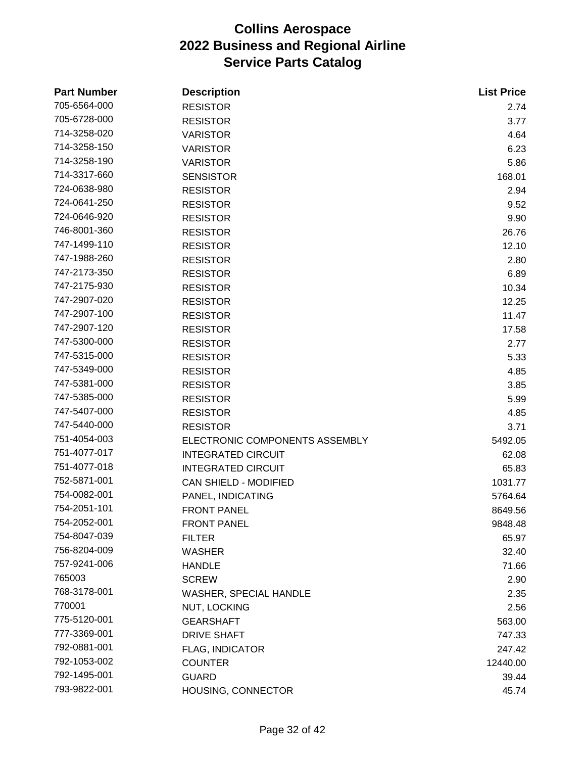# Collins Aerospace
# 2022 Business and Regional Airline
# Service Parts Catalog

| Part Number | Description | List Price |
|---|---|---|
| 705-6564-000 | RESISTOR | 2.74 |
| 705-6728-000 | RESISTOR | 3.77 |
| 714-3258-020 | VARISTOR | 4.64 |
| 714-3258-150 | VARISTOR | 6.23 |
| 714-3258-190 | VARISTOR | 5.86 |
| 714-3317-660 | SENSISTOR | 168.01 |
| 724-0638-980 | RESISTOR | 2.94 |
| 724-0641-250 | RESISTOR | 9.52 |
| 724-0646-920 | RESISTOR | 9.90 |
| 746-8001-360 | RESISTOR | 26.76 |
| 747-1499-110 | RESISTOR | 12.10 |
| 747-1988-260 | RESISTOR | 2.80 |
| 747-2173-350 | RESISTOR | 6.89 |
| 747-2175-930 | RESISTOR | 10.34 |
| 747-2907-020 | RESISTOR | 12.25 |
| 747-2907-100 | RESISTOR | 11.47 |
| 747-2907-120 | RESISTOR | 17.58 |
| 747-5300-000 | RESISTOR | 2.77 |
| 747-5315-000 | RESISTOR | 5.33 |
| 747-5349-000 | RESISTOR | 4.85 |
| 747-5381-000 | RESISTOR | 3.85 |
| 747-5385-000 | RESISTOR | 5.99 |
| 747-5407-000 | RESISTOR | 4.85 |
| 747-5440-000 | RESISTOR | 3.71 |
| 751-4054-003 | ELECTRONIC COMPONENTS ASSEMBLY | 5492.05 |
| 751-4077-017 | INTEGRATED CIRCUIT | 62.08 |
| 751-4077-018 | INTEGRATED CIRCUIT | 65.83 |
| 752-5871-001 | CAN SHIELD - MODIFIED | 1031.77 |
| 754-0082-001 | PANEL, INDICATING | 5764.64 |
| 754-2051-101 | FRONT PANEL | 8649.56 |
| 754-2052-001 | FRONT PANEL | 9848.48 |
| 754-8047-039 | FILTER | 65.97 |
| 756-8204-009 | WASHER | 32.40 |
| 757-9241-006 | HANDLE | 71.66 |
| 765003 | SCREW | 2.90 |
| 768-3178-001 | WASHER, SPECIAL HANDLE | 2.35 |
| 770001 | NUT, LOCKING | 2.56 |
| 775-5120-001 | GEARSHAFT | 563.00 |
| 777-3369-001 | DRIVE SHAFT | 747.33 |
| 792-0881-001 | FLAG, INDICATOR | 247.42 |
| 792-1053-002 | COUNTER | 12440.00 |
| 792-1495-001 | GUARD | 39.44 |
| 793-9822-001 | HOUSING, CONNECTOR | 45.74 |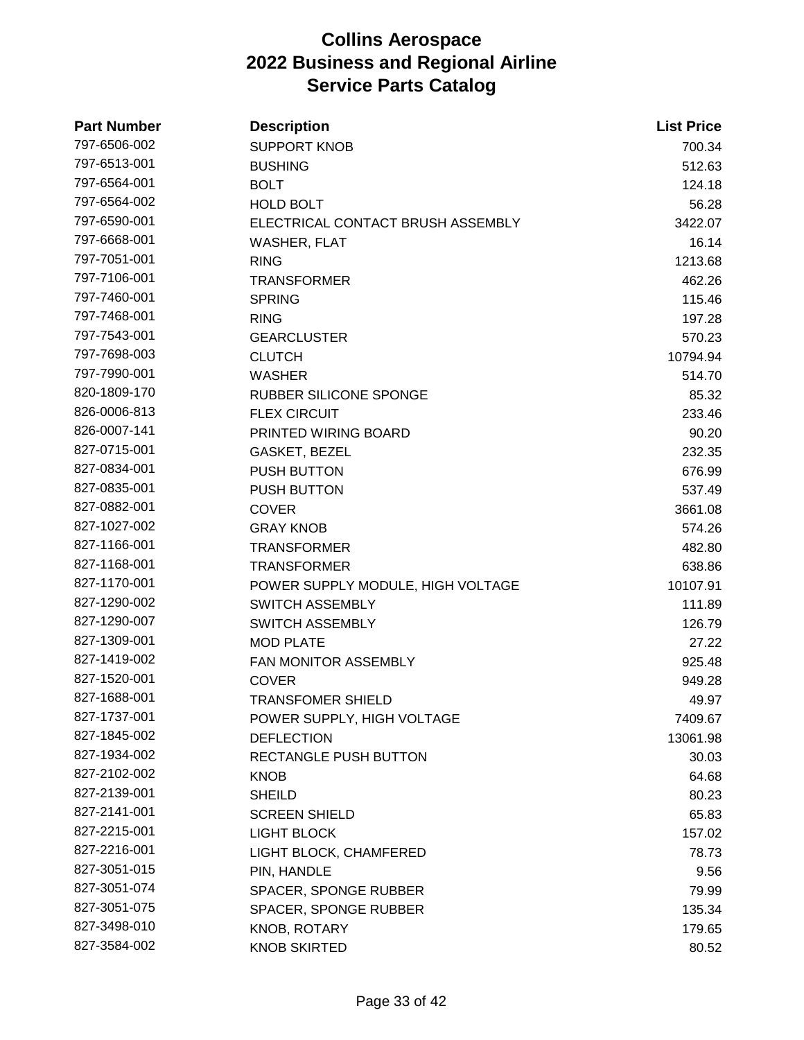# Collins Aerospace
# 2022 Business and Regional Airline
# Service Parts Catalog

| Part Number | Description | List Price |
|---|---|---|
| 797-6506-002 | SUPPORT KNOB | 700.34 |
| 797-6513-001 | BUSHING | 512.63 |
| 797-6564-001 | BOLT | 124.18 |
| 797-6564-002 | HOLD BOLT | 56.28 |
| 797-6590-001 | ELECTRICAL CONTACT BRUSH ASSEMBLY | 3422.07 |
| 797-6668-001 | WASHER, FLAT | 16.14 |
| 797-7051-001 | RING | 1213.68 |
| 797-7106-001 | TRANSFORMER | 462.26 |
| 797-7460-001 | SPRING | 115.46 |
| 797-7468-001 | RING | 197.28 |
| 797-7543-001 | GEARCLUSTER | 570.23 |
| 797-7698-003 | CLUTCH | 10794.94 |
| 797-7990-001 | WASHER | 514.70 |
| 820-1809-170 | RUBBER SILICONE SPONGE | 85.32 |
| 826-0006-813 | FLEX CIRCUIT | 233.46 |
| 826-0007-141 | PRINTED WIRING BOARD | 90.20 |
| 827-0715-001 | GASKET, BEZEL | 232.35 |
| 827-0834-001 | PUSH BUTTON | 676.99 |
| 827-0835-001 | PUSH BUTTON | 537.49 |
| 827-0882-001 | COVER | 3661.08 |
| 827-1027-002 | GRAY KNOB | 574.26 |
| 827-1166-001 | TRANSFORMER | 482.80 |
| 827-1168-001 | TRANSFORMER | 638.86 |
| 827-1170-001 | POWER SUPPLY MODULE, HIGH VOLTAGE | 10107.91 |
| 827-1290-002 | SWITCH ASSEMBLY | 111.89 |
| 827-1290-007 | SWITCH ASSEMBLY | 126.79 |
| 827-1309-001 | MOD PLATE | 27.22 |
| 827-1419-002 | FAN MONITOR ASSEMBLY | 925.48 |
| 827-1520-001 | COVER | 949.28 |
| 827-1688-001 | TRANSFOMER SHIELD | 49.97 |
| 827-1737-001 | POWER SUPPLY, HIGH VOLTAGE | 7409.67 |
| 827-1845-002 | DEFLECTION | 13061.98 |
| 827-1934-002 | RECTANGLE PUSH BUTTON | 30.03 |
| 827-2102-002 | KNOB | 64.68 |
| 827-2139-001 | SHEILD | 80.23 |
| 827-2141-001 | SCREEN SHIELD | 65.83 |
| 827-2215-001 | LIGHT BLOCK | 157.02 |
| 827-2216-001 | LIGHT BLOCK, CHAMFERED | 78.73 |
| 827-3051-015 | PIN, HANDLE | 9.56 |
| 827-3051-074 | SPACER, SPONGE RUBBER | 79.99 |
| 827-3051-075 | SPACER, SPONGE RUBBER | 135.34 |
| 827-3498-010 | KNOB, ROTARY | 179.65 |
| 827-3584-002 | KNOB SKIRTED | 80.52 |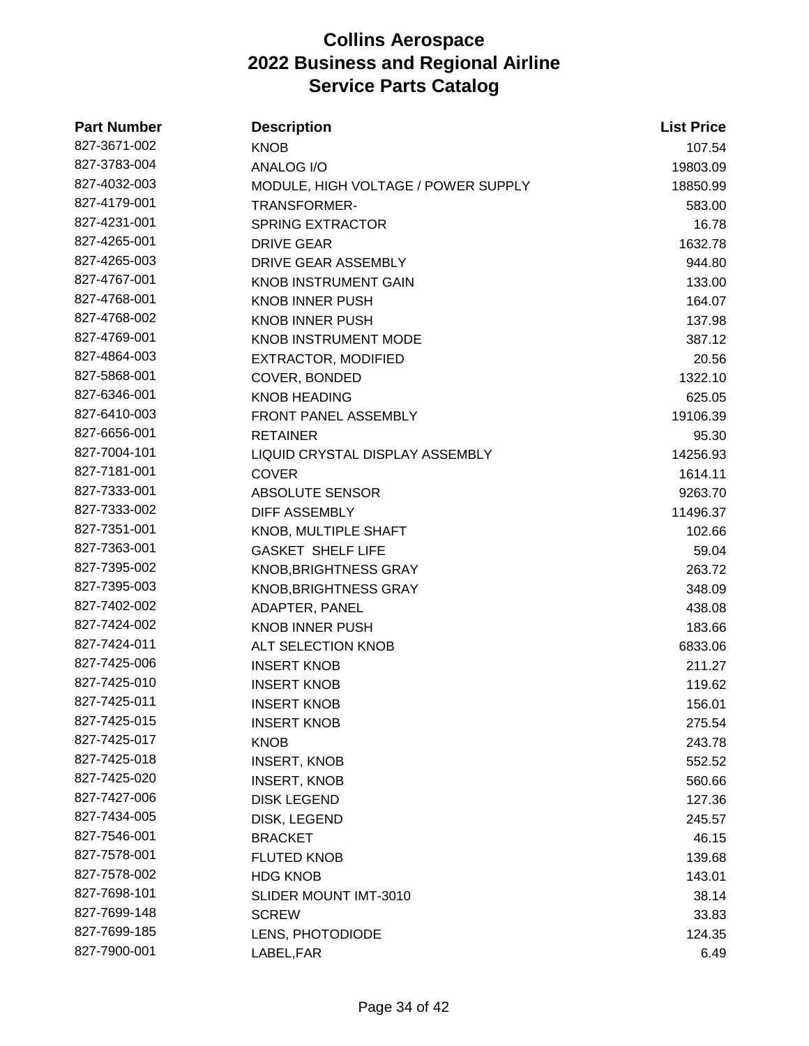# Collins Aerospace
# 2022 Business and Regional Airline
# Service Parts Catalog

| Part Number | Description | List Price |
|---|---|---|
| 827-3671-002 | KNOB | 107.54 |
| 827-3783-004 | ANALOG I/O | 19803.09 |
| 827-4032-003 | MODULE, HIGH VOLTAGE / POWER SUPPLY | 18850.99 |
| 827-4179-001 | TRANSFORMER- | 583.00 |
| 827-4231-001 | SPRING EXTRACTOR | 16.78 |
| 827-4265-001 | DRIVE GEAR | 1632.78 |
| 827-4265-003 | DRIVE GEAR ASSEMBLY | 944.80 |
| 827-4767-001 | KNOB INSTRUMENT GAIN | 133.00 |
| 827-4768-001 | KNOB INNER PUSH | 164.07 |
| 827-4768-002 | KNOB INNER PUSH | 137.98 |
| 827-4769-001 | KNOB INSTRUMENT MODE | 387.12 |
| 827-4864-003 | EXTRACTOR, MODIFIED | 20.56 |
| 827-5868-001 | COVER, BONDED | 1322.10 |
| 827-6346-001 | KNOB HEADING | 625.05 |
| 827-6410-003 | FRONT PANEL ASSEMBLY | 19106.39 |
| 827-6656-001 | RETAINER | 95.30 |
| 827-7004-101 | LIQUID CRYSTAL DISPLAY ASSEMBLY | 14256.93 |
| 827-7181-001 | COVER | 1614.11 |
| 827-7333-001 | ABSOLUTE SENSOR | 9263.70 |
| 827-7333-002 | DIFF ASSEMBLY | 11496.37 |
| 827-7351-001 | KNOB, MULTIPLE SHAFT | 102.66 |
| 827-7363-001 | GASKET SHELF LIFE | 59.04 |
| 827-7395-002 | KNOB,BRIGHTNESS GRAY | 263.72 |
| 827-7395-003 | KNOB,BRIGHTNESS GRAY | 348.09 |
| 827-7402-002 | ADAPTER, PANEL | 438.08 |
| 827-7424-002 | KNOB INNER PUSH | 183.66 |
| 827-7424-011 | ALT SELECTION KNOB | 6833.06 |
| 827-7425-006 | INSERT KNOB | 211.27 |
| 827-7425-010 | INSERT KNOB | 119.62 |
| 827-7425-011 | INSERT KNOB | 156.01 |
| 827-7425-015 | INSERT KNOB | 275.54 |
| 827-7425-017 | KNOB | 243.78 |
| 827-7425-018 | INSERT, KNOB | 552.52 |
| 827-7425-020 | INSERT, KNOB | 560.66 |
| 827-7427-006 | DISK LEGEND | 127.36 |
| 827-7434-005 | DISK, LEGEND | 245.57 |
| 827-7546-001 | BRACKET | 46.15 |
| 827-7578-001 | FLUTED KNOB | 139.68 |
| 827-7578-002 | HDG KNOB | 143.01 |
| 827-7698-101 | SLIDER MOUNT IMT-3010 | 38.14 |
| 827-7699-148 | SCREW | 33.83 |
| 827-7699-185 | LENS, PHOTODIODE | 124.35 |
| 827-7900-001 | LABEL,FAR | 6.49 |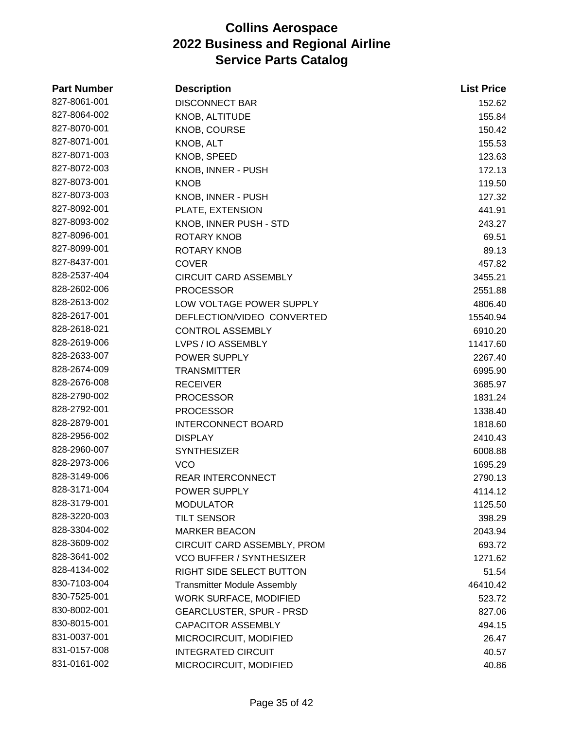# Collins Aerospace
# 2022 Business and Regional Airline
# Service Parts Catalog

| Part Number | Description | List Price |
|---|---|---|
| 827-8061-001 | DISCONNECT BAR | 152.62 |
| 827-8064-002 | KNOB, ALTITUDE | 155.84 |
| 827-8070-001 | KNOB, COURSE | 150.42 |
| 827-8071-001 | KNOB, ALT | 155.53 |
| 827-8071-003 | KNOB, SPEED | 123.63 |
| 827-8072-003 | KNOB, INNER - PUSH | 172.13 |
| 827-8073-001 | KNOB | 119.50 |
| 827-8073-003 | KNOB, INNER - PUSH | 127.32 |
| 827-8092-001 | PLATE, EXTENSION | 441.91 |
| 827-8093-002 | KNOB, INNER PUSH - STD | 243.27 |
| 827-8096-001 | ROTARY KNOB | 69.51 |
| 827-8099-001 | ROTARY KNOB | 89.13 |
| 827-8437-001 | COVER | 457.82 |
| 828-2537-404 | CIRCUIT CARD ASSEMBLY | 3455.21 |
| 828-2602-006 | PROCESSOR | 2551.88 |
| 828-2613-002 | LOW VOLTAGE POWER SUPPLY | 4806.40 |
| 828-2617-001 | DEFLECTION/VIDEO CONVERTED | 15540.94 |
| 828-2618-021 | CONTROL ASSEMBLY | 6910.20 |
| 828-2619-006 | LVPS / IO ASSEMBLY | 11417.60 |
| 828-2633-007 | POWER SUPPLY | 2267.40 |
| 828-2674-009 | TRANSMITTER | 6995.90 |
| 828-2676-008 | RECEIVER | 3685.97 |
| 828-2790-002 | PROCESSOR | 1831.24 |
| 828-2792-001 | PROCESSOR | 1338.40 |
| 828-2879-001 | INTERCONNECT BOARD | 1818.60 |
| 828-2956-002 | DISPLAY | 2410.43 |
| 828-2960-007 | SYNTHESIZER | 6008.88 |
| 828-2973-006 | VCO | 1695.29 |
| 828-3149-006 | REAR INTERCONNECT | 2790.13 |
| 828-3171-004 | POWER SUPPLY | 4114.12 |
| 828-3179-001 | MODULATOR | 1125.50 |
| 828-3220-003 | TILT SENSOR | 398.29 |
| 828-3304-002 | MARKER BEACON | 2043.94 |
| 828-3609-002 | CIRCUIT CARD ASSEMBLY, PROM | 693.72 |
| 828-3641-002 | VCO BUFFER / SYNTHESIZER | 1271.62 |
| 828-4134-002 | RIGHT SIDE SELECT BUTTON | 51.54 |
| 830-7103-004 | Transmitter Module Assembly | 46410.42 |
| 830-7525-001 | WORK SURFACE, MODIFIED | 523.72 |
| 830-8002-001 | GEARCLUSTER, SPUR - PRSD | 827.06 |
| 830-8015-001 | CAPACITOR ASSEMBLY | 494.15 |
| 831-0037-001 | MICROCIRCUIT, MODIFIED | 26.47 |
| 831-0157-008 | INTEGRATED CIRCUIT | 40.57 |
| 831-0161-002 | MICROCIRCUIT, MODIFIED | 40.86 |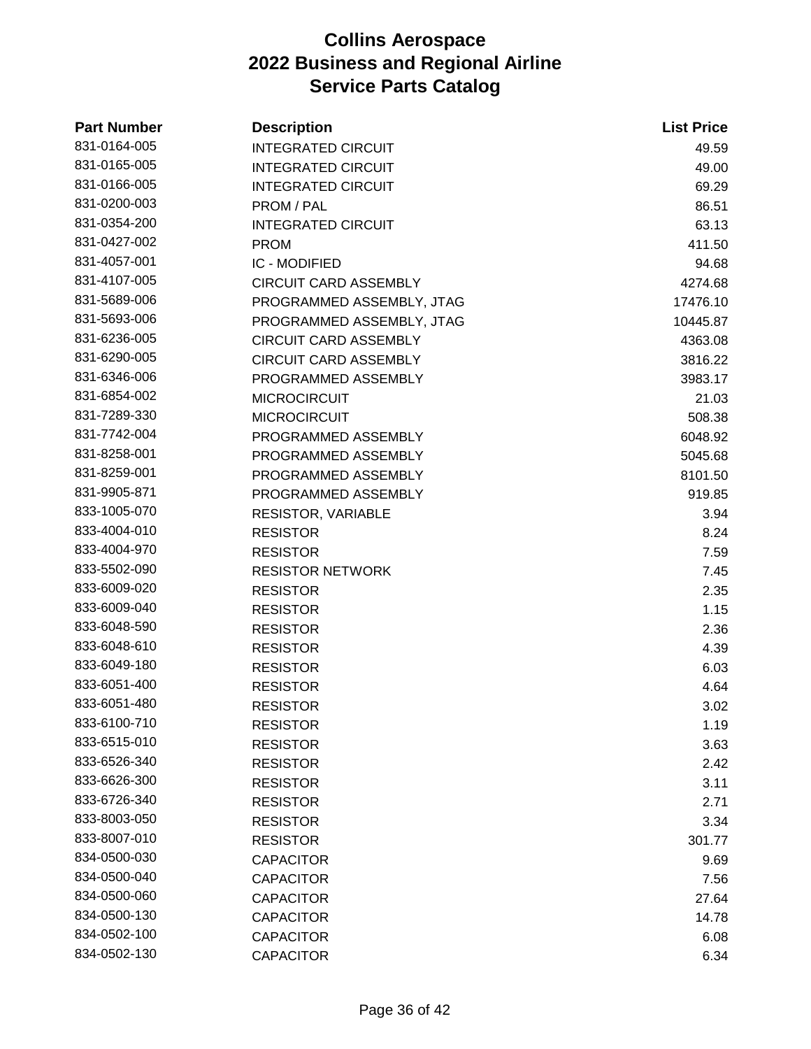# Collins Aerospace
# 2022 Business and Regional Airline
# Service Parts Catalog

| Part Number | Description | List Price |
|---|---|---|
| 831-0164-005 | INTEGRATED CIRCUIT | 49.59 |
| 831-0165-005 | INTEGRATED CIRCUIT | 49.00 |
| 831-0166-005 | INTEGRATED CIRCUIT | 69.29 |
| 831-0200-003 | PROM / PAL | 86.51 |
| 831-0354-200 | INTEGRATED CIRCUIT | 63.13 |
| 831-0427-002 | PROM | 411.50 |
| 831-4057-001 | IC - MODIFIED | 94.68 |
| 831-4107-005 | CIRCUIT CARD ASSEMBLY | 4274.68 |
| 831-5689-006 | PROGRAMMED ASSEMBLY, JTAG | 17476.10 |
| 831-5693-006 | PROGRAMMED ASSEMBLY, JTAG | 10445.87 |
| 831-6236-005 | CIRCUIT CARD ASSEMBLY | 4363.08 |
| 831-6290-005 | CIRCUIT CARD ASSEMBLY | 3816.22 |
| 831-6346-006 | PROGRAMMED ASSEMBLY | 3983.17 |
| 831-6854-002 | MICROCIRCUIT | 21.03 |
| 831-7289-330 | MICROCIRCUIT | 508.38 |
| 831-7742-004 | PROGRAMMED ASSEMBLY | 6048.92 |
| 831-8258-001 | PROGRAMMED ASSEMBLY | 5045.68 |
| 831-8259-001 | PROGRAMMED ASSEMBLY | 8101.50 |
| 831-9905-871 | PROGRAMMED ASSEMBLY | 919.85 |
| 833-1005-070 | RESISTOR, VARIABLE | 3.94 |
| 833-4004-010 | RESISTOR | 8.24 |
| 833-4004-970 | RESISTOR | 7.59 |
| 833-5502-090 | RESISTOR NETWORK | 7.45 |
| 833-6009-020 | RESISTOR | 2.35 |
| 833-6009-040 | RESISTOR | 1.15 |
| 833-6048-590 | RESISTOR | 2.36 |
| 833-6048-610 | RESISTOR | 4.39 |
| 833-6049-180 | RESISTOR | 6.03 |
| 833-6051-400 | RESISTOR | 4.64 |
| 833-6051-480 | RESISTOR | 3.02 |
| 833-6100-710 | RESISTOR | 1.19 |
| 833-6515-010 | RESISTOR | 3.63 |
| 833-6526-340 | RESISTOR | 2.42 |
| 833-6626-300 | RESISTOR | 3.11 |
| 833-6726-340 | RESISTOR | 2.71 |
| 833-8003-050 | RESISTOR | 3.34 |
| 833-8007-010 | RESISTOR | 301.77 |
| 834-0500-030 | CAPACITOR | 9.69 |
| 834-0500-040 | CAPACITOR | 7.56 |
| 834-0500-060 | CAPACITOR | 27.64 |
| 834-0500-130 | CAPACITOR | 14.78 |
| 834-0502-100 | CAPACITOR | 6.08 |
| 834-0502-130 | CAPACITOR | 6.34 |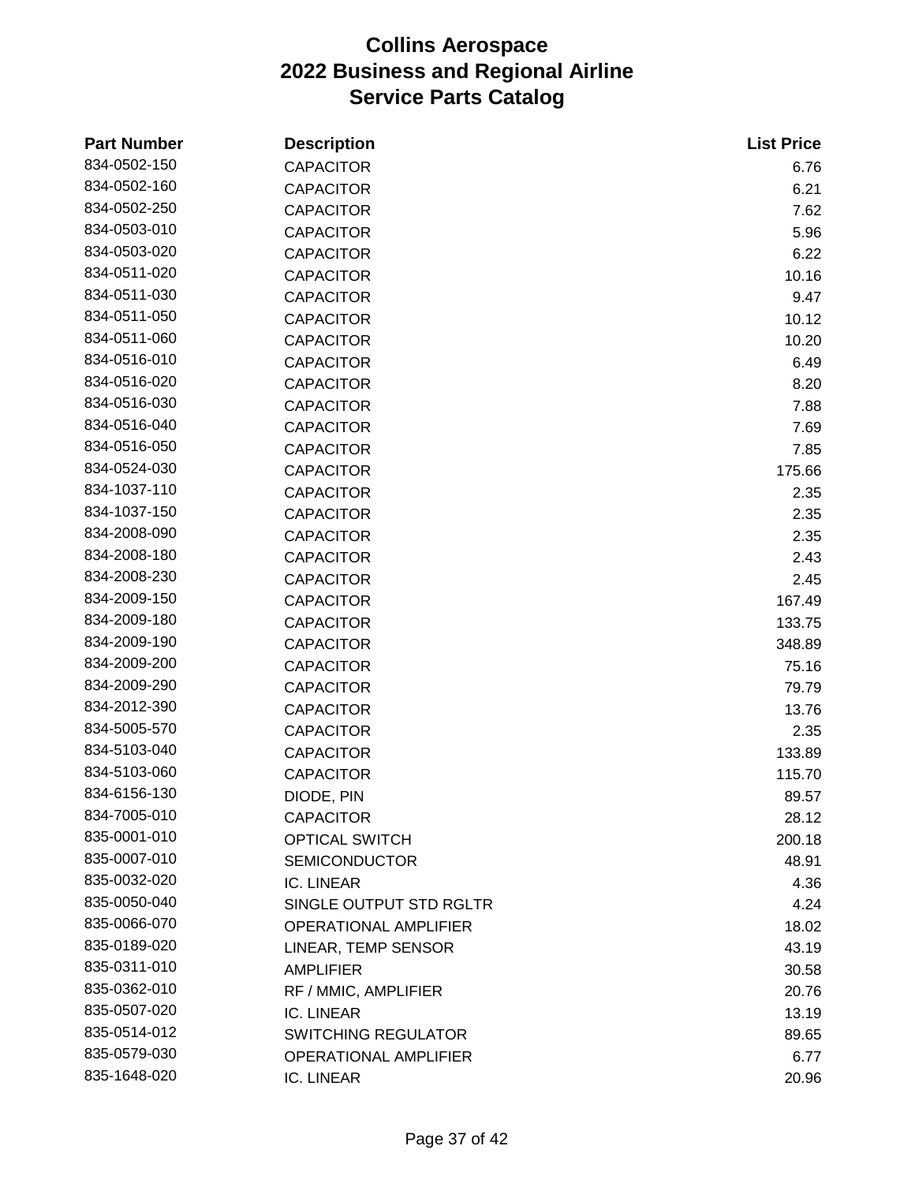# Collins Aerospace
# 2022 Business and Regional Airline
# Service Parts Catalog

| Part Number | Description | List Price |
|---|---|---|
| 834-0502-150 | CAPACITOR | 6.76 |
| 834-0502-160 | CAPACITOR | 6.21 |
| 834-0502-250 | CAPACITOR | 7.62 |
| 834-0503-010 | CAPACITOR | 5.96 |
| 834-0503-020 | CAPACITOR | 6.22 |
| 834-0511-020 | CAPACITOR | 10.16 |
| 834-0511-030 | CAPACITOR | 9.47 |
| 834-0511-050 | CAPACITOR | 10.12 |
| 834-0511-060 | CAPACITOR | 10.20 |
| 834-0516-010 | CAPACITOR | 6.49 |
| 834-0516-020 | CAPACITOR | 8.20 |
| 834-0516-030 | CAPACITOR | 7.88 |
| 834-0516-040 | CAPACITOR | 7.69 |
| 834-0516-050 | CAPACITOR | 7.85 |
| 834-0524-030 | CAPACITOR | 175.66 |
| 834-1037-110 | CAPACITOR | 2.35 |
| 834-1037-150 | CAPACITOR | 2.35 |
| 834-2008-090 | CAPACITOR | 2.35 |
| 834-2008-180 | CAPACITOR | 2.43 |
| 834-2008-230 | CAPACITOR | 2.45 |
| 834-2009-150 | CAPACITOR | 167.49 |
| 834-2009-180 | CAPACITOR | 133.75 |
| 834-2009-190 | CAPACITOR | 348.89 |
| 834-2009-200 | CAPACITOR | 75.16 |
| 834-2009-290 | CAPACITOR | 79.79 |
| 834-2012-390 | CAPACITOR | 13.76 |
| 834-5005-570 | CAPACITOR | 2.35 |
| 834-5103-040 | CAPACITOR | 133.89 |
| 834-5103-060 | CAPACITOR | 115.70 |
| 834-6156-130 | DIODE, PIN | 89.57 |
| 834-7005-010 | CAPACITOR | 28.12 |
| 835-0001-010 | OPTICAL SWITCH | 200.18 |
| 835-0007-010 | SEMICONDUCTOR | 48.91 |
| 835-0032-020 | IC. LINEAR | 4.36 |
| 835-0050-040 | SINGLE OUTPUT STD RGLTR | 4.24 |
| 835-0066-070 | OPERATIONAL AMPLIFIER | 18.02 |
| 835-0189-020 | LINEAR, TEMP SENSOR | 43.19 |
| 835-0311-010 | AMPLIFIER | 30.58 |
| 835-0362-010 | RF / MMIC, AMPLIFIER | 20.76 |
| 835-0507-020 | IC. LINEAR | 13.19 |
| 835-0514-012 | SWITCHING REGULATOR | 89.65 |
| 835-0579-030 | OPERATIONAL AMPLIFIER | 6.77 |
| 835-1648-020 | IC. LINEAR | 20.96 |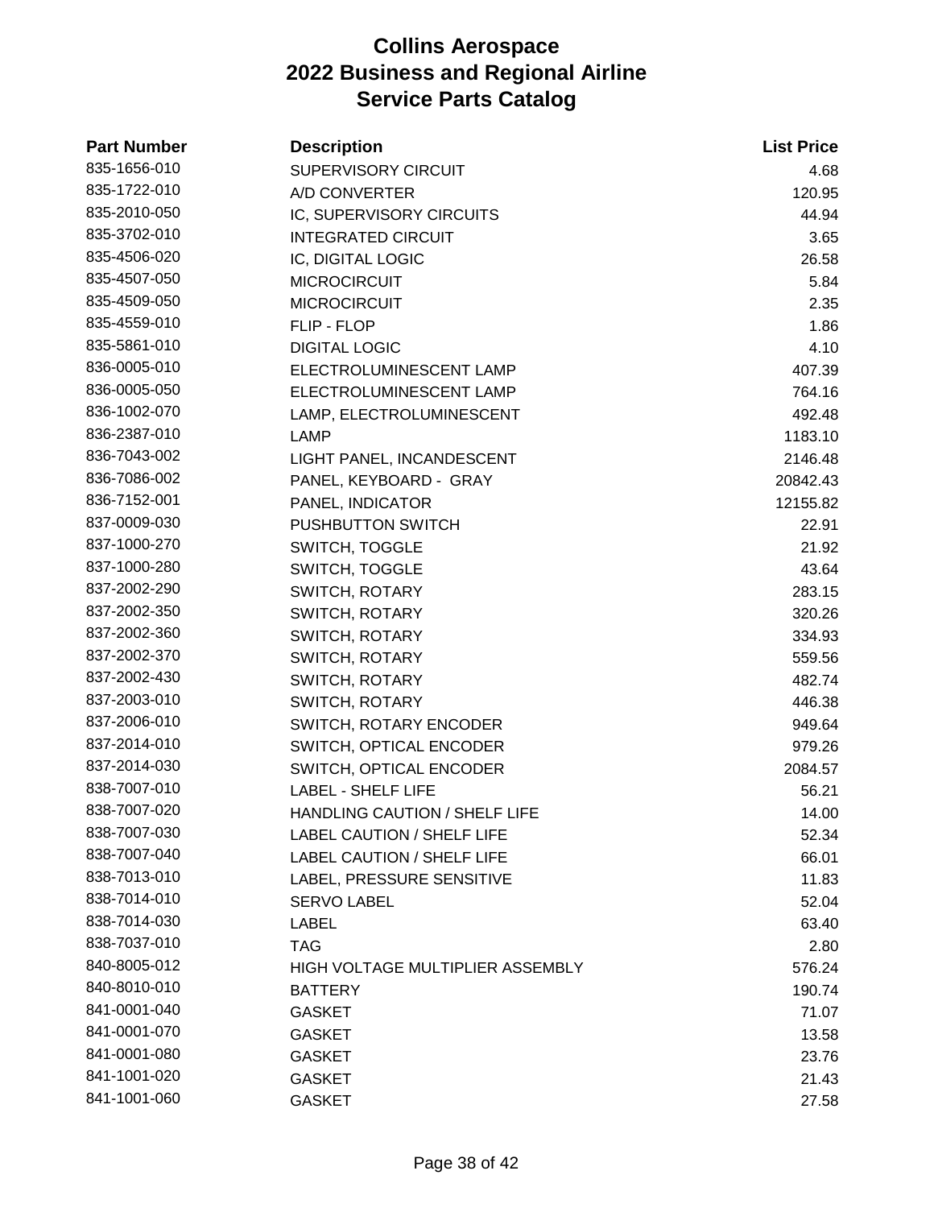# Collins Aerospace
## 2022 Business and Regional Airline
## Service Parts Catalog

| Part Number | Description | List Price |
|---|---|---|
| 835-1656-010 | SUPERVISORY CIRCUIT | 4.68 |
| 835-1722-010 | A/D CONVERTER | 120.95 |
| 835-2010-050 | IC, SUPERVISORY CIRCUITS | 44.94 |
| 835-3702-010 | INTEGRATED CIRCUIT | 3.65 |
| 835-4506-020 | IC, DIGITAL LOGIC | 26.58 |
| 835-4507-050 | MICROCIRCUIT | 5.84 |
| 835-4509-050 | MICROCIRCUIT | 2.35 |
| 835-4559-010 | FLIP - FLOP | 1.86 |
| 835-5861-010 | DIGITAL LOGIC | 4.10 |
| 836-0005-010 | ELECTROLUMINESCENT LAMP | 407.39 |
| 836-0005-050 | ELECTROLUMINESCENT LAMP | 764.16 |
| 836-1002-070 | LAMP, ELECTROLUMINESCENT | 492.48 |
| 836-2387-010 | LAMP | 1183.10 |
| 836-7043-002 | LIGHT PANEL, INCANDESCENT | 2146.48 |
| 836-7086-002 | PANEL, KEYBOARD - GRAY | 20842.43 |
| 836-7152-001 | PANEL, INDICATOR | 12155.82 |
| 837-0009-030 | PUSHBUTTON SWITCH | 22.91 |
| 837-1000-270 | SWITCH, TOGGLE | 21.92 |
| 837-1000-280 | SWITCH, TOGGLE | 43.64 |
| 837-2002-290 | SWITCH, ROTARY | 283.15 |
| 837-2002-350 | SWITCH, ROTARY | 320.26 |
| 837-2002-360 | SWITCH, ROTARY | 334.93 |
| 837-2002-370 | SWITCH, ROTARY | 559.56 |
| 837-2002-430 | SWITCH, ROTARY | 482.74 |
| 837-2003-010 | SWITCH, ROTARY | 446.38 |
| 837-2006-010 | SWITCH, ROTARY ENCODER | 949.64 |
| 837-2014-010 | SWITCH, OPTICAL ENCODER | 979.26 |
| 837-2014-030 | SWITCH, OPTICAL ENCODER | 2084.57 |
| 838-7007-010 | LABEL - SHELF LIFE | 56.21 |
| 838-7007-020 | HANDLING CAUTION / SHELF LIFE | 14.00 |
| 838-7007-030 | LABEL CAUTION / SHELF LIFE | 52.34 |
| 838-7007-040 | LABEL CAUTION / SHELF LIFE | 66.01 |
| 838-7013-010 | LABEL, PRESSURE SENSITIVE | 11.83 |
| 838-7014-010 | SERVO LABEL | 52.04 |
| 838-7014-030 | LABEL | 63.40 |
| 838-7037-010 | TAG | 2.80 |
| 840-8005-012 | HIGH VOLTAGE MULTIPLIER ASSEMBLY | 576.24 |
| 840-8010-010 | BATTERY | 190.74 |
| 841-0001-040 | GASKET | 71.07 |
| 841-0001-070 | GASKET | 13.58 |
| 841-0001-080 | GASKET | 23.76 |
| 841-1001-020 | GASKET | 21.43 |
| 841-1001-060 | GASKET | 27.58 |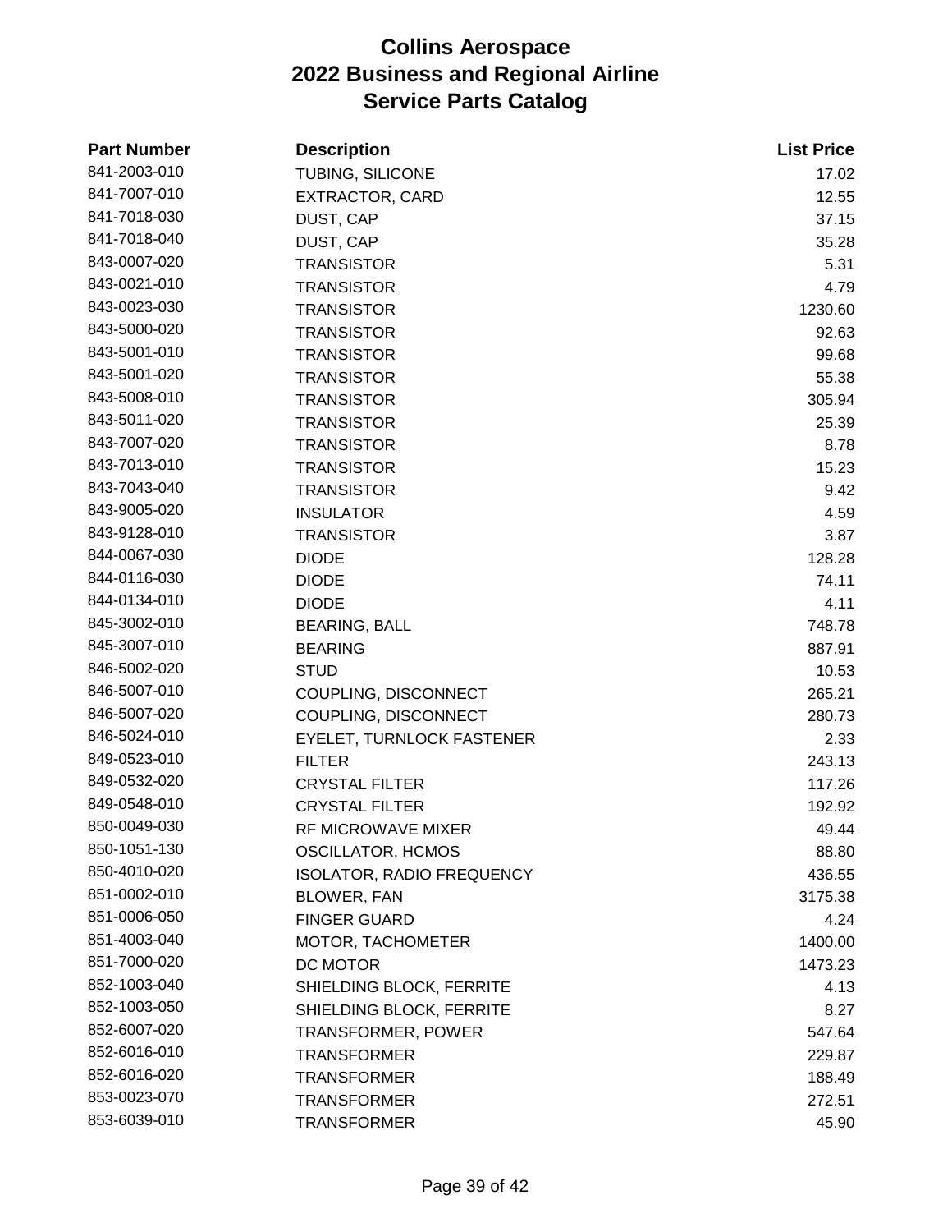# Collins Aerospace
# 2022 Business and Regional Airline
# Service Parts Catalog

| Part Number | Description | List Price |
|---|---|---|
| 841-2003-010 | TUBING, SILICONE | 17.02 |
| 841-7007-010 | EXTRACTOR, CARD | 12.55 |
| 841-7018-030 | DUST, CAP | 37.15 |
| 841-7018-040 | DUST, CAP | 35.28 |
| 843-0007-020 | TRANSISTOR | 5.31 |
| 843-0021-010 | TRANSISTOR | 4.79 |
| 843-0023-030 | TRANSISTOR | 1230.60 |
| 843-5000-020 | TRANSISTOR | 92.63 |
| 843-5001-010 | TRANSISTOR | 99.68 |
| 843-5001-020 | TRANSISTOR | 55.38 |
| 843-5008-010 | TRANSISTOR | 305.94 |
| 843-5011-020 | TRANSISTOR | 25.39 |
| 843-7007-020 | TRANSISTOR | 8.78 |
| 843-7013-010 | TRANSISTOR | 15.23 |
| 843-7043-040 | TRANSISTOR | 9.42 |
| 843-9005-020 | INSULATOR | 4.59 |
| 843-9128-010 | TRANSISTOR | 3.87 |
| 844-0067-030 | DIODE | 128.28 |
| 844-0116-030 | DIODE | 74.11 |
| 844-0134-010 | DIODE | 4.11 |
| 845-3002-010 | BEARING, BALL | 748.78 |
| 845-3007-010 | BEARING | 887.91 |
| 846-5002-020 | STUD | 10.53 |
| 846-5007-010 | COUPLING, DISCONNECT | 265.21 |
| 846-5007-020 | COUPLING, DISCONNECT | 280.73 |
| 846-5024-010 | EYELET, TURNLOCK FASTENER | 2.33 |
| 849-0523-010 | FILTER | 243.13 |
| 849-0532-020 | CRYSTAL FILTER | 117.26 |
| 849-0548-010 | CRYSTAL FILTER | 192.92 |
| 850-0049-030 | RF MICROWAVE MIXER | 49.44 |
| 850-1051-130 | OSCILLATOR, HCMOS | 88.80 |
| 850-4010-020 | ISOLATOR, RADIO FREQUENCY | 436.55 |
| 851-0002-010 | BLOWER, FAN | 3175.38 |
| 851-0006-050 | FINGER GUARD | 4.24 |
| 851-4003-040 | MOTOR, TACHOMETER | 1400.00 |
| 851-7000-020 | DC MOTOR | 1473.23 |
| 852-1003-040 | SHIELDING BLOCK, FERRITE | 4.13 |
| 852-1003-050 | SHIELDING BLOCK, FERRITE | 8.27 |
| 852-6007-020 | TRANSFORMER, POWER | 547.64 |
| 852-6016-010 | TRANSFORMER | 229.87 |
| 852-6016-020 | TRANSFORMER | 188.49 |
| 853-0023-070 | TRANSFORMER | 272.51 |
| 853-6039-010 | TRANSFORMER | 45.90 |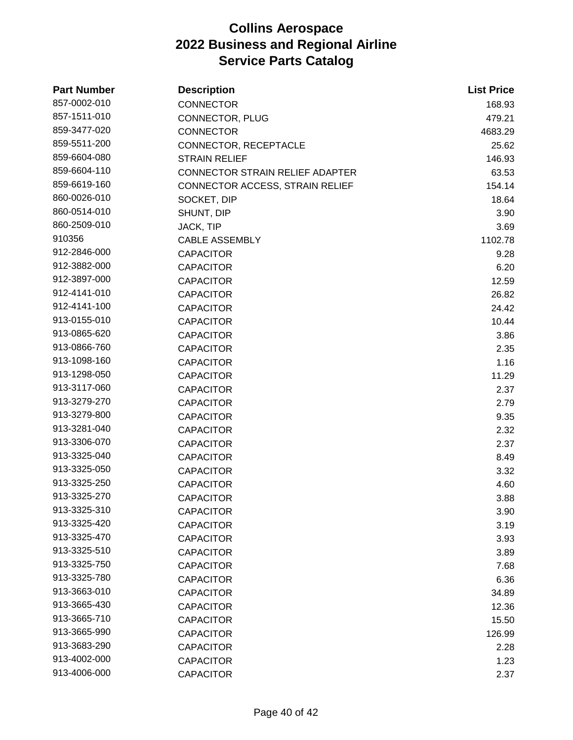# Collins Aerospace
# 2022 Business and Regional Airline
# Service Parts Catalog

| Part Number | Description | List Price |
|---|---|---|
| 857-0002-010 | CONNECTOR | 168.93 |
| 857-1511-010 | CONNECTOR, PLUG | 479.21 |
| 859-3477-020 | CONNECTOR | 4683.29 |
| 859-5511-200 | CONNECTOR, RECEPTACLE | 25.62 |
| 859-6604-080 | STRAIN RELIEF | 146.93 |
| 859-6604-110 | CONNECTOR STRAIN RELIEF ADAPTER | 63.53 |
| 859-6619-160 | CONNECTOR ACCESS, STRAIN RELIEF | 154.14 |
| 860-0026-010 | SOCKET, DIP | 18.64 |
| 860-0514-010 | SHUNT, DIP | 3.90 |
| 860-2509-010 | JACK, TIP | 3.69 |
| 910356 | CABLE ASSEMBLY | 1102.78 |
| 912-2846-000 | CAPACITOR | 9.28 |
| 912-3882-000 | CAPACITOR | 6.20 |
| 912-3897-000 | CAPACITOR | 12.59 |
| 912-4141-010 | CAPACITOR | 26.82 |
| 912-4141-100 | CAPACITOR | 24.42 |
| 913-0155-010 | CAPACITOR | 10.44 |
| 913-0865-620 | CAPACITOR | 3.86 |
| 913-0866-760 | CAPACITOR | 2.35 |
| 913-1098-160 | CAPACITOR | 1.16 |
| 913-1298-050 | CAPACITOR | 11.29 |
| 913-3117-060 | CAPACITOR | 2.37 |
| 913-3279-270 | CAPACITOR | 2.79 |
| 913-3279-800 | CAPACITOR | 9.35 |
| 913-3281-040 | CAPACITOR | 2.32 |
| 913-3306-070 | CAPACITOR | 2.37 |
| 913-3325-040 | CAPACITOR | 8.49 |
| 913-3325-050 | CAPACITOR | 3.32 |
| 913-3325-250 | CAPACITOR | 4.60 |
| 913-3325-270 | CAPACITOR | 3.88 |
| 913-3325-310 | CAPACITOR | 3.90 |
| 913-3325-420 | CAPACITOR | 3.19 |
| 913-3325-470 | CAPACITOR | 3.93 |
| 913-3325-510 | CAPACITOR | 3.89 |
| 913-3325-750 | CAPACITOR | 7.68 |
| 913-3325-780 | CAPACITOR | 6.36 |
| 913-3663-010 | CAPACITOR | 34.89 |
| 913-3665-430 | CAPACITOR | 12.36 |
| 913-3665-710 | CAPACITOR | 15.50 |
| 913-3665-990 | CAPACITOR | 126.99 |
| 913-3683-290 | CAPACITOR | 2.28 |
| 913-4002-000 | CAPACITOR | 1.23 |
| 913-4006-000 | CAPACITOR | 2.37 |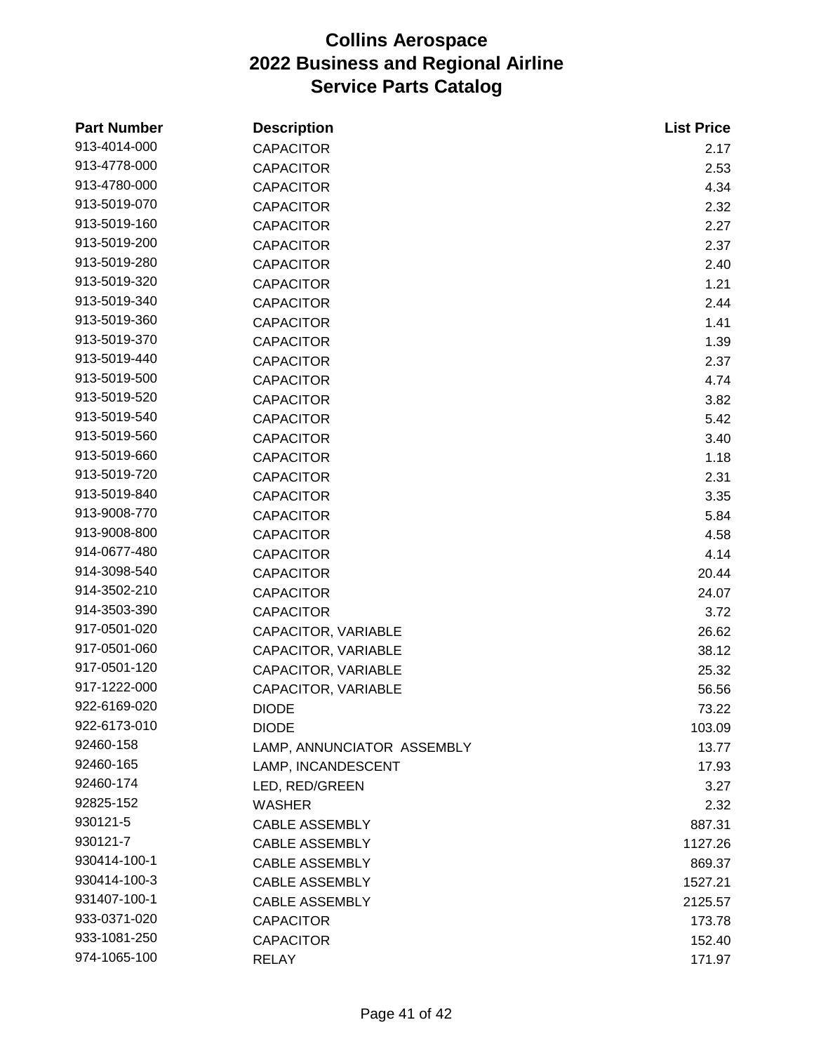# Collins Aerospace
# 2022 Business and Regional Airline
# Service Parts Catalog

| Part Number | Description | List Price |
|---|---|---|
| 913-4014-000 | CAPACITOR | 2.17 |
| 913-4778-000 | CAPACITOR | 2.53 |
| 913-4780-000 | CAPACITOR | 4.34 |
| 913-5019-070 | CAPACITOR | 2.32 |
| 913-5019-160 | CAPACITOR | 2.27 |
| 913-5019-200 | CAPACITOR | 2.37 |
| 913-5019-280 | CAPACITOR | 2.40 |
| 913-5019-320 | CAPACITOR | 1.21 |
| 913-5019-340 | CAPACITOR | 2.44 |
| 913-5019-360 | CAPACITOR | 1.41 |
| 913-5019-370 | CAPACITOR | 1.39 |
| 913-5019-440 | CAPACITOR | 2.37 |
| 913-5019-500 | CAPACITOR | 4.74 |
| 913-5019-520 | CAPACITOR | 3.82 |
| 913-5019-540 | CAPACITOR | 5.42 |
| 913-5019-560 | CAPACITOR | 3.40 |
| 913-5019-660 | CAPACITOR | 1.18 |
| 913-5019-720 | CAPACITOR | 2.31 |
| 913-5019-840 | CAPACITOR | 3.35 |
| 913-9008-770 | CAPACITOR | 5.84 |
| 913-9008-800 | CAPACITOR | 4.58 |
| 914-0677-480 | CAPACITOR | 4.14 |
| 914-3098-540 | CAPACITOR | 20.44 |
| 914-3502-210 | CAPACITOR | 24.07 |
| 914-3503-390 | CAPACITOR | 3.72 |
| 917-0501-020 | CAPACITOR, VARIABLE | 26.62 |
| 917-0501-060 | CAPACITOR, VARIABLE | 38.12 |
| 917-0501-120 | CAPACITOR, VARIABLE | 25.32 |
| 917-1222-000 | CAPACITOR, VARIABLE | 56.56 |
| 922-6169-020 | DIODE | 73.22 |
| 922-6173-010 | DIODE | 103.09 |
| 92460-158 | LAMP, ANNUNCIATOR ASSEMBLY | 13.77 |
| 92460-165 | LAMP, INCANDESCENT | 17.93 |
| 92460-174 | LED, RED/GREEN | 3.27 |
| 92825-152 | WASHER | 2.32 |
| 930121-5 | CABLE ASSEMBLY | 887.31 |
| 930121-7 | CABLE ASSEMBLY | 1127.26 |
| 930414-100-1 | CABLE ASSEMBLY | 869.37 |
| 930414-100-3 | CABLE ASSEMBLY | 1527.21 |
| 931407-100-1 | CABLE ASSEMBLY | 2125.57 |
| 933-0371-020 | CAPACITOR | 173.78 |
| 933-1081-250 | CAPACITOR | 152.40 |
| 974-1065-100 | RELAY | 171.97 |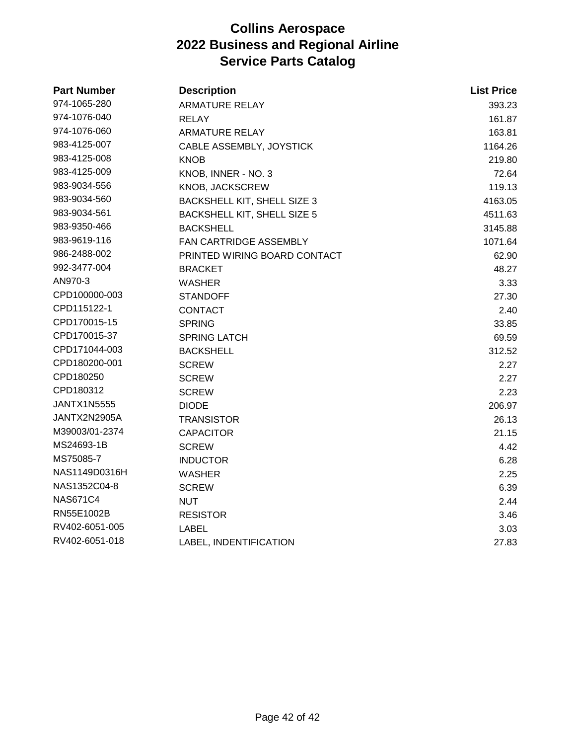# Collins Aerospace
# 2022 Business and Regional Airline
# Service Parts Catalog

| Part Number | Description | List Price |
|---|---|---|
| 974-1065-280 | ARMATURE RELAY | 393.23 |
| 974-1076-040 | RELAY | 161.87 |
| 974-1076-060 | ARMATURE RELAY | 163.81 |
| 983-4125-007 | CABLE ASSEMBLY, JOYSTICK | 1164.26 |
| 983-4125-008 | KNOB | 219.80 |
| 983-4125-009 | KNOB, INNER - NO. 3 | 72.64 |
| 983-9034-556 | KNOB, JACKSCREW | 119.13 |
| 983-9034-560 | BACKSHELL KIT, SHELL SIZE 3 | 4163.05 |
| 983-9034-561 | BACKSHELL KIT, SHELL SIZE 5 | 4511.63 |
| 983-9350-466 | BACKSHELL | 3145.88 |
| 983-9619-116 | FAN CARTRIDGE ASSEMBLY | 1071.64 |
| 986-2488-002 | PRINTED WIRING BOARD CONTACT | 62.90 |
| 992-3477-004 | BRACKET | 48.27 |
| AN970-3 | WASHER | 3.33 |
| CPD100000-003 | STANDOFF | 27.30 |
| CPD115122-1 | CONTACT | 2.40 |
| CPD170015-15 | SPRING | 33.85 |
| CPD170015-37 | SPRING LATCH | 69.59 |
| CPD171044-003 | BACKSHELL | 312.52 |
| CPD180200-001 | SCREW | 2.27 |
| CPD180250 | SCREW | 2.27 |
| CPD180312 | SCREW | 2.23 |
| JANTX1N5555 | DIODE | 206.97 |
| JANTX2N2905A | TRANSISTOR | 26.13 |
| M39003/01-2374 | CAPACITOR | 21.15 |
| MS24693-1B | SCREW | 4.42 |
| MS75085-7 | INDUCTOR | 6.28 |
| NAS1149D0316H | WASHER | 2.25 |
| NAS1352C04-8 | SCREW | 6.39 |
| NAS671C4 | NUT | 2.44 |
| RN55E1002B | RESISTOR | 3.46 |
| RV402-6051-005 | LABEL | 3.03 |
| RV402-6051-018 | LABEL, INDENTIFICATION | 27.83 |